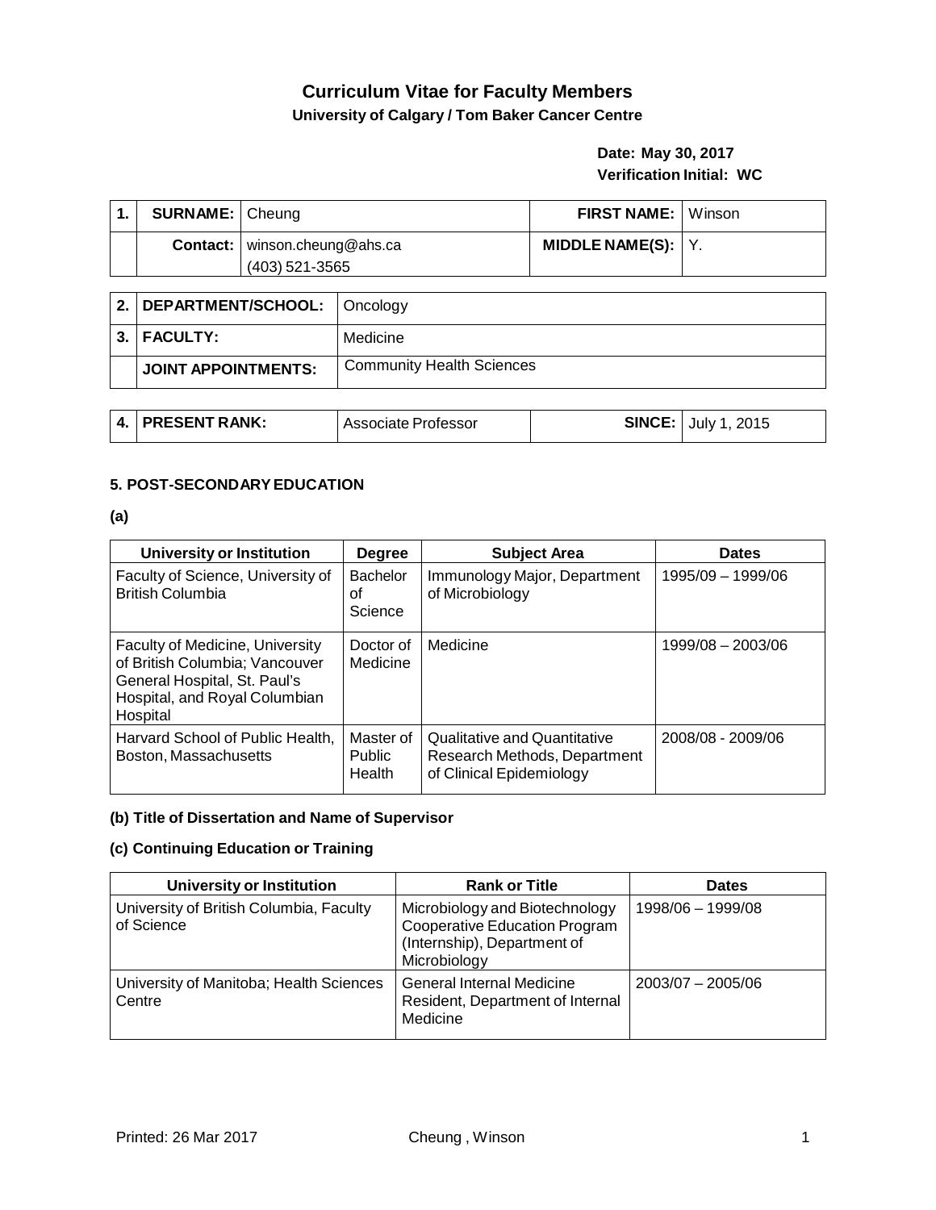# Curriculum Vitae for Faculty Members

**University of Calgary / Tom Baker Cancer Centre**

**Date: May 30, 2017**
**Verification Initial: WC**

| 1. | **SURNAME:** | Cheung | **FIRST NAME:** | Winson |
|---|---|---|---|---|
| | **Contact:** | winson.cheung@ahs.ca (403) 521-3565 | **MIDDLE NAME(S):** | Y. |

| 2. | **DEPARTMENT/SCHOOL:** | Oncology |
|---|---|---|
| 3. | **FACULTY:** | Medicine |
| | **JOINT APPOINTMENTS:** | Community Health Sciences |

| 4. | **PRESENT RANK:** | Associate Professor | **SINCE:** | July 1, 2015 |
|---|---|---|---|---|

### 5. POST-SECONDARY EDUCATION

**(a)**

| University or Institution | Degree | Subject Area | Dates |
|---|---|---|---|
| Faculty of Science, University of British Columbia | Bachelor of Science | Immunology Major, Department of Microbiology | 1995/09 – 1999/06 |
| Faculty of Medicine, University of British Columbia; Vancouver General Hospital, St. Paul's Hospital, and Royal Columbian Hospital | Doctor of Medicine | Medicine | 1999/08 – 2003/06 |
| Harvard School of Public Health, Boston, Massachusetts | Master of Public Health | Qualitative and Quantitative Research Methods, Department of Clinical Epidemiology | 2008/08 - 2009/06 |

**(b) Title of Dissertation and Name of Supervisor**

**(c) Continuing Education or Training**

| University or Institution | Rank or Title | Dates |
|---|---|---|
| University of British Columbia, Faculty of Science | Microbiology and Biotechnology Cooperative Education Program (Internship), Department of Microbiology | 1998/06 – 1999/08 |
| University of Manitoba; Health Sciences Centre | General Internal Medicine Resident, Department of Internal Medicine | 2003/07 – 2005/06 |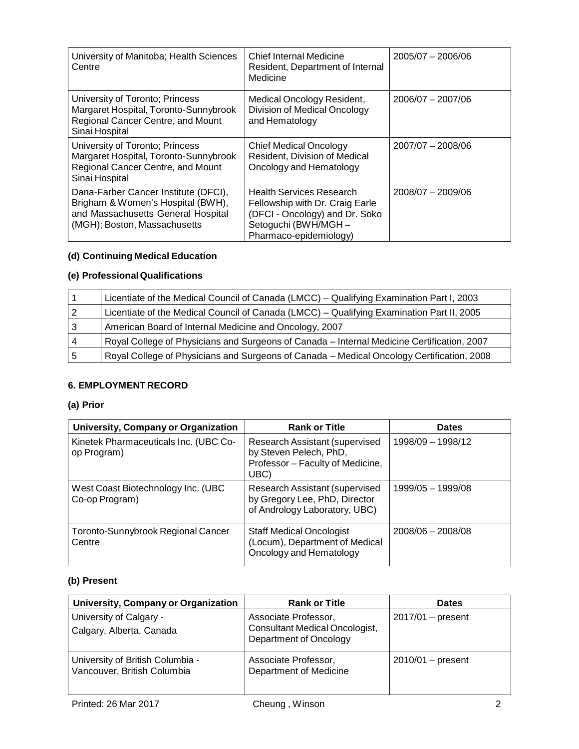| | | |
|---|---|---|
| University of Manitoba; Health Sciences Centre | Chief Internal Medicine Resident, Department of Internal Medicine | 2005/07 – 2006/06 |
| University of Toronto; Princess Margaret Hospital, Toronto-Sunnybrook Regional Cancer Centre, and Mount Sinai Hospital | Medical Oncology Resident, Division of Medical Oncology and Hematology | 2006/07 – 2007/06 |
| University of Toronto; Princess Margaret Hospital, Toronto-Sunnybrook Regional Cancer Centre, and Mount Sinai Hospital | Chief Medical Oncology Resident, Division of Medical Oncology and Hematology | 2007/07 – 2008/06 |
| Dana-Farber Cancer Institute (DFCI), Brigham & Women's Hospital (BWH), and Massachusetts General Hospital (MGH); Boston, Massachusetts | Health Services Research Fellowship with Dr. Craig Earle (DFCI - Oncology) and Dr. Soko Setoguchi (BWH/MGH – Pharmaco-epidemiology) | 2008/07 – 2009/06 |

### (d) Continuing Medical Education

### (e) Professional Qualifications

| | |
|---|---|
| 1 | Licentiate of the Medical Council of Canada (LMCC) – Qualifying Examination Part I, 2003 |
| 2 | Licentiate of the Medical Council of Canada (LMCC) – Qualifying Examination Part II, 2005 |
| 3 | American Board of Internal Medicine and Oncology, 2007 |
| 4 | Royal College of Physicians and Surgeons of Canada – Internal Medicine Certification, 2007 |
| 5 | Royal College of Physicians and Surgeons of Canada – Medical Oncology Certification, 2008 |

## 6. EMPLOYMENT RECORD

### (a) Prior

| University, Company or Organization | Rank or Title | Dates |
|---|---|---|
| Kinetek Pharmaceuticals Inc. (UBC Co-op Program) | Research Assistant (supervised by Steven Pelech, PhD, Professor – Faculty of Medicine, UBC) | 1998/09 – 1998/12 |
| West Coast Biotechnology Inc. (UBC Co-op Program) | Research Assistant (supervised by Gregory Lee, PhD, Director of Andrology Laboratory, UBC) | 1999/05 – 1999/08 |
| Toronto-Sunnybrook Regional Cancer Centre | Staff Medical Oncologist (Locum), Department of Medical Oncology and Hematology | 2008/06 – 2008/08 |

### (b) Present

| University, Company or Organization | Rank or Title | Dates |
|---|---|---|
| University of Calgary - Calgary, Alberta, Canada | Associate Professor, Consultant Medical Oncologist, Department of Oncology | 2017/01 – present |
| University of British Columbia - Vancouver, British Columbia | Associate Professor, Department of Medicine | 2010/01 – present |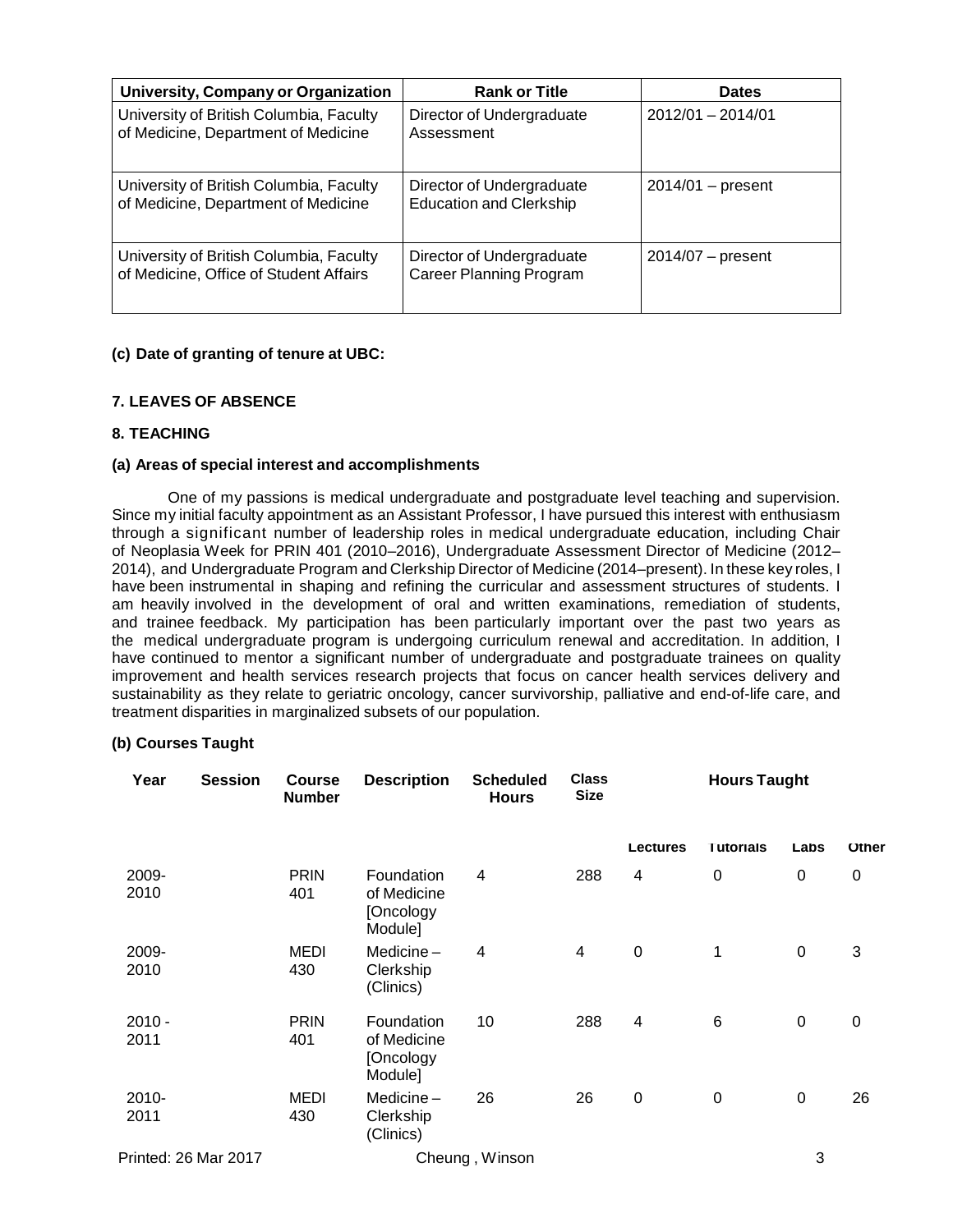| University, Company or Organization | Rank or Title | Dates |
|---|---|---|
| University of British Columbia, Faculty of Medicine, Department of Medicine | Director of Undergraduate Assessment | 2012/01 – 2014/01 |
| University of British Columbia, Faculty of Medicine, Department of Medicine | Director of Undergraduate Education and Clerkship | 2014/01 – present |
| University of British Columbia, Faculty of Medicine, Office of Student Affairs | Director of Undergraduate Career Planning Program | 2014/07 – present |

**(c) Date of granting of tenure at UBC:**

### 7. LEAVES OF ABSENCE

### 8. TEACHING

**(a) Areas of special interest and accomplishments**

One of my passions is medical undergraduate and postgraduate level teaching and supervision. Since my initial faculty appointment as an Assistant Professor, I have pursued this interest with enthusiasm through a significant number of leadership roles in medical undergraduate education, including Chair of Neoplasia Week for PRIN 401 (2010–2016), Undergraduate Assessment Director of Medicine (2012–2014), and Undergraduate Program and Clerkship Director of Medicine (2014–present). In these key roles, I have been instrumental in shaping and refining the curricular and assessment structures of students. I am heavily involved in the development of oral and written examinations, remediation of students, and trainee feedback. My participation has been particularly important over the past two years as the medical undergraduate program is undergoing curriculum renewal and accreditation. In addition, I have continued to mentor a significant number of undergraduate and postgraduate trainees on quality improvement and health services research projects that focus on cancer health services delivery and sustainability as they relate to geriatric oncology, cancer survivorship, palliative and end-of-life care, and treatment disparities in marginalized subsets of our population.

**(b) Courses Taught**

| Year | Session | Course Number | Description | Scheduled Hours | Class Size | Hours Taught | | | |
|---|---|---|---|---|---|---|---|---|---|
| | | | | | | Lectures | Tutorials | Labs | Other |
| 2009-2010 | | PRIN 401 | Foundation of Medicine [Oncology Module] | 4 | 288 | 4 | 0 | 0 | 0 |
| 2009-2010 | | MEDI 430 | Medicine – Clerkship (Clinics) | 4 | 4 | 0 | 1 | 0 | 3 |
| 2010 - 2011 | | PRIN 401 | Foundation of Medicine [Oncology Module] | 10 | 288 | 4 | 6 | 0 | 0 |
| 2010-2011 | | MEDI 430 | Medicine – Clerkship (Clinics) | 26 | 26 | 0 | 0 | 0 | 26 |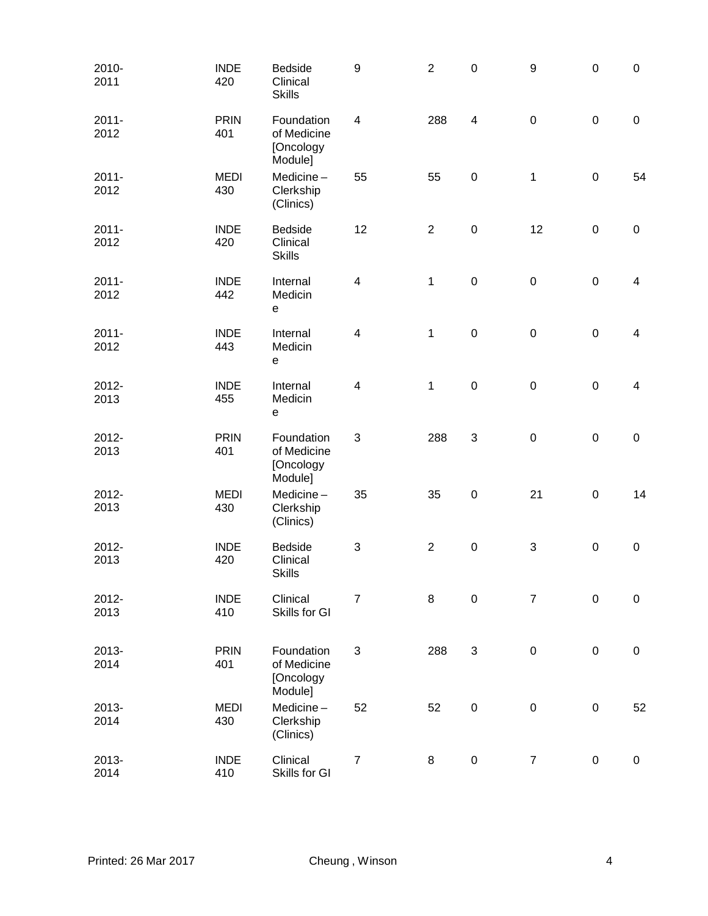| | | | | | | | | |
|---|---|---|---|---|---|---|---|---|
| 2010-2011 | INDE 420 | Bedside Clinical Skills | 9 | 2 | 0 | 9 | 0 | 0 |
| 2011-2012 | PRIN 401 | Foundation of Medicine [Oncology Module] | 4 | 288 | 4 | 0 | 0 | 0 |
| 2011-2012 | MEDI 430 | Medicine – Clerkship (Clinics) | 55 | 55 | 0 | 1 | 0 | 54 |
| 2011-2012 | INDE 420 | Bedside Clinical Skills | 12 | 2 | 0 | 12 | 0 | 0 |
| 2011-2012 | INDE 442 | Internal Medicin e | 4 | 1 | 0 | 0 | 0 | 4 |
| 2011-2012 | INDE 443 | Internal Medicin e | 4 | 1 | 0 | 0 | 0 | 4 |
| 2012-2013 | INDE 455 | Internal Medicin e | 4 | 1 | 0 | 0 | 0 | 4 |
| 2012-2013 | PRIN 401 | Foundation of Medicine [Oncology Module] | 3 | 288 | 3 | 0 | 0 | 0 |
| 2012-2013 | MEDI 430 | Medicine – Clerkship (Clinics) | 35 | 35 | 0 | 21 | 0 | 14 |
| 2012-2013 | INDE 420 | Bedside Clinical Skills | 3 | 2 | 0 | 3 | 0 | 0 |
| 2012-2013 | INDE 410 | Clinical Skills for GI | 7 | 8 | 0 | 7 | 0 | 0 |
| 2013-2014 | PRIN 401 | Foundation of Medicine [Oncology Module] | 3 | 288 | 3 | 0 | 0 | 0 |
| 2013-2014 | MEDI 430 | Medicine – Clerkship (Clinics) | 52 | 52 | 0 | 0 | 0 | 52 |
| 2013-2014 | INDE 410 | Clinical Skills for GI | 7 | 8 | 0 | 7 | 0 | 0 |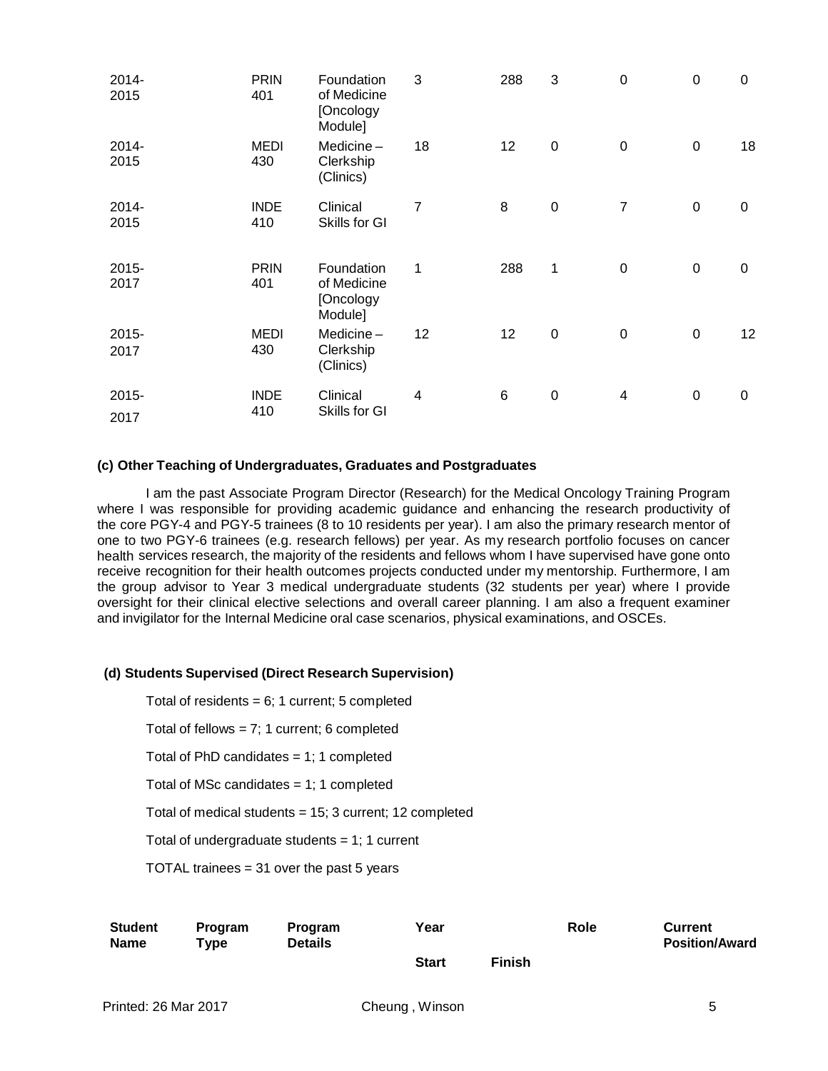| | | | | | | | | |
|---|---|---|---|---|---|---|---|---|
| 2014-2015 | PRIN 401 | Foundation of Medicine [Oncology Module] | 3 | 288 | 3 | 0 | 0 | 0 |
| 2014-2015 | MEDI 430 | Medicine – Clerkship (Clinics) | 18 | 12 | 0 | 0 | 0 | 18 |
| 2014-2015 | INDE 410 | Clinical Skills for GI | 7 | 8 | 0 | 7 | 0 | 0 |
| 2015-2017 | PRIN 401 | Foundation of Medicine [Oncology Module] | 1 | 288 | 1 | 0 | 0 | 0 |
| 2015-2017 | MEDI 430 | Medicine – Clerkship (Clinics) | 12 | 12 | 0 | 0 | 0 | 12 |
| 2015-2017 | INDE 410 | Clinical Skills for GI | 4 | 6 | 0 | 4 | 0 | 0 |

**(c) Other Teaching of Undergraduates, Graduates and Postgraduates**

I am the past Associate Program Director (Research) for the Medical Oncology Training Program where I was responsible for providing academic guidance and enhancing the research productivity of the core PGY-4 and PGY-5 trainees (8 to 10 residents per year). I am also the primary research mentor of one to two PGY-6 trainees (e.g. research fellows) per year. As my research portfolio focuses on cancer health services research, the majority of the residents and fellows whom I have supervised have gone onto receive recognition for their health outcomes projects conducted under my mentorship. Furthermore, I am the group advisor to Year 3 medical undergraduate students (32 students per year) where I provide oversight for their clinical elective selections and overall career planning. I am also a frequent examiner and invigilator for the Internal Medicine oral case scenarios, physical examinations, and OSCEs.

**(d) Students Supervised (Direct Research Supervision)**

Total of residents = 6; 1 current; 5 completed

Total of fellows = 7; 1 current; 6 completed

Total of PhD candidates = 1; 1 completed

Total of MSc candidates = 1; 1 completed

Total of medical students = 15; 3 current; 12 completed

Total of undergraduate students = 1; 1 current

TOTAL trainees = 31 over the past 5 years

| Student Name | Program Type | Program Details | Year | | Role | Current Position/Award |
|---|---|---|---|---|---|---|
| | | | Start | Finish | | |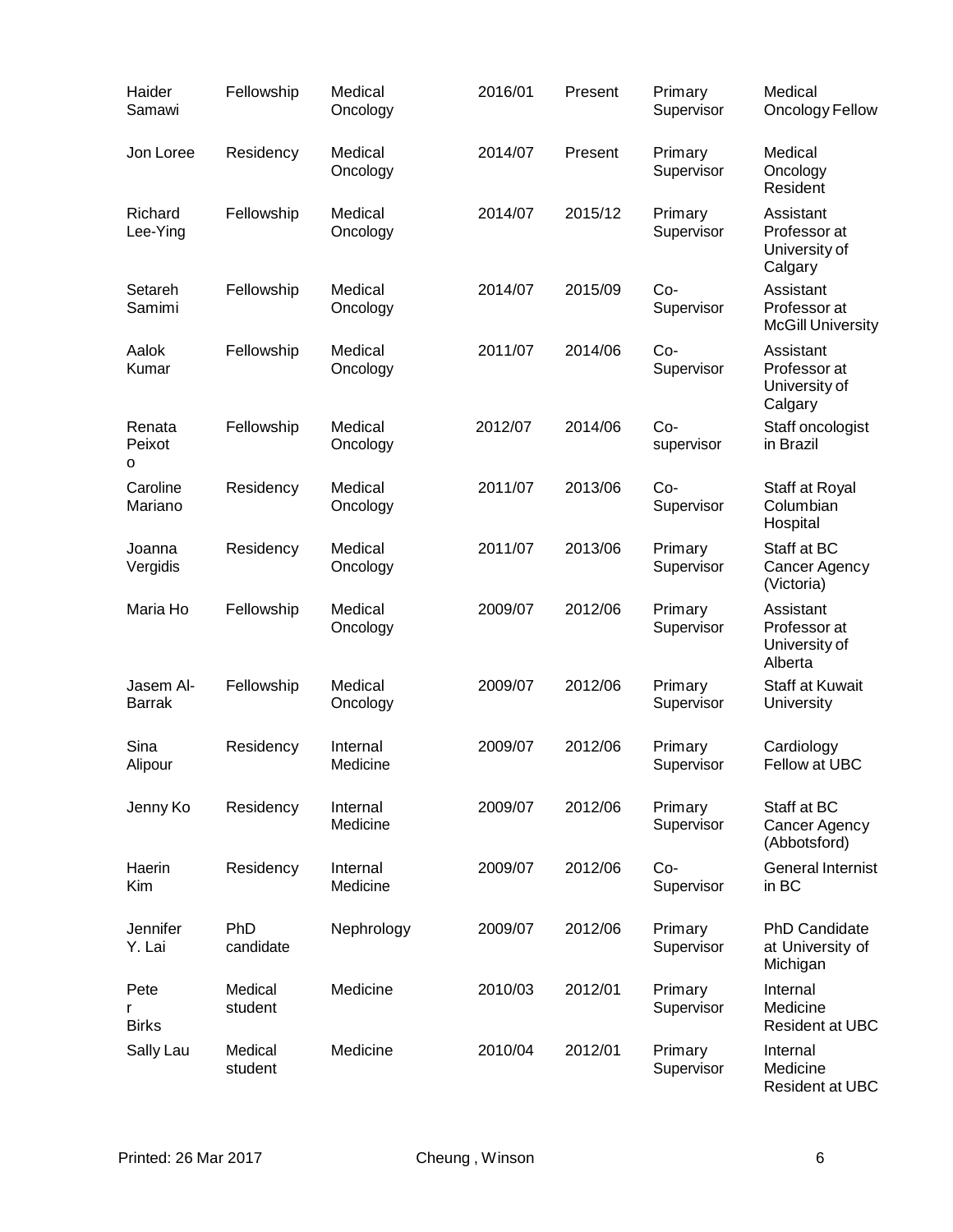| | | | | | | |
|---|---|---|---|---|---|---|
| Haider Samawi | Fellowship | Medical Oncology | 2016/01 | Present | Primary Supervisor | Medical Oncology Fellow |
| Jon Loree | Residency | Medical Oncology | 2014/07 | Present | Primary Supervisor | Medical Oncology Resident |
| Richard Lee-Ying | Fellowship | Medical Oncology | 2014/07 | 2015/12 | Primary Supervisor | Assistant Professor at University of Calgary |
| Setareh Samimi | Fellowship | Medical Oncology | 2014/07 | 2015/09 | Co-Supervisor | Assistant Professor at McGill University |
| Aalok Kumar | Fellowship | Medical Oncology | 2011/07 | 2014/06 | Co-Supervisor | Assistant Professor at University of Calgary |
| Renata Peixoto | Fellowship | Medical Oncology | 2012/07 | 2014/06 | Co-supervisor | Staff oncologist in Brazil |
| Caroline Mariano | Residency | Medical Oncology | 2011/07 | 2013/06 | Co-Supervisor | Staff at Royal Columbian Hospital |
| Joanna Vergidis | Residency | Medical Oncology | 2011/07 | 2013/06 | Primary Supervisor | Staff at BC Cancer Agency (Victoria) |
| Maria Ho | Fellowship | Medical Oncology | 2009/07 | 2012/06 | Primary Supervisor | Assistant Professor at University of Alberta |
| Jasem Al-Barrak | Fellowship | Medical Oncology | 2009/07 | 2012/06 | Primary Supervisor | Staff at Kuwait University |
| Sina Alipour | Residency | Internal Medicine | 2009/07 | 2012/06 | Primary Supervisor | Cardiology Fellow at UBC |
| Jenny Ko | Residency | Internal Medicine | 2009/07 | 2012/06 | Primary Supervisor | Staff at BC Cancer Agency (Abbotsford) |
| Haerin Kim | Residency | Internal Medicine | 2009/07 | 2012/06 | Co-Supervisor | General Internist in BC |
| Jennifer Y. Lai | PhD candidate | Nephrology | 2009/07 | 2012/06 | Primary Supervisor | PhD Candidate at University of Michigan |
| Peter Birks | Medical student | Medicine | 2010/03 | 2012/01 | Primary Supervisor | Internal Medicine Resident at UBC |
| Sally Lau | Medical student | Medicine | 2010/04 | 2012/01 | Primary Supervisor | Internal Medicine Resident at UBC |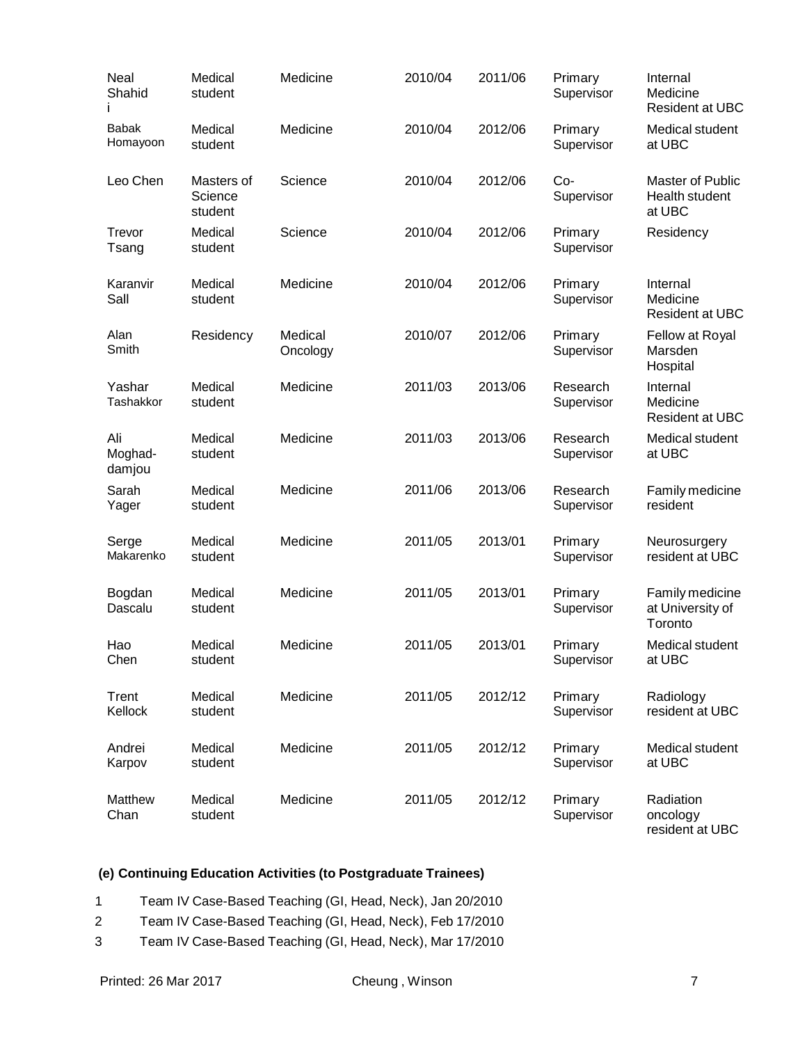| Neal Shahidi | Medical student | Medicine | 2010/04 | 2011/06 | Primary Supervisor | Internal Medicine Resident at UBC |
|---|---|---|---|---|---|---|
| Babak Homayoon | Medical student | Medicine | 2010/04 | 2012/06 | Primary Supervisor | Medical student at UBC |
| Leo Chen | Masters of Science student | Science | 2010/04 | 2012/06 | Co-Supervisor | Master of Public Health student at UBC |
| Trevor Tsang | Medical student | Science | 2010/04 | 2012/06 | Primary Supervisor | Residency |
| Karanvir Sall | Medical student | Medicine | 2010/04 | 2012/06 | Primary Supervisor | Internal Medicine Resident at UBC |
| Alan Smith | Residency | Medical Oncology | 2010/07 | 2012/06 | Primary Supervisor | Fellow at Royal Marsden Hospital |
| Yashar Tashakkor | Medical student | Medicine | 2011/03 | 2013/06 | Research Supervisor | Internal Medicine Resident at UBC |
| Ali Moghad-damjou | Medical student | Medicine | 2011/03 | 2013/06 | Research Supervisor | Medical student at UBC |
| Sarah Yager | Medical student | Medicine | 2011/06 | 2013/06 | Research Supervisor | Family medicine resident |
| Serge Makarenko | Medical student | Medicine | 2011/05 | 2013/01 | Primary Supervisor | Neurosurgery resident at UBC |
| Bogdan Dascalu | Medical student | Medicine | 2011/05 | 2013/01 | Primary Supervisor | Family medicine at University of Toronto |
| Hao Chen | Medical student | Medicine | 2011/05 | 2013/01 | Primary Supervisor | Medical student at UBC |
| Trent Kellock | Medical student | Medicine | 2011/05 | 2012/12 | Primary Supervisor | Radiology resident at UBC |
| Andrei Karpov | Medical student | Medicine | 2011/05 | 2012/12 | Primary Supervisor | Medical student at UBC |
| Matthew Chan | Medical student | Medicine | 2011/05 | 2012/12 | Primary Supervisor | Radiation oncology resident at UBC |

**(e) Continuing Education Activities (to Postgraduate Trainees)**

1 Team IV Case-Based Teaching (GI, Head, Neck), Jan 20/2010
2 Team IV Case-Based Teaching (GI, Head, Neck), Feb 17/2010
3 Team IV Case-Based Teaching (GI, Head, Neck), Mar 17/2010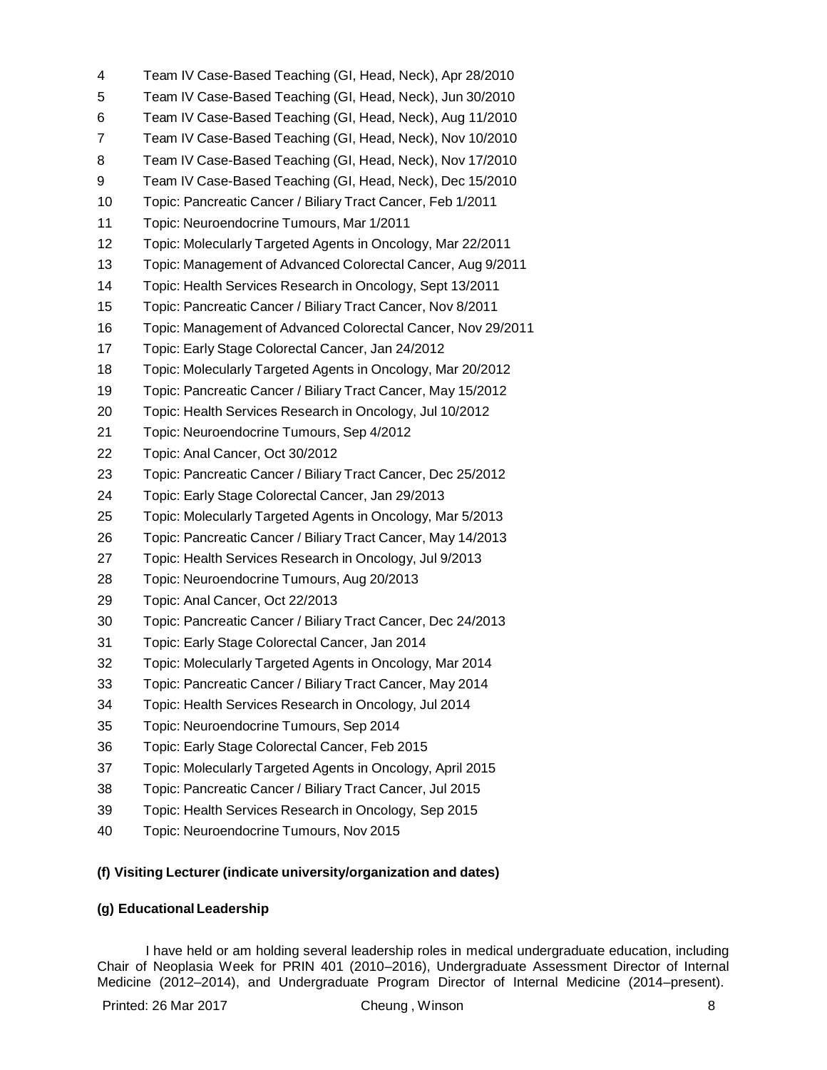4 Team IV Case-Based Teaching (GI, Head, Neck), Apr 28/2010
5 Team IV Case-Based Teaching (GI, Head, Neck), Jun 30/2010
6 Team IV Case-Based Teaching (GI, Head, Neck), Aug 11/2010
7 Team IV Case-Based Teaching (GI, Head, Neck), Nov 10/2010
8 Team IV Case-Based Teaching (GI, Head, Neck), Nov 17/2010
9 Team IV Case-Based Teaching (GI, Head, Neck), Dec 15/2010
10 Topic: Pancreatic Cancer / Biliary Tract Cancer, Feb 1/2011
11 Topic: Neuroendocrine Tumours, Mar 1/2011
12 Topic: Molecularly Targeted Agents in Oncology, Mar 22/2011
13 Topic: Management of Advanced Colorectal Cancer, Aug 9/2011
14 Topic: Health Services Research in Oncology, Sept 13/2011
15 Topic: Pancreatic Cancer / Biliary Tract Cancer, Nov 8/2011
16 Topic: Management of Advanced Colorectal Cancer, Nov 29/2011
17 Topic: Early Stage Colorectal Cancer, Jan 24/2012
18 Topic: Molecularly Targeted Agents in Oncology, Mar 20/2012
19 Topic: Pancreatic Cancer / Biliary Tract Cancer, May 15/2012
20 Topic: Health Services Research in Oncology, Jul 10/2012
21 Topic: Neuroendocrine Tumours, Sep 4/2012
22 Topic: Anal Cancer, Oct 30/2012
23 Topic: Pancreatic Cancer / Biliary Tract Cancer, Dec 25/2012
24 Topic: Early Stage Colorectal Cancer, Jan 29/2013
25 Topic: Molecularly Targeted Agents in Oncology, Mar 5/2013
26 Topic: Pancreatic Cancer / Biliary Tract Cancer, May 14/2013
27 Topic: Health Services Research in Oncology, Jul 9/2013
28 Topic: Neuroendocrine Tumours, Aug 20/2013
29 Topic: Anal Cancer, Oct 22/2013
30 Topic: Pancreatic Cancer / Biliary Tract Cancer, Dec 24/2013
31 Topic: Early Stage Colorectal Cancer, Jan 2014
32 Topic: Molecularly Targeted Agents in Oncology, Mar 2014
33 Topic: Pancreatic Cancer / Biliary Tract Cancer, May 2014
34 Topic: Health Services Research in Oncology, Jul 2014
35 Topic: Neuroendocrine Tumours, Sep 2014
36 Topic: Early Stage Colorectal Cancer, Feb 2015
37 Topic: Molecularly Targeted Agents in Oncology, April 2015
38 Topic: Pancreatic Cancer / Biliary Tract Cancer, Jul 2015
39 Topic: Health Services Research in Oncology, Sep 2015
40 Topic: Neuroendocrine Tumours, Nov 2015

**(f) Visiting Lecturer (indicate university/organization and dates)**

**(g) Educational Leadership**

I have held or am holding several leadership roles in medical undergraduate education, including Chair of Neoplasia Week for PRIN 401 (2010–2016), Undergraduate Assessment Director of Internal Medicine (2012–2014), and Undergraduate Program Director of Internal Medicine (2014–present).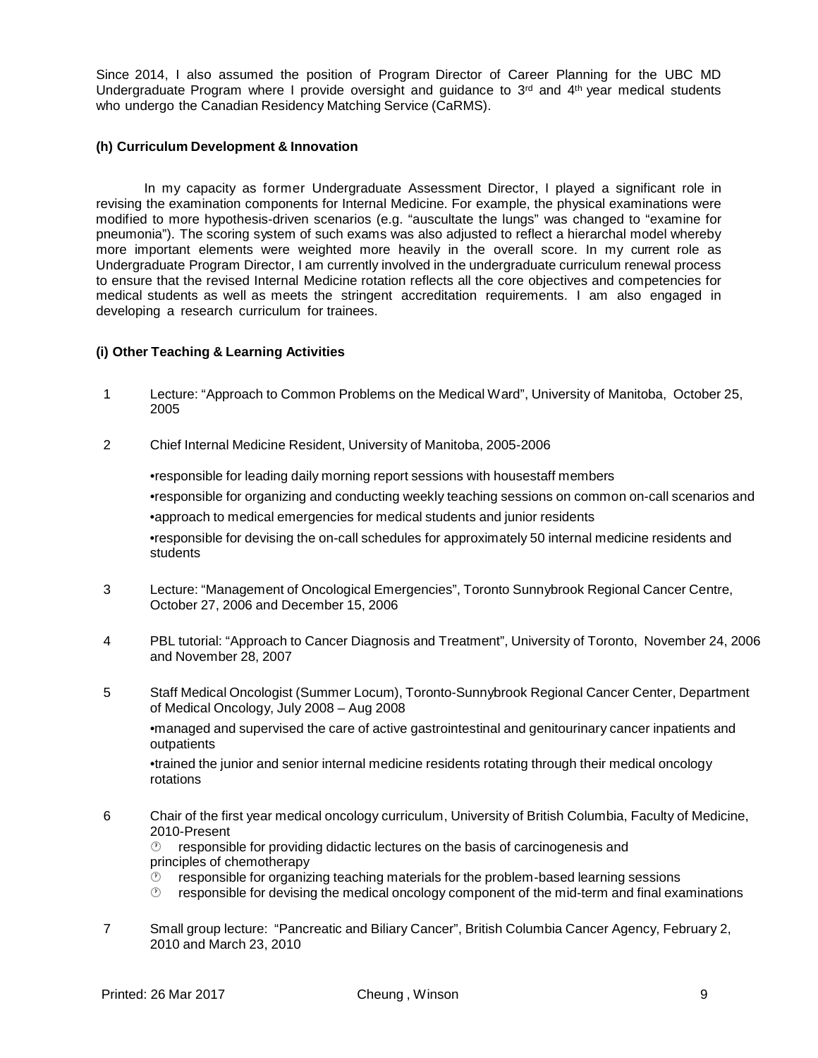Since 2014, I also assumed the position of Program Director of Career Planning for the UBC MD Undergraduate Program where I provide oversight and guidance to 3rd and 4th year medical students who undergo the Canadian Residency Matching Service (CaRMS).

**(h) Curriculum Development & Innovation**

In my capacity as former Undergraduate Assessment Director, I played a significant role in revising the examination components for Internal Medicine. For example, the physical examinations were modified to more hypothesis-driven scenarios (e.g. "auscultate the lungs" was changed to "examine for pneumonia"). The scoring system of such exams was also adjusted to reflect a hierarchal model whereby more important elements were weighted more heavily in the overall score. In my current role as Undergraduate Program Director, I am currently involved in the undergraduate curriculum renewal process to ensure that the revised Internal Medicine rotation reflects all the core objectives and competencies for medical students as well as meets the stringent accreditation requirements. I am also engaged in developing a research curriculum for trainees.

**(i) Other Teaching & Learning Activities**

1. Lecture: "Approach to Common Problems on the Medical Ward", University of Manitoba, October 25, 2005

2. Chief Internal Medicine Resident, University of Manitoba, 2005-2006

   •responsible for leading daily morning report sessions with housestaff members

   •responsible for organizing and conducting weekly teaching sessions on common on-call scenarios and

   •approach to medical emergencies for medical students and junior residents

   •responsible for devising the on-call schedules for approximately 50 internal medicine residents and students

3. Lecture: "Management of Oncological Emergencies", Toronto Sunnybrook Regional Cancer Centre, October 27, 2006 and December 15, 2006

4. PBL tutorial: "Approach to Cancer Diagnosis and Treatment", University of Toronto, November 24, 2006 and November 28, 2007

5. Staff Medical Oncologist (Summer Locum), Toronto-Sunnybrook Regional Cancer Center, Department of Medical Oncology, July 2008 – Aug 2008

   •managed and supervised the care of active gastrointestinal and genitourinary cancer inpatients and outpatients

   •trained the junior and senior internal medicine residents rotating through their medical oncology rotations

6. Chair of the first year medical oncology curriculum, University of British Columbia, Faculty of Medicine, 2010-Present
   - responsible for providing didactic lectures on the basis of carcinogenesis and principles of chemotherapy
   - responsible for organizing teaching materials for the problem-based learning sessions
   - responsible for devising the medical oncology component of the mid-term and final examinations

7. Small group lecture: "Pancreatic and Biliary Cancer", British Columbia Cancer Agency, February 2, 2010 and March 23, 2010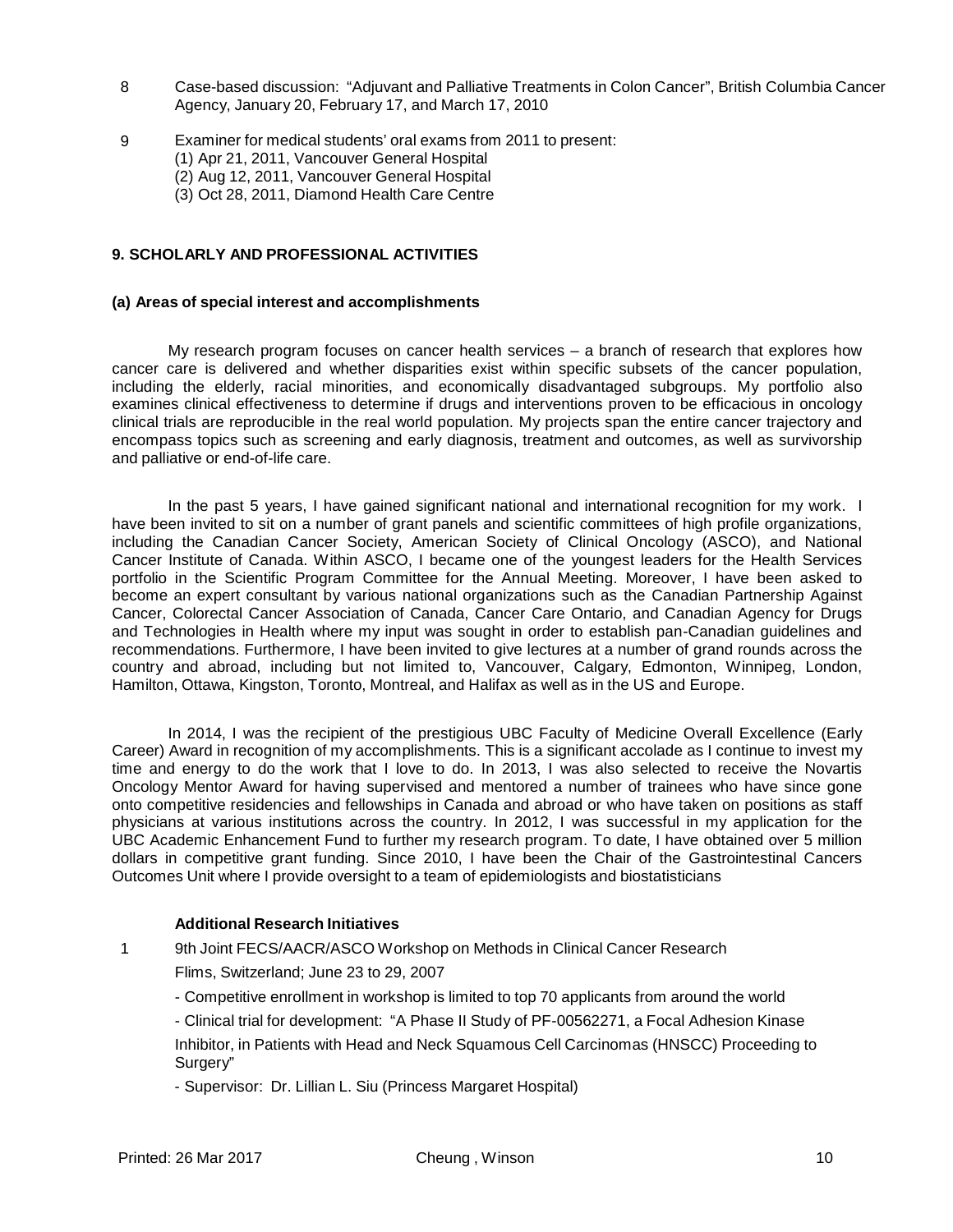8 Case-based discussion: "Adjuvant and Palliative Treatments in Colon Cancer", British Columbia Cancer Agency, January 20, February 17, and March 17, 2010

9 Examiner for medical students' oral exams from 2011 to present:
(1) Apr 21, 2011, Vancouver General Hospital
(2) Aug 12, 2011, Vancouver General Hospital
(3) Oct 28, 2011, Diamond Health Care Centre

## 9. SCHOLARLY AND PROFESSIONAL ACTIVITIES

### (a) Areas of special interest and accomplishments

My research program focuses on cancer health services – a branch of research that explores how cancer care is delivered and whether disparities exist within specific subsets of the cancer population, including the elderly, racial minorities, and economically disadvantaged subgroups. My portfolio also examines clinical effectiveness to determine if drugs and interventions proven to be efficacious in oncology clinical trials are reproducible in the real world population. My projects span the entire cancer trajectory and encompass topics such as screening and early diagnosis, treatment and outcomes, as well as survivorship and palliative or end-of-life care.

In the past 5 years, I have gained significant national and international recognition for my work. I have been invited to sit on a number of grant panels and scientific committees of high profile organizations, including the Canadian Cancer Society, American Society of Clinical Oncology (ASCO), and National Cancer Institute of Canada. Within ASCO, I became one of the youngest leaders for the Health Services portfolio in the Scientific Program Committee for the Annual Meeting. Moreover, I have been asked to become an expert consultant by various national organizations such as the Canadian Partnership Against Cancer, Colorectal Cancer Association of Canada, Cancer Care Ontario, and Canadian Agency for Drugs and Technologies in Health where my input was sought in order to establish pan-Canadian guidelines and recommendations. Furthermore, I have been invited to give lectures at a number of grand rounds across the country and abroad, including but not limited to, Vancouver, Calgary, Edmonton, Winnipeg, London, Hamilton, Ottawa, Kingston, Toronto, Montreal, and Halifax as well as in the US and Europe.

In 2014, I was the recipient of the prestigious UBC Faculty of Medicine Overall Excellence (Early Career) Award in recognition of my accomplishments. This is a significant accolade as I continue to invest my time and energy to do the work that I love to do. In 2013, I was also selected to receive the Novartis Oncology Mentor Award for having supervised and mentored a number of trainees who have since gone onto competitive residencies and fellowships in Canada and abroad or who have taken on positions as staff physicians at various institutions across the country. In 2012, I was successful in my application for the UBC Academic Enhancement Fund to further my research program. To date, I have obtained over 5 million dollars in competitive grant funding. Since 2010, I have been the Chair of the Gastrointestinal Cancers Outcomes Unit where I provide oversight to a team of epidemiologists and biostatisticians

#### Additional Research Initiatives

1 9th Joint FECS/AACR/ASCO Workshop on Methods in Clinical Cancer Research
Flims, Switzerland; June 23 to 29, 2007

- Competitive enrollment in workshop is limited to top 70 applicants from around the world
- Clinical trial for development: "A Phase II Study of PF-00562271, a Focal Adhesion Kinase Inhibitor, in Patients with Head and Neck Squamous Cell Carcinomas (HNSCC) Proceeding to Surgery"
- Supervisor: Dr. Lillian L. Siu (Princess Margaret Hospital)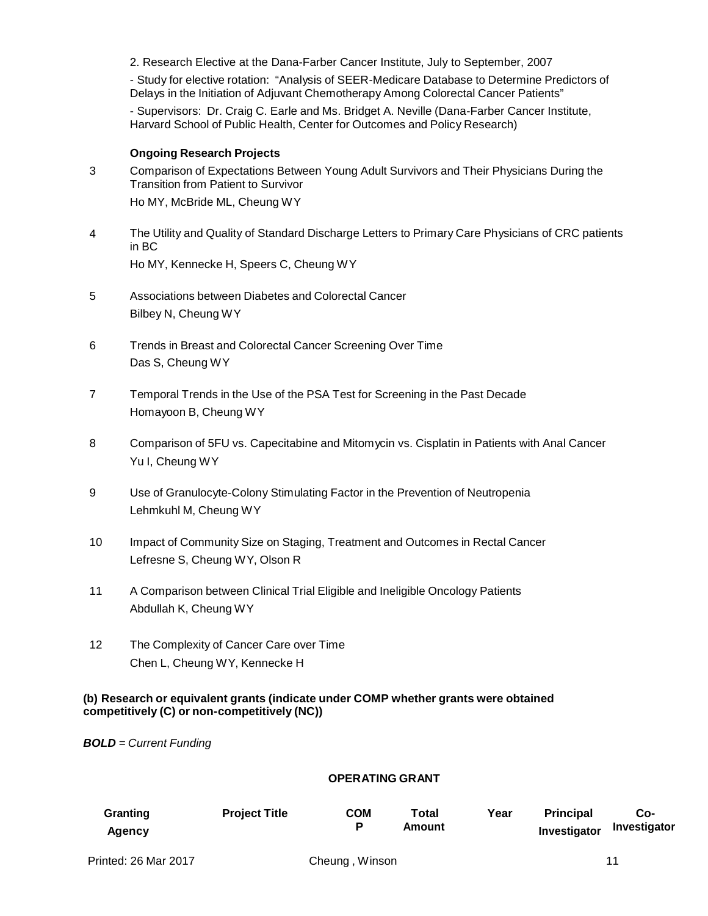2. Research Elective at the Dana-Farber Cancer Institute, July to September, 2007

- Study for elective rotation: "Analysis of SEER-Medicare Database to Determine Predictors of Delays in the Initiation of Adjuvant Chemotherapy Among Colorectal Cancer Patients"

- Supervisors: Dr. Craig C. Earle and Ms. Bridget A. Neville (Dana-Farber Cancer Institute, Harvard School of Public Health, Center for Outcomes and Policy Research)

**Ongoing Research Projects**

3 Comparison of Expectations Between Young Adult Survivors and Their Physicians During the Transition from Patient to Survivor
Ho MY, McBride ML, Cheung WY

4 The Utility and Quality of Standard Discharge Letters to Primary Care Physicians of CRC patients in BC
Ho MY, Kennecke H, Speers C, Cheung WY

5 Associations between Diabetes and Colorectal Cancer
Bilbey N, Cheung WY

6 Trends in Breast and Colorectal Cancer Screening Over Time
Das S, Cheung WY

7 Temporal Trends in the Use of the PSA Test for Screening in the Past Decade
Homayoon B, Cheung WY

8 Comparison of 5FU vs. Capecitabine and Mitomycin vs. Cisplatin in Patients with Anal Cancer
Yu I, Cheung WY

9 Use of Granulocyte-Colony Stimulating Factor in the Prevention of Neutropenia
Lehmkuhl M, Cheung WY

10 Impact of Community Size on Staging, Treatment and Outcomes in Rectal Cancer
Lefresne S, Cheung WY, Olson R

11 A Comparison between Clinical Trial Eligible and Ineligible Oncology Patients
Abdullah K, Cheung WY

12 The Complexity of Cancer Care over Time
Chen L, Cheung WY, Kennecke H

**(b) Research or equivalent grants (indicate under COMP whether grants were obtained competitively (C) or non-competitively (NC))**

***BOLD*** *= Current Funding*

**OPERATING GRANT**

| Granting Agency | Project Title | COMP | Total Amount | Year | Principal Investigator | Co-Investigator |
|---|---|---|---|---|---|---|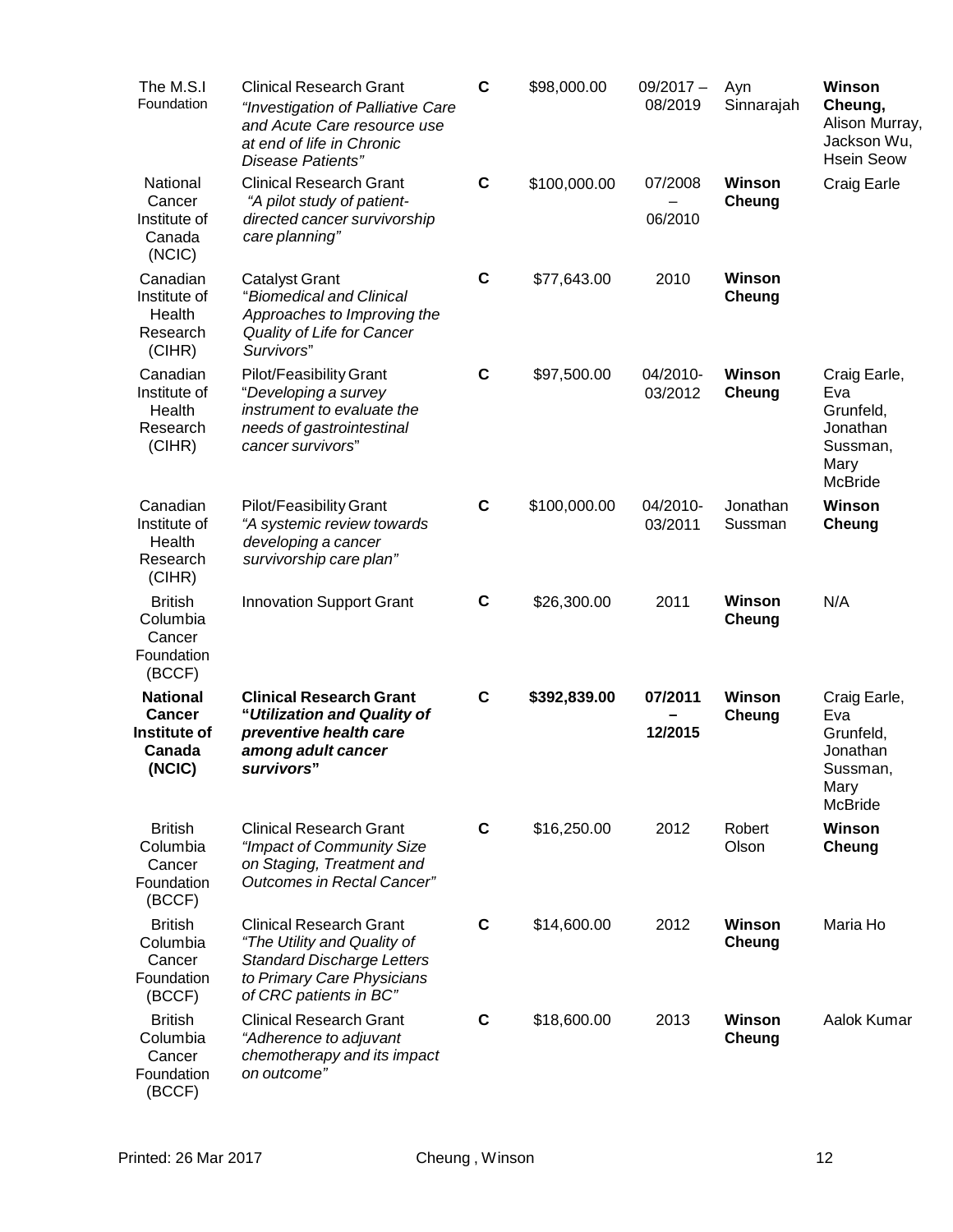| | | | | | | |
|---|---|---|---|---|---|---|
| The M.S.I Foundation | Clinical Research Grant *"Investigation of Palliative Care and Acute Care resource use at end of life in Chronic Disease Patients"* | C | $98,000.00 | 09/2017 – 08/2019 | Ayn Sinnarajah | **Winson Cheung,** Alison Murray, Jackson Wu, Hsein Seow |
| National Cancer Institute of Canada (NCIC) | Clinical Research Grant *"A pilot study of patient-directed cancer survivorship care planning"* | C | $100,000.00 | 07/2008 – 06/2010 | **Winson Cheung** | Craig Earle |
| Canadian Institute of Health Research (CIHR) | Catalyst Grant "*Biomedical and Clinical Approaches to Improving the Quality of Life for Cancer Survivors*" | C | $77,643.00 | 2010 | **Winson Cheung** | |
| Canadian Institute of Health Research (CIHR) | Pilot/Feasibility Grant "*Developing a survey instrument to evaluate the needs of gastrointestinal cancer survivors*" | C | $97,500.00 | 04/2010-03/2012 | **Winson Cheung** | Craig Earle, Eva Grunfeld, Jonathan Sussman, Mary McBride |
| Canadian Institute of Health Research (CIHR) | Pilot/Feasibility Grant *"A systemic review towards developing a cancer survivorship care plan"* | C | $100,000.00 | 04/2010-03/2011 | Jonathan Sussman | **Winson Cheung** |
| British Columbia Cancer Foundation (BCCF) | Innovation Support Grant | C | $26,300.00 | 2011 | **Winson Cheung** | N/A |
| **National Cancer Institute of Canada (NCIC)** | **Clinical Research Grant "*Utilization and Quality of preventive health care among adult cancer survivors*"** | **C** | **$392,839.00** | **07/2011 – 12/2015** | **Winson Cheung** | Craig Earle, Eva Grunfeld, Jonathan Sussman, Mary McBride |
| British Columbia Cancer Foundation (BCCF) | Clinical Research Grant *"Impact of Community Size on Staging, Treatment and Outcomes in Rectal Cancer"* | C | $16,250.00 | 2012 | Robert Olson | **Winson Cheung** |
| British Columbia Cancer Foundation (BCCF) | Clinical Research Grant *"The Utility and Quality of Standard Discharge Letters to Primary Care Physicians of CRC patients in BC"* | C | $14,600.00 | 2012 | **Winson Cheung** | Maria Ho |
| British Columbia Cancer Foundation (BCCF) | Clinical Research Grant *"Adherence to adjuvant chemotherapy and its impact on outcome"* | C | $18,600.00 | 2013 | **Winson Cheung** | Aalok Kumar |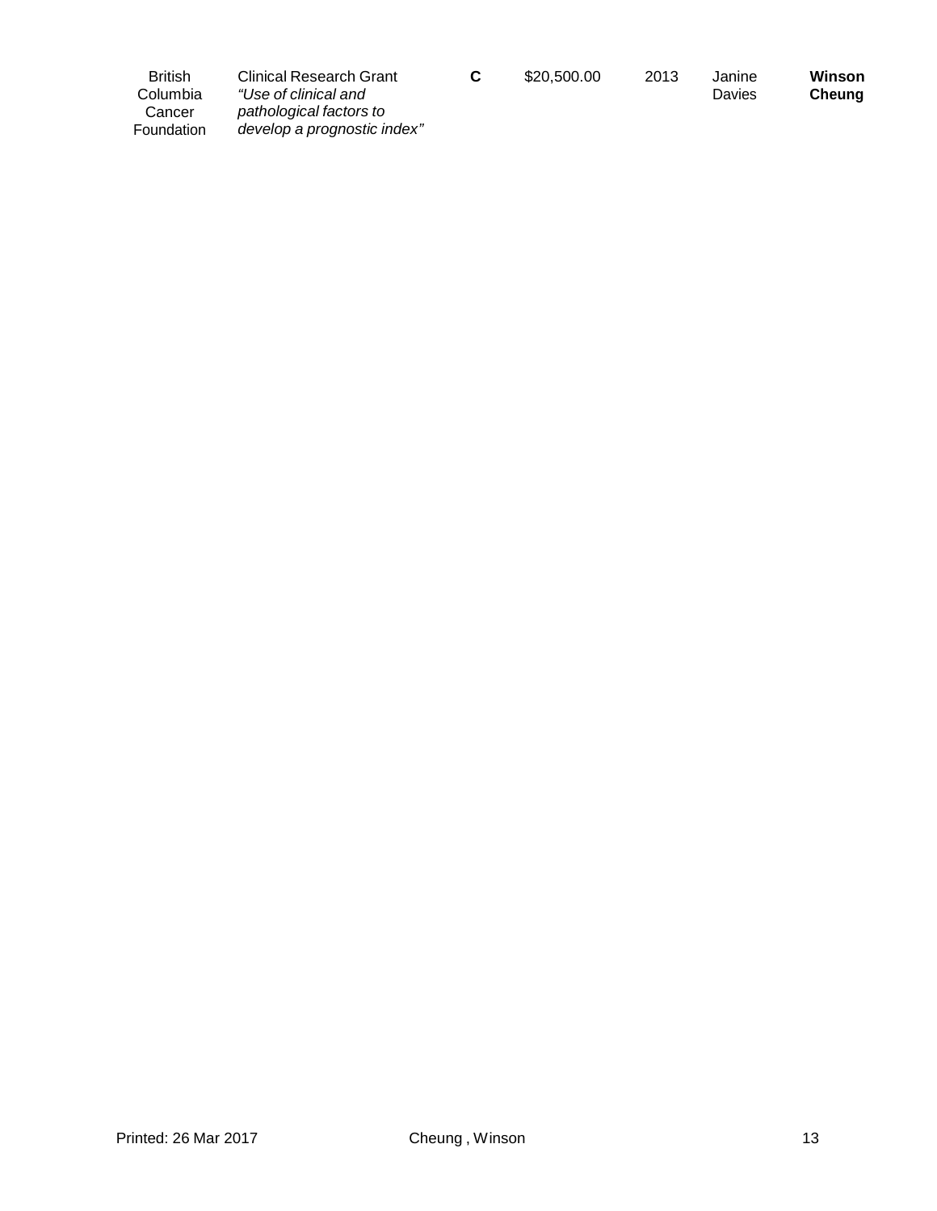| | | | | | | |
|---|---|---|---|---|---|---|
| British Columbia Cancer Foundation | Clinical Research Grant *"Use of clinical and pathological factors to develop a prognostic index"* | **C** | $20,500.00 | 2013 | Janine Davies | **Winson Cheung** |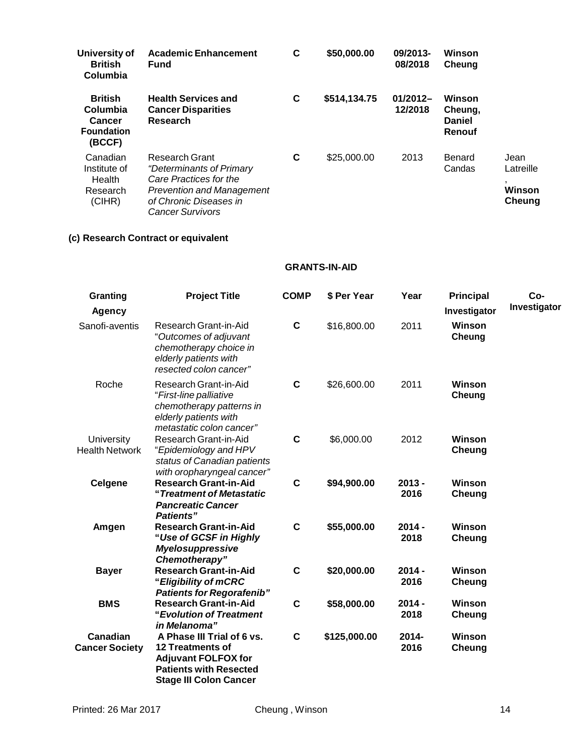| | | | | | | |
|---|---|---|---|---|---|---|
| **University of British Columbia** | **Academic Enhancement Fund** | **C** | **$50,000.00** | **09/2013-08/2018** | **Winson Cheung** | |
| **British Columbia Cancer Foundation (BCCF)** | **Health Services and Cancer Disparities Research** | **C** | **$514,134.75** | **01/2012–12/2018** | **Winson Cheung, Daniel Renouf** | |
| Canadian Institute of Health Research (CIHR) | Research Grant *"Determinants of Primary Care Practices for the Prevention and Management of Chronic Diseases in Cancer Survivors* | **C** | $25,000.00 | 2013 | Benard Candas | Jean Latreille, **Winson Cheung** |

**(c) Research Contract or equivalent**

**GRANTS-IN-AID**

| Granting Agency | Project Title | COMP | $ Per Year | Year | Principal Investigator | Co-Investigator |
|---|---|---|---|---|---|---|
| Sanofi-aventis | Research Grant-in-Aid "*Outcomes of adjuvant chemotherapy choice in elderly patients with resected colon cancer"* | **C** | $16,800.00 | 2011 | **Winson Cheung** | |
| Roche | Research Grant-in-Aid "*First-line palliative chemotherapy patterns in elderly patients with metastatic colon cancer"* | **C** | $26,600.00 | 2011 | **Winson Cheung** | |
| University Health Network | Research Grant-in-Aid "*Epidemiology and HPV status of Canadian patients with oropharyngeal cancer"* | **C** | $6,000.00 | 2012 | **Winson Cheung** | |
| **Celgene** | **Research Grant-in-Aid "*Treatment of Metastatic Pancreatic Cancer Patients"*** | **C** | **$94,900.00** | **2013 - 2016** | **Winson Cheung** | |
| **Amgen** | **Research Grant-in-Aid "*Use of GCSF in Highly Myelosuppressive Chemotherapy"*** | **C** | **$55,000.00** | **2014 - 2018** | **Winson Cheung** | |
| **Bayer** | **Research Grant-in-Aid "*Eligibility of mCRC Patients for Regorafenib"*** | **C** | **$20,000.00** | **2014 - 2016** | **Winson Cheung** | |
| **BMS** | **Research Grant-in-Aid "*Evolution of Treatment in Melanoma"*** | **C** | **$58,000.00** | **2014 - 2018** | **Winson Cheung** | |
| **Canadian Cancer Society** | **A Phase III Trial of 6 vs. 12 Treatments of Adjuvant FOLFOX for Patients with Resected Stage III Colon Cancer** | **C** | **$125,000.00** | **2014-2016** | **Winson Cheung** | |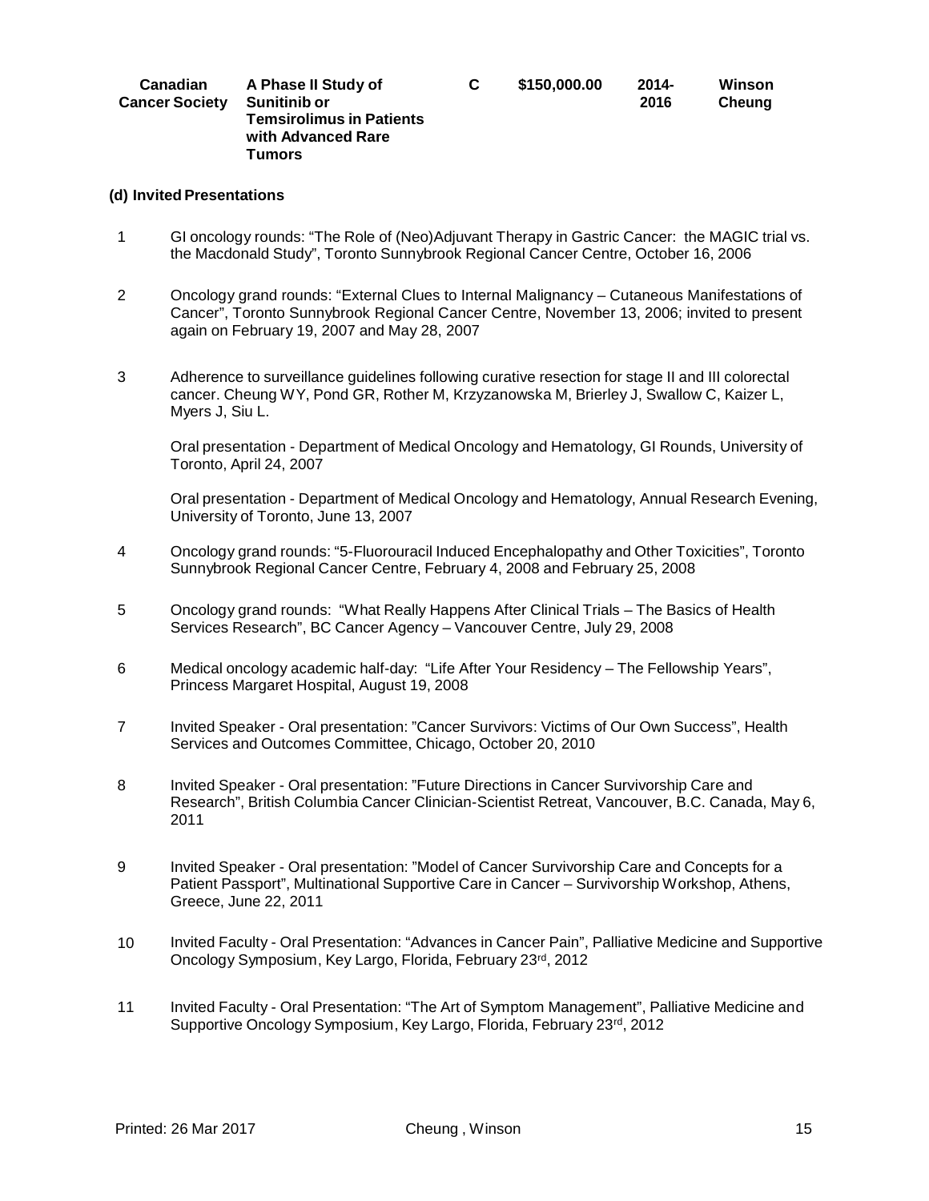| Canadian Cancer Society | A Phase II Study of Sunitinib or Temsirolimus in Patients with Advanced Rare Tumors | C | $150,000.00 | 2014-2016 | Winson Cheung |
|---|---|---|---|---|---|

**(d) Invited Presentations**

1 GI oncology rounds: "The Role of (Neo)Adjuvant Therapy in Gastric Cancer: the MAGIC trial vs. the Macdonald Study", Toronto Sunnybrook Regional Cancer Centre, October 16, 2006

2 Oncology grand rounds: "External Clues to Internal Malignancy – Cutaneous Manifestations of Cancer", Toronto Sunnybrook Regional Cancer Centre, November 13, 2006; invited to present again on February 19, 2007 and May 28, 2007

3 Adherence to surveillance guidelines following curative resection for stage II and III colorectal cancer. Cheung WY, Pond GR, Rother M, Krzyzanowska M, Brierley J, Swallow C, Kaizer L, Myers J, Siu L.

Oral presentation - Department of Medical Oncology and Hematology, GI Rounds, University of Toronto, April 24, 2007

Oral presentation - Department of Medical Oncology and Hematology, Annual Research Evening, University of Toronto, June 13, 2007

4 Oncology grand rounds: "5-Fluorouracil Induced Encephalopathy and Other Toxicities", Toronto Sunnybrook Regional Cancer Centre, February 4, 2008 and February 25, 2008

5 Oncology grand rounds: "What Really Happens After Clinical Trials – The Basics of Health Services Research", BC Cancer Agency – Vancouver Centre, July 29, 2008

6 Medical oncology academic half-day: "Life After Your Residency – The Fellowship Years", Princess Margaret Hospital, August 19, 2008

7 Invited Speaker - Oral presentation: "Cancer Survivors: Victims of Our Own Success", Health Services and Outcomes Committee, Chicago, October 20, 2010

8 Invited Speaker - Oral presentation: "Future Directions in Cancer Survivorship Care and Research", British Columbia Cancer Clinician-Scientist Retreat, Vancouver, B.C. Canada, May 6, 2011

9 Invited Speaker - Oral presentation: "Model of Cancer Survivorship Care and Concepts for a Patient Passport", Multinational Supportive Care in Cancer – Survivorship Workshop, Athens, Greece, June 22, 2011

10 Invited Faculty - Oral Presentation: "Advances in Cancer Pain", Palliative Medicine and Supportive Oncology Symposium, Key Largo, Florida, February 23rd, 2012

11 Invited Faculty - Oral Presentation: "The Art of Symptom Management", Palliative Medicine and Supportive Oncology Symposium, Key Largo, Florida, February 23rd, 2012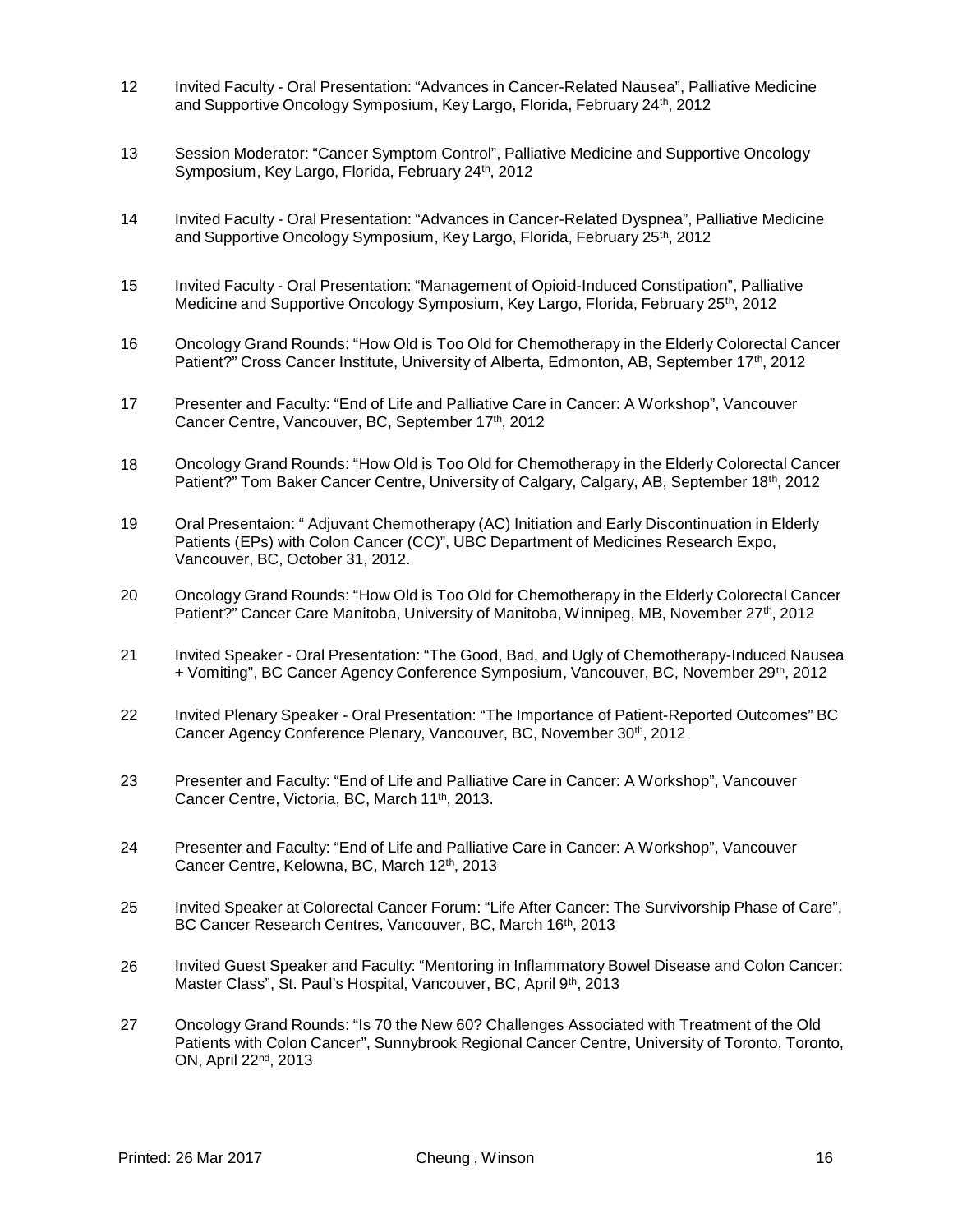12 Invited Faculty - Oral Presentation: "Advances in Cancer-Related Nausea", Palliative Medicine and Supportive Oncology Symposium, Key Largo, Florida, February 24th, 2012

13 Session Moderator: "Cancer Symptom Control", Palliative Medicine and Supportive Oncology Symposium, Key Largo, Florida, February 24th, 2012

14 Invited Faculty - Oral Presentation: "Advances in Cancer-Related Dyspnea", Palliative Medicine and Supportive Oncology Symposium, Key Largo, Florida, February 25th, 2012

15 Invited Faculty - Oral Presentation: "Management of Opioid-Induced Constipation", Palliative Medicine and Supportive Oncology Symposium, Key Largo, Florida, February 25th, 2012

16 Oncology Grand Rounds: "How Old is Too Old for Chemotherapy in the Elderly Colorectal Cancer Patient?" Cross Cancer Institute, University of Alberta, Edmonton, AB, September 17th, 2012

17 Presenter and Faculty: "End of Life and Palliative Care in Cancer: A Workshop", Vancouver Cancer Centre, Vancouver, BC, September 17th, 2012

18 Oncology Grand Rounds: "How Old is Too Old for Chemotherapy in the Elderly Colorectal Cancer Patient?" Tom Baker Cancer Centre, University of Calgary, Calgary, AB, September 18th, 2012

19 Oral Presentaion: " Adjuvant Chemotherapy (AC) Initiation and Early Discontinuation in Elderly Patients (EPs) with Colon Cancer (CC)", UBC Department of Medicines Research Expo, Vancouver, BC, October 31, 2012.

20 Oncology Grand Rounds: "How Old is Too Old for Chemotherapy in the Elderly Colorectal Cancer Patient?" Cancer Care Manitoba, University of Manitoba, Winnipeg, MB, November 27th, 2012

21 Invited Speaker - Oral Presentation: "The Good, Bad, and Ugly of Chemotherapy-Induced Nausea + Vomiting", BC Cancer Agency Conference Symposium, Vancouver, BC, November 29th, 2012

22 Invited Plenary Speaker - Oral Presentation: "The Importance of Patient-Reported Outcomes" BC Cancer Agency Conference Plenary, Vancouver, BC, November 30th, 2012

23 Presenter and Faculty: "End of Life and Palliative Care in Cancer: A Workshop", Vancouver Cancer Centre, Victoria, BC, March 11th, 2013.

24 Presenter and Faculty: "End of Life and Palliative Care in Cancer: A Workshop", Vancouver Cancer Centre, Kelowna, BC, March 12th, 2013

25 Invited Speaker at Colorectal Cancer Forum: "Life After Cancer: The Survivorship Phase of Care", BC Cancer Research Centres, Vancouver, BC, March 16th, 2013

26 Invited Guest Speaker and Faculty: "Mentoring in Inflammatory Bowel Disease and Colon Cancer: Master Class", St. Paul's Hospital, Vancouver, BC, April 9th, 2013

27 Oncology Grand Rounds: "Is 70 the New 60? Challenges Associated with Treatment of the Old Patients with Colon Cancer", Sunnybrook Regional Cancer Centre, University of Toronto, Toronto, ON, April 22nd, 2013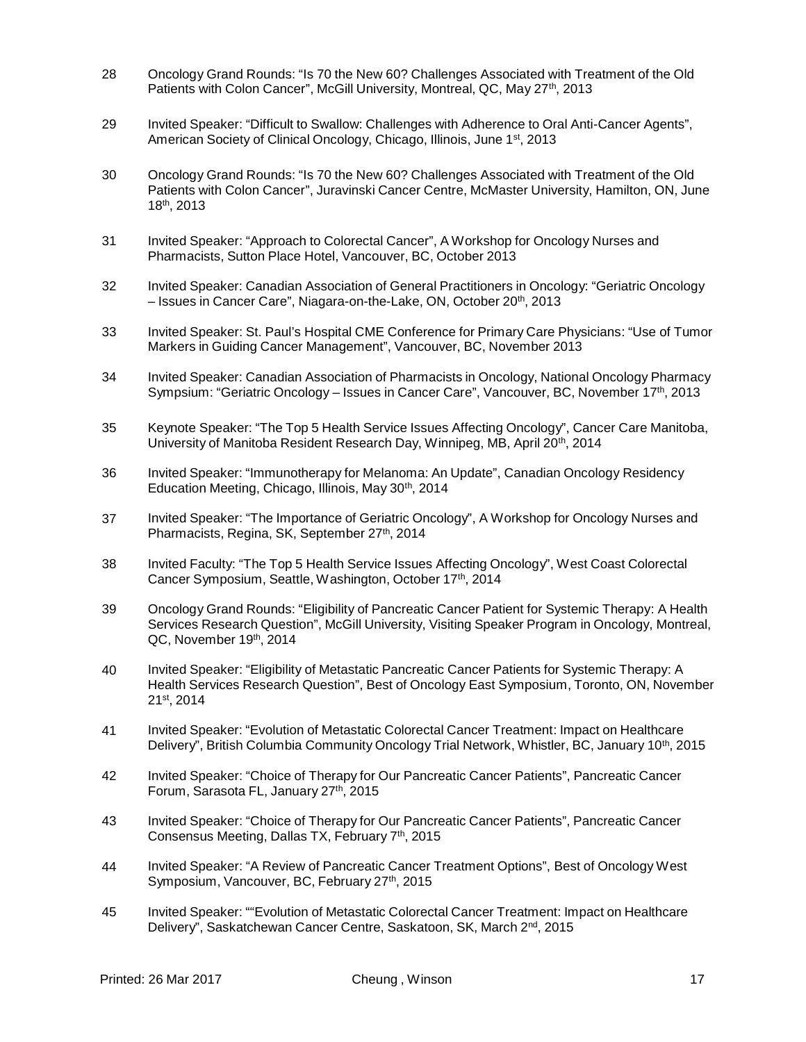28 Oncology Grand Rounds: “Is 70 the New 60? Challenges Associated with Treatment of the Old Patients with Colon Cancer”, McGill University, Montreal, QC, May 27th, 2013

29 Invited Speaker: “Difficult to Swallow: Challenges with Adherence to Oral Anti-Cancer Agents”, American Society of Clinical Oncology, Chicago, Illinois, June 1st, 2013

30 Oncology Grand Rounds: “Is 70 the New 60? Challenges Associated with Treatment of the Old Patients with Colon Cancer”, Juravinski Cancer Centre, McMaster University, Hamilton, ON, June 18th, 2013

31 Invited Speaker: “Approach to Colorectal Cancer”, A Workshop for Oncology Nurses and Pharmacists, Sutton Place Hotel, Vancouver, BC, October 2013

32 Invited Speaker: Canadian Association of General Practitioners in Oncology: “Geriatric Oncology – Issues in Cancer Care”, Niagara-on-the-Lake, ON, October 20th, 2013

33 Invited Speaker: St. Paul’s Hospital CME Conference for Primary Care Physicians: “Use of Tumor Markers in Guiding Cancer Management”, Vancouver, BC, November 2013

34 Invited Speaker: Canadian Association of Pharmacists in Oncology, National Oncology Pharmacy Sympsium: “Geriatric Oncology – Issues in Cancer Care”, Vancouver, BC, November 17th, 2013

35 Keynote Speaker: “The Top 5 Health Service Issues Affecting Oncology”, Cancer Care Manitoba, University of Manitoba Resident Research Day, Winnipeg, MB, April 20th, 2014

36 Invited Speaker: “Immunotherapy for Melanoma: An Update”, Canadian Oncology Residency Education Meeting, Chicago, Illinois, May 30th, 2014

37 Invited Speaker: “The Importance of Geriatric Oncology”, A Workshop for Oncology Nurses and Pharmacists, Regina, SK, September 27th, 2014

38 Invited Faculty: “The Top 5 Health Service Issues Affecting Oncology”, West Coast Colorectal Cancer Symposium, Seattle, Washington, October 17th, 2014

39 Oncology Grand Rounds: “Eligibility of Pancreatic Cancer Patient for Systemic Therapy: A Health Services Research Question”, McGill University, Visiting Speaker Program in Oncology, Montreal, QC, November 19th, 2014

40 Invited Speaker: “Eligibility of Metastatic Pancreatic Cancer Patients for Systemic Therapy: A Health Services Research Question”, Best of Oncology East Symposium, Toronto, ON, November 21st, 2014

41 Invited Speaker: “Evolution of Metastatic Colorectal Cancer Treatment: Impact on Healthcare Delivery”, British Columbia Community Oncology Trial Network, Whistler, BC, January 10th, 2015

42 Invited Speaker: “Choice of Therapy for Our Pancreatic Cancer Patients”, Pancreatic Cancer Forum, Sarasota FL, January 27th, 2015

43 Invited Speaker: “Choice of Therapy for Our Pancreatic Cancer Patients”, Pancreatic Cancer Consensus Meeting, Dallas TX, February 7th, 2015

44 Invited Speaker: “A Review of Pancreatic Cancer Treatment Options”, Best of Oncology West Symposium, Vancouver, BC, February 27th, 2015

45 Invited Speaker: ““Evolution of Metastatic Colorectal Cancer Treatment: Impact on Healthcare Delivery”, Saskatchewan Cancer Centre, Saskatoon, SK, March 2nd, 2015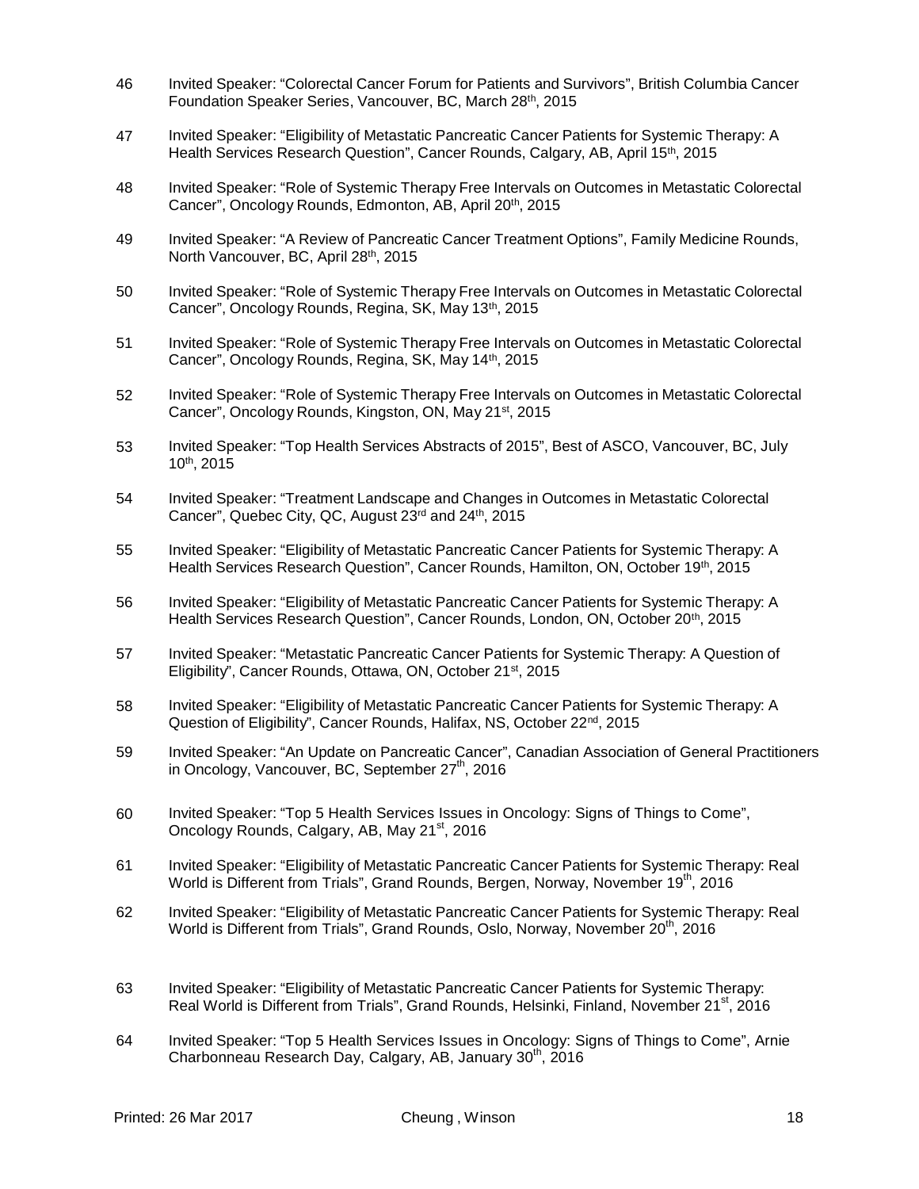46 Invited Speaker: "Colorectal Cancer Forum for Patients and Survivors", British Columbia Cancer Foundation Speaker Series, Vancouver, BC, March 28th, 2015

47 Invited Speaker: "Eligibility of Metastatic Pancreatic Cancer Patients for Systemic Therapy: A Health Services Research Question", Cancer Rounds, Calgary, AB, April 15th, 2015

48 Invited Speaker: "Role of Systemic Therapy Free Intervals on Outcomes in Metastatic Colorectal Cancer", Oncology Rounds, Edmonton, AB, April 20th, 2015

49 Invited Speaker: "A Review of Pancreatic Cancer Treatment Options", Family Medicine Rounds, North Vancouver, BC, April 28th, 2015

50 Invited Speaker: "Role of Systemic Therapy Free Intervals on Outcomes in Metastatic Colorectal Cancer", Oncology Rounds, Regina, SK, May 13th, 2015

51 Invited Speaker: "Role of Systemic Therapy Free Intervals on Outcomes in Metastatic Colorectal Cancer", Oncology Rounds, Regina, SK, May 14th, 2015

52 Invited Speaker: "Role of Systemic Therapy Free Intervals on Outcomes in Metastatic Colorectal Cancer", Oncology Rounds, Kingston, ON, May 21st, 2015

53 Invited Speaker: "Top Health Services Abstracts of 2015", Best of ASCO, Vancouver, BC, July 10th, 2015

54 Invited Speaker: "Treatment Landscape and Changes in Outcomes in Metastatic Colorectal Cancer", Quebec City, QC, August 23rd and 24th, 2015

55 Invited Speaker: "Eligibility of Metastatic Pancreatic Cancer Patients for Systemic Therapy: A Health Services Research Question", Cancer Rounds, Hamilton, ON, October 19th, 2015

56 Invited Speaker: "Eligibility of Metastatic Pancreatic Cancer Patients for Systemic Therapy: A Health Services Research Question", Cancer Rounds, London, ON, October 20th, 2015

57 Invited Speaker: "Metastatic Pancreatic Cancer Patients for Systemic Therapy: A Question of Eligibility", Cancer Rounds, Ottawa, ON, October 21st, 2015

58 Invited Speaker: "Eligibility of Metastatic Pancreatic Cancer Patients for Systemic Therapy: A Question of Eligibility", Cancer Rounds, Halifax, NS, October 22nd, 2015

59 Invited Speaker: "An Update on Pancreatic Cancer", Canadian Association of General Practitioners in Oncology, Vancouver, BC, September 27th, 2016

60 Invited Speaker: "Top 5 Health Services Issues in Oncology: Signs of Things to Come", Oncology Rounds, Calgary, AB, May 21st, 2016

61 Invited Speaker: "Eligibility of Metastatic Pancreatic Cancer Patients for Systemic Therapy: Real World is Different from Trials", Grand Rounds, Bergen, Norway, November 19th, 2016

62 Invited Speaker: "Eligibility of Metastatic Pancreatic Cancer Patients for Systemic Therapy: Real World is Different from Trials", Grand Rounds, Oslo, Norway, November 20th, 2016

63 Invited Speaker: "Eligibility of Metastatic Pancreatic Cancer Patients for Systemic Therapy: Real World is Different from Trials", Grand Rounds, Helsinki, Finland, November 21st, 2016

64 Invited Speaker: "Top 5 Health Services Issues in Oncology: Signs of Things to Come", Arnie Charbonneau Research Day, Calgary, AB, January 30th, 2016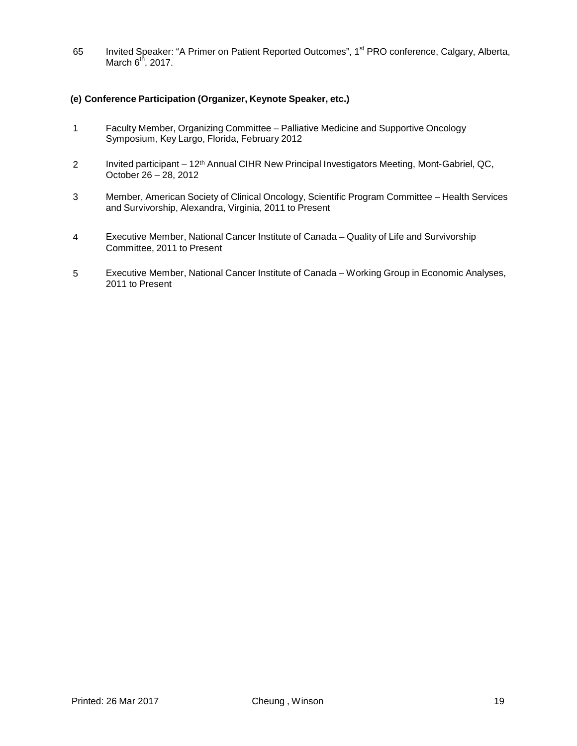65 Invited Speaker: "A Primer on Patient Reported Outcomes", 1st PRO conference, Calgary, Alberta, March 6th, 2017.

**(e) Conference Participation (Organizer, Keynote Speaker, etc.)**

1 Faculty Member, Organizing Committee – Palliative Medicine and Supportive Oncology Symposium, Key Largo, Florida, February 2012

2 Invited participant – 12th Annual CIHR New Principal Investigators Meeting, Mont-Gabriel, QC, October 26 – 28, 2012

3 Member, American Society of Clinical Oncology, Scientific Program Committee – Health Services and Survivorship, Alexandra, Virginia, 2011 to Present

4 Executive Member, National Cancer Institute of Canada – Quality of Life and Survivorship Committee, 2011 to Present

5 Executive Member, National Cancer Institute of Canada – Working Group in Economic Analyses, 2011 to Present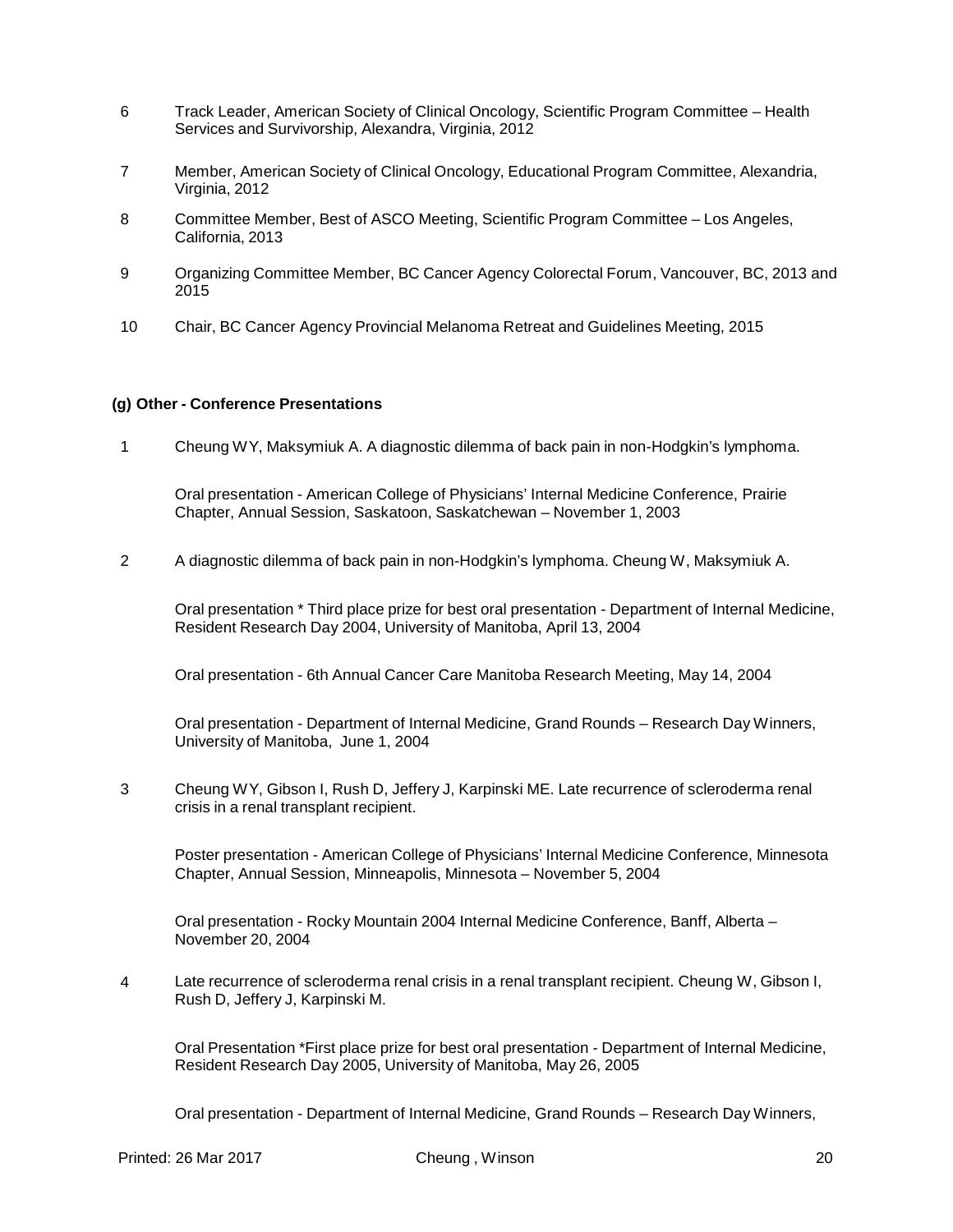6 Track Leader, American Society of Clinical Oncology, Scientific Program Committee – Health Services and Survivorship, Alexandra, Virginia, 2012

7 Member, American Society of Clinical Oncology, Educational Program Committee, Alexandria, Virginia, 2012

8 Committee Member, Best of ASCO Meeting, Scientific Program Committee – Los Angeles, California, 2013

9 Organizing Committee Member, BC Cancer Agency Colorectal Forum, Vancouver, BC, 2013 and 2015

10 Chair, BC Cancer Agency Provincial Melanoma Retreat and Guidelines Meeting, 2015

### (g) Other - Conference Presentations

1 Cheung WY, Maksymiuk A. A diagnostic dilemma of back pain in non-Hodgkin's lymphoma.

Oral presentation - American College of Physicians' Internal Medicine Conference, Prairie Chapter, Annual Session, Saskatoon, Saskatchewan – November 1, 2003

2 A diagnostic dilemma of back pain in non-Hodgkin's lymphoma. Cheung W, Maksymiuk A.

Oral presentation * Third place prize for best oral presentation - Department of Internal Medicine, Resident Research Day 2004, University of Manitoba, April 13, 2004

Oral presentation - 6th Annual Cancer Care Manitoba Research Meeting, May 14, 2004

Oral presentation - Department of Internal Medicine, Grand Rounds – Research Day Winners, University of Manitoba, June 1, 2004

3 Cheung WY, Gibson I, Rush D, Jeffery J, Karpinski ME. Late recurrence of scleroderma renal crisis in a renal transplant recipient.

Poster presentation - American College of Physicians' Internal Medicine Conference, Minnesota Chapter, Annual Session, Minneapolis, Minnesota – November 5, 2004

Oral presentation - Rocky Mountain 2004 Internal Medicine Conference, Banff, Alberta – November 20, 2004

4 Late recurrence of scleroderma renal crisis in a renal transplant recipient. Cheung W, Gibson I, Rush D, Jeffery J, Karpinski M.

Oral Presentation *First place prize for best oral presentation - Department of Internal Medicine, Resident Research Day 2005, University of Manitoba, May 26, 2005

Oral presentation - Department of Internal Medicine, Grand Rounds – Research Day Winners,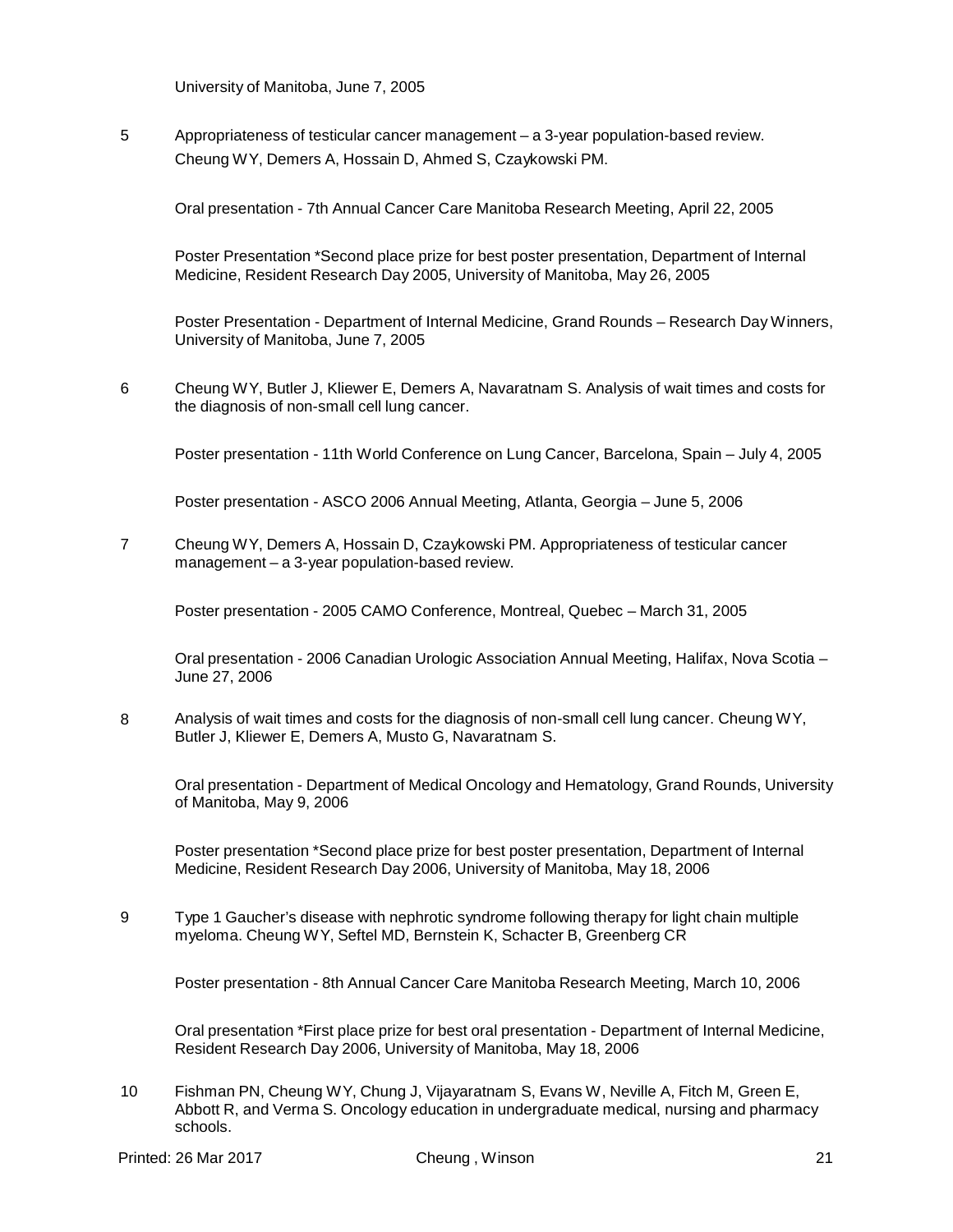University of Manitoba, June 7, 2005

5 Appropriateness of testicular cancer management – a 3-year population-based review. Cheung WY, Demers A, Hossain D, Ahmed S, Czaykowski PM.

Oral presentation - 7th Annual Cancer Care Manitoba Research Meeting, April 22, 2005

Poster Presentation *Second place prize for best poster presentation, Department of Internal Medicine, Resident Research Day 2005, University of Manitoba, May 26, 2005

Poster Presentation - Department of Internal Medicine, Grand Rounds – Research Day Winners, University of Manitoba, June 7, 2005

6 Cheung WY, Butler J, Kliewer E, Demers A, Navaratnam S. Analysis of wait times and costs for the diagnosis of non-small cell lung cancer.

Poster presentation - 11th World Conference on Lung Cancer, Barcelona, Spain – July 4, 2005

Poster presentation - ASCO 2006 Annual Meeting, Atlanta, Georgia – June 5, 2006

7 Cheung WY, Demers A, Hossain D, Czaykowski PM. Appropriateness of testicular cancer management – a 3-year population-based review.

Poster presentation - 2005 CAMO Conference, Montreal, Quebec – March 31, 2005

Oral presentation - 2006 Canadian Urologic Association Annual Meeting, Halifax, Nova Scotia – June 27, 2006

8 Analysis of wait times and costs for the diagnosis of non-small cell lung cancer. Cheung WY, Butler J, Kliewer E, Demers A, Musto G, Navaratnam S.

Oral presentation - Department of Medical Oncology and Hematology, Grand Rounds, University of Manitoba, May 9, 2006

Poster presentation *Second place prize for best poster presentation, Department of Internal Medicine, Resident Research Day 2006, University of Manitoba, May 18, 2006

9 Type 1 Gaucher's disease with nephrotic syndrome following therapy for light chain multiple myeloma. Cheung WY, Seftel MD, Bernstein K, Schacter B, Greenberg CR

Poster presentation - 8th Annual Cancer Care Manitoba Research Meeting, March 10, 2006

Oral presentation *First place prize for best oral presentation - Department of Internal Medicine, Resident Research Day 2006, University of Manitoba, May 18, 2006

10 Fishman PN, Cheung WY, Chung J, Vijayaratnam S, Evans W, Neville A, Fitch M, Green E, Abbott R, and Verma S. Oncology education in undergraduate medical, nursing and pharmacy schools.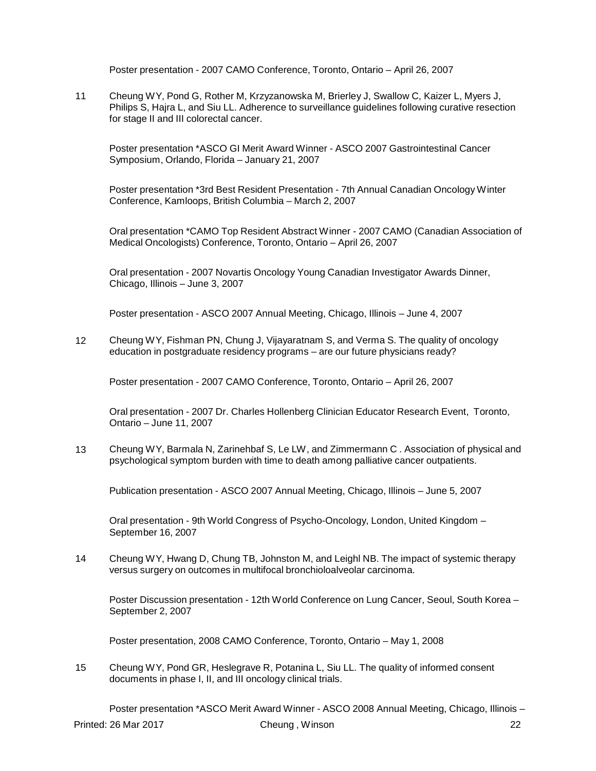Poster presentation - 2007 CAMO Conference, Toronto, Ontario – April 26, 2007

11 Cheung WY, Pond G, Rother M, Krzyzanowska M, Brierley J, Swallow C, Kaizer L, Myers J, Philips S, Hajra L, and Siu LL. Adherence to surveillance guidelines following curative resection for stage II and III colorectal cancer.

Poster presentation *ASCO GI Merit Award Winner - ASCO 2007 Gastrointestinal Cancer Symposium, Orlando, Florida – January 21, 2007

Poster presentation *3rd Best Resident Presentation - 7th Annual Canadian Oncology Winter Conference, Kamloops, British Columbia – March 2, 2007

Oral presentation *CAMO Top Resident Abstract Winner - 2007 CAMO (Canadian Association of Medical Oncologists) Conference, Toronto, Ontario – April 26, 2007

Oral presentation - 2007 Novartis Oncology Young Canadian Investigator Awards Dinner, Chicago, Illinois – June 3, 2007

Poster presentation - ASCO 2007 Annual Meeting, Chicago, Illinois – June 4, 2007

12 Cheung WY, Fishman PN, Chung J, Vijayaratnam S, and Verma S. The quality of oncology education in postgraduate residency programs – are our future physicians ready?

Poster presentation - 2007 CAMO Conference, Toronto, Ontario – April 26, 2007

Oral presentation - 2007 Dr. Charles Hollenberg Clinician Educator Research Event, Toronto, Ontario – June 11, 2007

13 Cheung WY, Barmala N, Zarinehbaf S, Le LW, and Zimmermann C . Association of physical and psychological symptom burden with time to death among palliative cancer outpatients.

Publication presentation - ASCO 2007 Annual Meeting, Chicago, Illinois – June 5, 2007

Oral presentation - 9th World Congress of Psycho-Oncology, London, United Kingdom – September 16, 2007

14 Cheung WY, Hwang D, Chung TB, Johnston M, and Leighl NB. The impact of systemic therapy versus surgery on outcomes in multifocal bronchioloalveolar carcinoma.

Poster Discussion presentation - 12th World Conference on Lung Cancer, Seoul, South Korea – September 2, 2007

Poster presentation, 2008 CAMO Conference, Toronto, Ontario – May 1, 2008

15 Cheung WY, Pond GR, Heslegrave R, Potanina L, Siu LL. The quality of informed consent documents in phase I, II, and III oncology clinical trials.

Poster presentation *ASCO Merit Award Winner - ASCO 2008 Annual Meeting, Chicago, Illinois –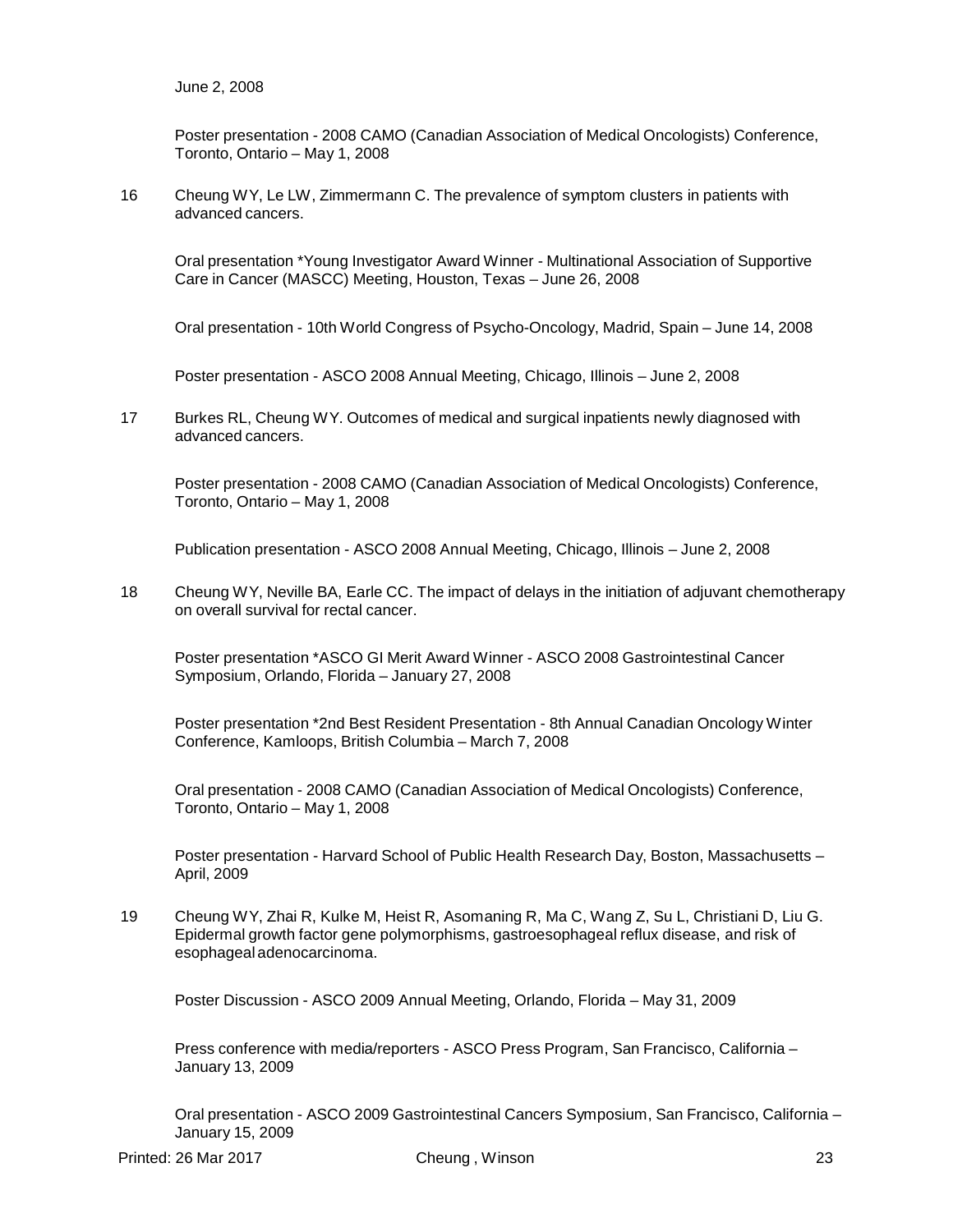June 2, 2008

Poster presentation - 2008 CAMO (Canadian Association of Medical Oncologists) Conference, Toronto, Ontario – May 1, 2008

16 Cheung WY, Le LW, Zimmermann C. The prevalence of symptom clusters in patients with advanced cancers.

Oral presentation *Young Investigator Award Winner - Multinational Association of Supportive Care in Cancer (MASCC) Meeting, Houston, Texas – June 26, 2008

Oral presentation - 10th World Congress of Psycho-Oncology, Madrid, Spain – June 14, 2008

Poster presentation - ASCO 2008 Annual Meeting, Chicago, Illinois – June 2, 2008

17 Burkes RL, Cheung WY. Outcomes of medical and surgical inpatients newly diagnosed with advanced cancers.

Poster presentation - 2008 CAMO (Canadian Association of Medical Oncologists) Conference, Toronto, Ontario – May 1, 2008

Publication presentation - ASCO 2008 Annual Meeting, Chicago, Illinois – June 2, 2008

18 Cheung WY, Neville BA, Earle CC. The impact of delays in the initiation of adjuvant chemotherapy on overall survival for rectal cancer.

Poster presentation *ASCO GI Merit Award Winner - ASCO 2008 Gastrointestinal Cancer Symposium, Orlando, Florida – January 27, 2008

Poster presentation *2nd Best Resident Presentation - 8th Annual Canadian Oncology Winter Conference, Kamloops, British Columbia – March 7, 2008

Oral presentation - 2008 CAMO (Canadian Association of Medical Oncologists) Conference, Toronto, Ontario – May 1, 2008

Poster presentation - Harvard School of Public Health Research Day, Boston, Massachusetts – April, 2009

19 Cheung WY, Zhai R, Kulke M, Heist R, Asomaning R, Ma C, Wang Z, Su L, Christiani D, Liu G. Epidermal growth factor gene polymorphisms, gastroesophageal reflux disease, and risk of esophageal adenocarcinoma.

Poster Discussion - ASCO 2009 Annual Meeting, Orlando, Florida – May 31, 2009

Press conference with media/reporters - ASCO Press Program, San Francisco, California – January 13, 2009

Oral presentation - ASCO 2009 Gastrointestinal Cancers Symposium, San Francisco, California – January 15, 2009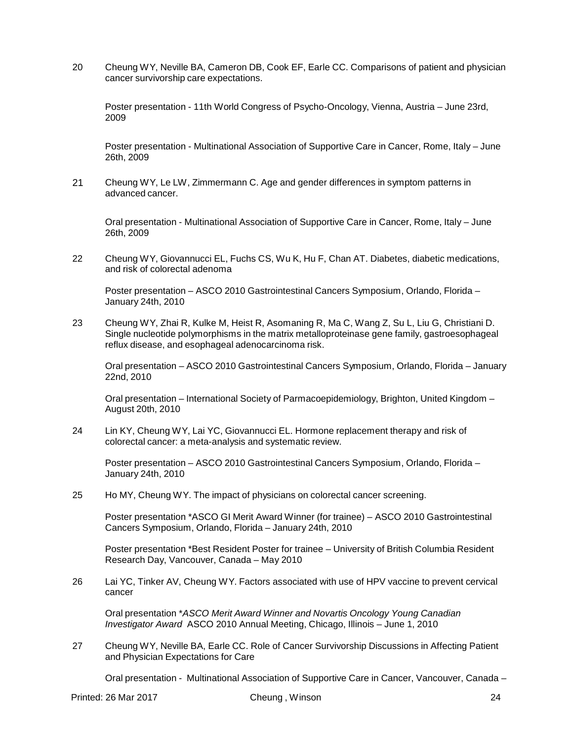20 Cheung WY, Neville BA, Cameron DB, Cook EF, Earle CC. Comparisons of patient and physician cancer survivorship care expectations.

Poster presentation - 11th World Congress of Psycho-Oncology, Vienna, Austria – June 23rd, 2009

Poster presentation - Multinational Association of Supportive Care in Cancer, Rome, Italy – June 26th, 2009

21 Cheung WY, Le LW, Zimmermann C. Age and gender differences in symptom patterns in advanced cancer.

Oral presentation - Multinational Association of Supportive Care in Cancer, Rome, Italy – June 26th, 2009

22 Cheung WY, Giovannucci EL, Fuchs CS, Wu K, Hu F, Chan AT. Diabetes, diabetic medications, and risk of colorectal adenoma

Poster presentation – ASCO 2010 Gastrointestinal Cancers Symposium, Orlando, Florida – January 24th, 2010

23 Cheung WY, Zhai R, Kulke M, Heist R, Asomaning R, Ma C, Wang Z, Su L, Liu G, Christiani D. Single nucleotide polymorphisms in the matrix metalloproteinase gene family, gastroesophageal reflux disease, and esophageal adenocarcinoma risk.

Oral presentation – ASCO 2010 Gastrointestinal Cancers Symposium, Orlando, Florida – January 22nd, 2010

Oral presentation – International Society of Parmacoepidemiology, Brighton, United Kingdom – August 20th, 2010

24 Lin KY, Cheung WY, Lai YC, Giovannucci EL. Hormone replacement therapy and risk of colorectal cancer: a meta-analysis and systematic review.

Poster presentation – ASCO 2010 Gastrointestinal Cancers Symposium, Orlando, Florida – January 24th, 2010

25 Ho MY, Cheung WY. The impact of physicians on colorectal cancer screening.

Poster presentation *ASCO GI Merit Award Winner (for trainee) – ASCO 2010 Gastrointestinal Cancers Symposium, Orlando, Florida – January 24th, 2010

Poster presentation *Best Resident Poster for trainee – University of British Columbia Resident Research Day, Vancouver, Canada – May 2010

26 Lai YC, Tinker AV, Cheung WY. Factors associated with use of HPV vaccine to prevent cervical cancer

Oral presentation **ASCO Merit Award Winner and Novartis Oncology Young Canadian Investigator Award* ASCO 2010 Annual Meeting, Chicago, Illinois – June 1, 2010

27 Cheung WY, Neville BA, Earle CC. Role of Cancer Survivorship Discussions in Affecting Patient and Physician Expectations for Care

Oral presentation - Multinational Association of Supportive Care in Cancer, Vancouver, Canada –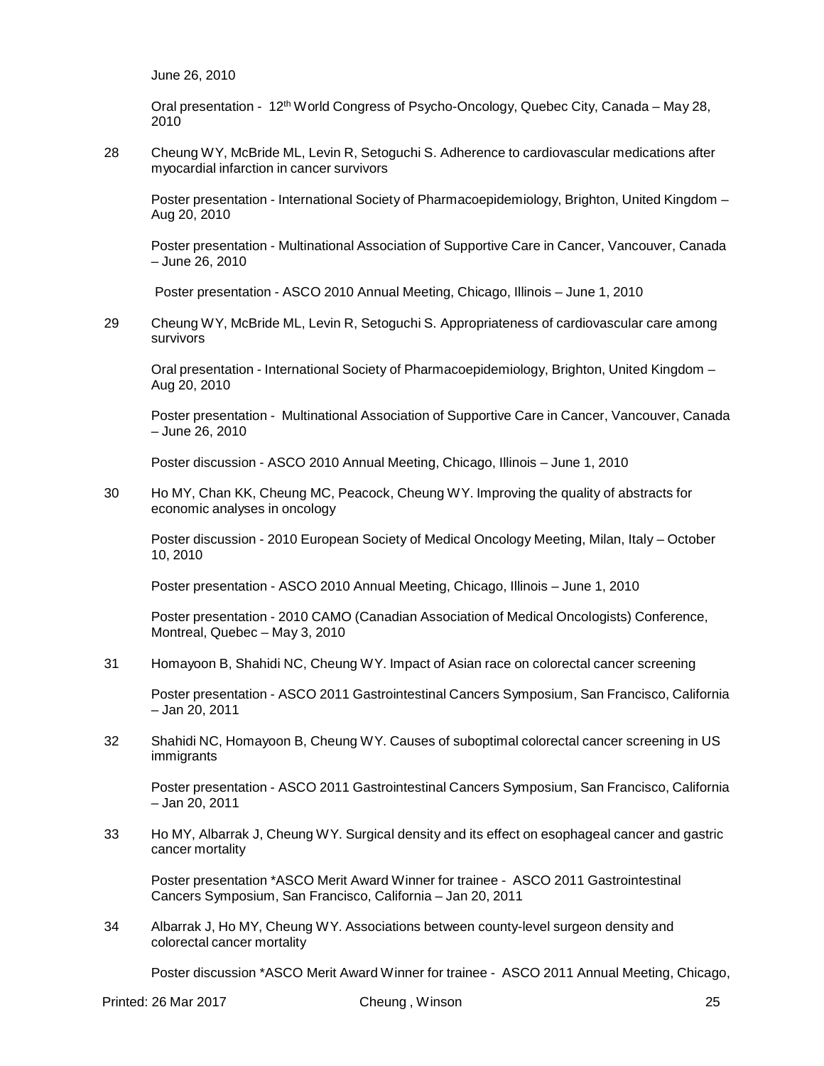June 26, 2010

Oral presentation - 12th World Congress of Psycho-Oncology, Quebec City, Canada – May 28, 2010

28 Cheung WY, McBride ML, Levin R, Setoguchi S. Adherence to cardiovascular medications after myocardial infarction in cancer survivors

Poster presentation - International Society of Pharmacoepidemiology, Brighton, United Kingdom – Aug 20, 2010

Poster presentation - Multinational Association of Supportive Care in Cancer, Vancouver, Canada – June 26, 2010

Poster presentation - ASCO 2010 Annual Meeting, Chicago, Illinois – June 1, 2010

29 Cheung WY, McBride ML, Levin R, Setoguchi S. Appropriateness of cardiovascular care among survivors

Oral presentation - International Society of Pharmacoepidemiology, Brighton, United Kingdom – Aug 20, 2010

Poster presentation - Multinational Association of Supportive Care in Cancer, Vancouver, Canada – June 26, 2010

Poster discussion - ASCO 2010 Annual Meeting, Chicago, Illinois – June 1, 2010

30 Ho MY, Chan KK, Cheung MC, Peacock, Cheung WY. Improving the quality of abstracts for economic analyses in oncology

Poster discussion - 2010 European Society of Medical Oncology Meeting, Milan, Italy – October 10, 2010

Poster presentation - ASCO 2010 Annual Meeting, Chicago, Illinois – June 1, 2010

Poster presentation - 2010 CAMO (Canadian Association of Medical Oncologists) Conference, Montreal, Quebec – May 3, 2010

31 Homayoon B, Shahidi NC, Cheung WY. Impact of Asian race on colorectal cancer screening

Poster presentation - ASCO 2011 Gastrointestinal Cancers Symposium, San Francisco, California – Jan 20, 2011

32 Shahidi NC, Homayoon B, Cheung WY. Causes of suboptimal colorectal cancer screening in US immigrants

Poster presentation - ASCO 2011 Gastrointestinal Cancers Symposium, San Francisco, California – Jan 20, 2011

33 Ho MY, Albarrak J, Cheung WY. Surgical density and its effect on esophageal cancer and gastric cancer mortality

Poster presentation *ASCO Merit Award Winner for trainee - ASCO 2011 Gastrointestinal Cancers Symposium, San Francisco, California – Jan 20, 2011

34 Albarrak J, Ho MY, Cheung WY. Associations between county-level surgeon density and colorectal cancer mortality

Poster discussion *ASCO Merit Award Winner for trainee - ASCO 2011 Annual Meeting, Chicago,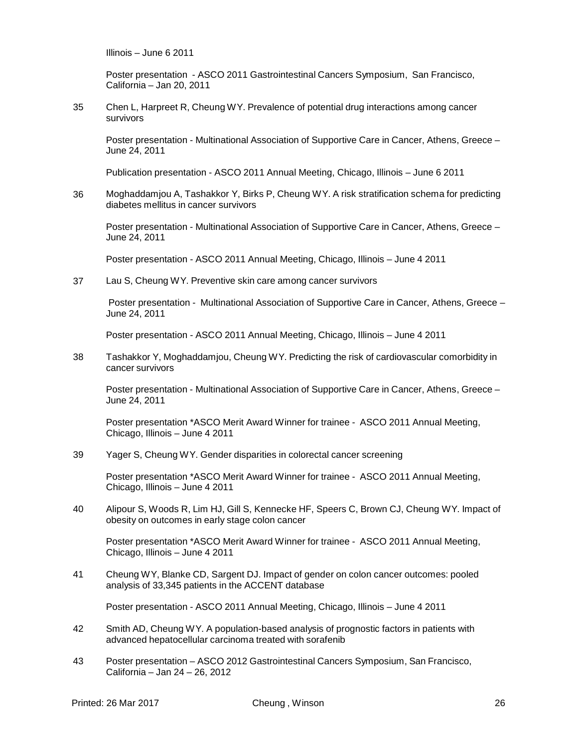Illinois – June 6 2011

Poster presentation - ASCO 2011 Gastrointestinal Cancers Symposium, San Francisco, California – Jan 20, 2011

35 Chen L, Harpreet R, Cheung WY. Prevalence of potential drug interactions among cancer survivors

Poster presentation - Multinational Association of Supportive Care in Cancer, Athens, Greece – June 24, 2011

Publication presentation - ASCO 2011 Annual Meeting, Chicago, Illinois – June 6 2011

36 Moghaddamjou A, Tashakkor Y, Birks P, Cheung WY. A risk stratification schema for predicting diabetes mellitus in cancer survivors

Poster presentation - Multinational Association of Supportive Care in Cancer, Athens, Greece – June 24, 2011

Poster presentation - ASCO 2011 Annual Meeting, Chicago, Illinois – June 4 2011

37 Lau S, Cheung WY. Preventive skin care among cancer survivors

Poster presentation - Multinational Association of Supportive Care in Cancer, Athens, Greece – June 24, 2011

Poster presentation - ASCO 2011 Annual Meeting, Chicago, Illinois – June 4 2011

38 Tashakkor Y, Moghaddamjou, Cheung WY. Predicting the risk of cardiovascular comorbidity in cancer survivors

Poster presentation - Multinational Association of Supportive Care in Cancer, Athens, Greece – June 24, 2011

Poster presentation *ASCO Merit Award Winner for trainee - ASCO 2011 Annual Meeting, Chicago, Illinois – June 4 2011

39 Yager S, Cheung WY. Gender disparities in colorectal cancer screening

Poster presentation *ASCO Merit Award Winner for trainee - ASCO 2011 Annual Meeting, Chicago, Illinois – June 4 2011

40 Alipour S, Woods R, Lim HJ, Gill S, Kennecke HF, Speers C, Brown CJ, Cheung WY. Impact of obesity on outcomes in early stage colon cancer

Poster presentation *ASCO Merit Award Winner for trainee - ASCO 2011 Annual Meeting, Chicago, Illinois – June 4 2011

41 Cheung WY, Blanke CD, Sargent DJ. Impact of gender on colon cancer outcomes: pooled analysis of 33,345 patients in the ACCENT database

Poster presentation - ASCO 2011 Annual Meeting, Chicago, Illinois – June 4 2011

42 Smith AD, Cheung WY. A population-based analysis of prognostic factors in patients with advanced hepatocellular carcinoma treated with sorafenib

43 Poster presentation – ASCO 2012 Gastrointestinal Cancers Symposium, San Francisco, California – Jan 24 – 26, 2012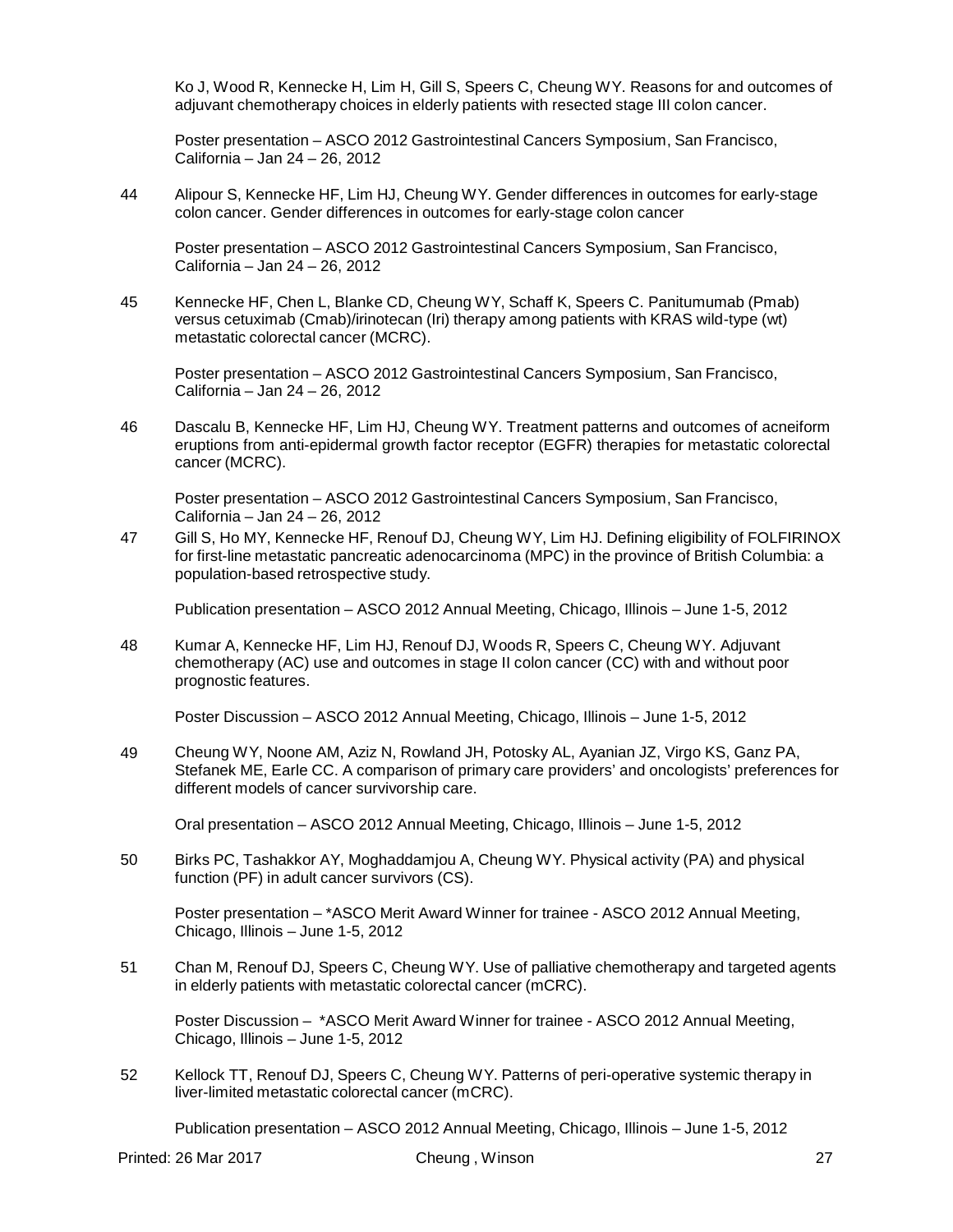Ko J, Wood R, Kennecke H, Lim H, Gill S, Speers C, Cheung WY. Reasons for and outcomes of adjuvant chemotherapy choices in elderly patients with resected stage III colon cancer.

Poster presentation – ASCO 2012 Gastrointestinal Cancers Symposium, San Francisco, California – Jan 24 – 26, 2012

44 Alipour S, Kennecke HF, Lim HJ, Cheung WY. Gender differences in outcomes for early-stage colon cancer. Gender differences in outcomes for early-stage colon cancer

Poster presentation – ASCO 2012 Gastrointestinal Cancers Symposium, San Francisco, California – Jan 24 – 26, 2012

45 Kennecke HF, Chen L, Blanke CD, Cheung WY, Schaff K, Speers C. Panitumumab (Pmab) versus cetuximab (Cmab)/irinotecan (Iri) therapy among patients with KRAS wild-type (wt) metastatic colorectal cancer (MCRC).

Poster presentation – ASCO 2012 Gastrointestinal Cancers Symposium, San Francisco, California – Jan 24 – 26, 2012

46 Dascalu B, Kennecke HF, Lim HJ, Cheung WY. Treatment patterns and outcomes of acneiform eruptions from anti-epidermal growth factor receptor (EGFR) therapies for metastatic colorectal cancer (MCRC).

Poster presentation – ASCO 2012 Gastrointestinal Cancers Symposium, San Francisco, California – Jan 24 – 26, 2012

47 Gill S, Ho MY, Kennecke HF, Renouf DJ, Cheung WY, Lim HJ. Defining eligibility of FOLFIRINOX for first-line metastatic pancreatic adenocarcinoma (MPC) in the province of British Columbia: a population-based retrospective study.

Publication presentation – ASCO 2012 Annual Meeting, Chicago, Illinois – June 1-5, 2012

48 Kumar A, Kennecke HF, Lim HJ, Renouf DJ, Woods R, Speers C, Cheung WY. Adjuvant chemotherapy (AC) use and outcomes in stage II colon cancer (CC) with and without poor prognostic features.

Poster Discussion – ASCO 2012 Annual Meeting, Chicago, Illinois – June 1-5, 2012

49 Cheung WY, Noone AM, Aziz N, Rowland JH, Potosky AL, Ayanian JZ, Virgo KS, Ganz PA, Stefanek ME, Earle CC. A comparison of primary care providers' and oncologists' preferences for different models of cancer survivorship care.

Oral presentation – ASCO 2012 Annual Meeting, Chicago, Illinois – June 1-5, 2012

50 Birks PC, Tashakkor AY, Moghaddamjou A, Cheung WY. Physical activity (PA) and physical function (PF) in adult cancer survivors (CS).

Poster presentation – *ASCO Merit Award Winner for trainee - ASCO 2012 Annual Meeting, Chicago, Illinois – June 1-5, 2012

51 Chan M, Renouf DJ, Speers C, Cheung WY. Use of palliative chemotherapy and targeted agents in elderly patients with metastatic colorectal cancer (mCRC).

Poster Discussion – *ASCO Merit Award Winner for trainee - ASCO 2012 Annual Meeting, Chicago, Illinois – June 1-5, 2012

52 Kellock TT, Renouf DJ, Speers C, Cheung WY. Patterns of peri-operative systemic therapy in liver-limited metastatic colorectal cancer (mCRC).

Publication presentation – ASCO 2012 Annual Meeting, Chicago, Illinois – June 1-5, 2012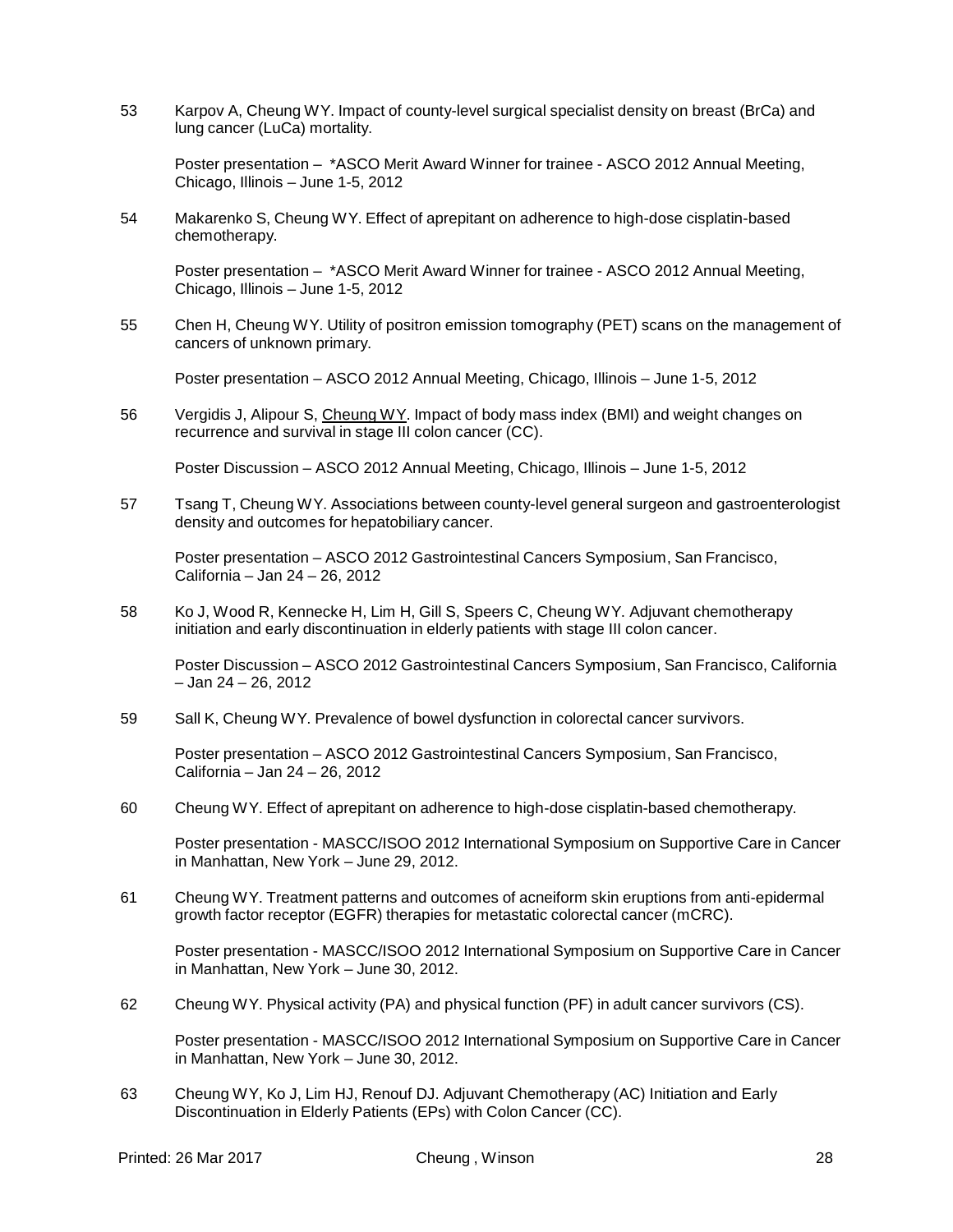53 Karpov A, Cheung WY. Impact of county-level surgical specialist density on breast (BrCa) and lung cancer (LuCa) mortality.

Poster presentation – *ASCO Merit Award Winner for trainee - ASCO 2012 Annual Meeting, Chicago, Illinois – June 1-5, 2012

54 Makarenko S, Cheung WY. Effect of aprepitant on adherence to high-dose cisplatin-based chemotherapy.

Poster presentation – *ASCO Merit Award Winner for trainee - ASCO 2012 Annual Meeting, Chicago, Illinois – June 1-5, 2012

55 Chen H, Cheung WY. Utility of positron emission tomography (PET) scans on the management of cancers of unknown primary.

Poster presentation – ASCO 2012 Annual Meeting, Chicago, Illinois – June 1-5, 2012

56 Vergidis J, Alipour S, <u>Cheung WY</u>. Impact of body mass index (BMI) and weight changes on recurrence and survival in stage III colon cancer (CC).

Poster Discussion – ASCO 2012 Annual Meeting, Chicago, Illinois – June 1-5, 2012

57 Tsang T, Cheung WY. Associations between county-level general surgeon and gastroenterologist density and outcomes for hepatobiliary cancer.

Poster presentation – ASCO 2012 Gastrointestinal Cancers Symposium, San Francisco, California – Jan 24 – 26, 2012

58 Ko J, Wood R, Kennecke H, Lim H, Gill S, Speers C, Cheung WY. Adjuvant chemotherapy initiation and early discontinuation in elderly patients with stage III colon cancer.

Poster Discussion – ASCO 2012 Gastrointestinal Cancers Symposium, San Francisco, California – Jan 24 – 26, 2012

59 Sall K, Cheung WY. Prevalence of bowel dysfunction in colorectal cancer survivors.

Poster presentation – ASCO 2012 Gastrointestinal Cancers Symposium, San Francisco, California – Jan 24 – 26, 2012

60 Cheung WY. Effect of aprepitant on adherence to high-dose cisplatin-based chemotherapy.

Poster presentation - MASCC/ISOO 2012 International Symposium on Supportive Care in Cancer in Manhattan, New York – June 29, 2012.

61 Cheung WY. Treatment patterns and outcomes of acneiform skin eruptions from anti-epidermal growth factor receptor (EGFR) therapies for metastatic colorectal cancer (mCRC).

Poster presentation - MASCC/ISOO 2012 International Symposium on Supportive Care in Cancer in Manhattan, New York – June 30, 2012.

62 Cheung WY. Physical activity (PA) and physical function (PF) in adult cancer survivors (CS).

Poster presentation - MASCC/ISOO 2012 International Symposium on Supportive Care in Cancer in Manhattan, New York – June 30, 2012.

63 Cheung WY, Ko J, Lim HJ, Renouf DJ. Adjuvant Chemotherapy (AC) Initiation and Early Discontinuation in Elderly Patients (EPs) with Colon Cancer (CC).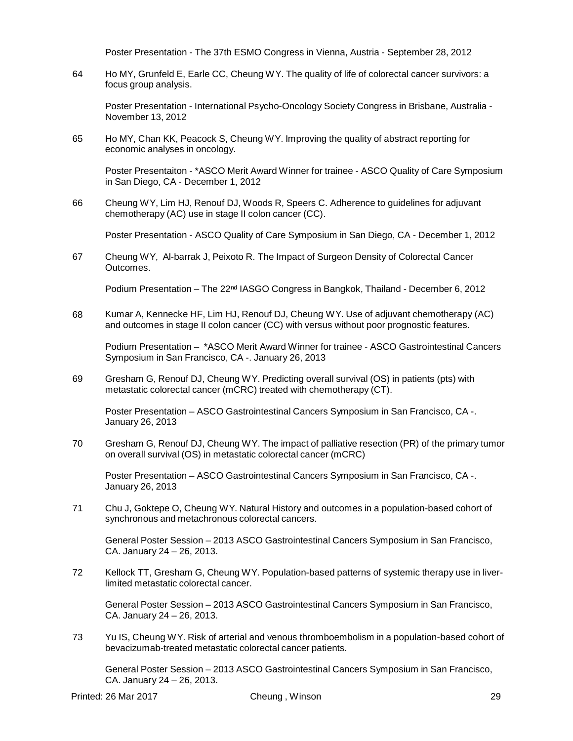Poster Presentation - The 37th ESMO Congress in Vienna, Austria - September 28, 2012

64 Ho MY, Grunfeld E, Earle CC, Cheung WY. The quality of life of colorectal cancer survivors: a focus group analysis.

Poster Presentation - International Psycho-Oncology Society Congress in Brisbane, Australia - November 13, 2012

65 Ho MY, Chan KK, Peacock S, Cheung WY. Improving the quality of abstract reporting for economic analyses in oncology.

Poster Presentaiton - *ASCO Merit Award Winner for trainee - ASCO Quality of Care Symposium in San Diego, CA - December 1, 2012

66 Cheung WY, Lim HJ, Renouf DJ, Woods R, Speers C. Adherence to guidelines for adjuvant chemotherapy (AC) use in stage II colon cancer (CC).

Poster Presentation - ASCO Quality of Care Symposium in San Diego, CA - December 1, 2012

67 Cheung WY, Al-barrak J, Peixoto R. The Impact of Surgeon Density of Colorectal Cancer Outcomes.

Podium Presentation – The 22nd IASGO Congress in Bangkok, Thailand - December 6, 2012

68 Kumar A, Kennecke HF, Lim HJ, Renouf DJ, Cheung WY. Use of adjuvant chemotherapy (AC) and outcomes in stage II colon cancer (CC) with versus without poor prognostic features.

Podium Presentation – *ASCO Merit Award Winner for trainee - ASCO Gastrointestinal Cancers Symposium in San Francisco, CA -. January 26, 2013

69 Gresham G, Renouf DJ, Cheung WY. Predicting overall survival (OS) in patients (pts) with metastatic colorectal cancer (mCRC) treated with chemotherapy (CT).

Poster Presentation – ASCO Gastrointestinal Cancers Symposium in San Francisco, CA -. January 26, 2013

70 Gresham G, Renouf DJ, Cheung WY. The impact of palliative resection (PR) of the primary tumor on overall survival (OS) in metastatic colorectal cancer (mCRC)

Poster Presentation – ASCO Gastrointestinal Cancers Symposium in San Francisco, CA -. January 26, 2013

71 Chu J, Goktepe O, Cheung WY. Natural History and outcomes in a population-based cohort of synchronous and metachronous colorectal cancers.

General Poster Session – 2013 ASCO Gastrointestinal Cancers Symposium in San Francisco, CA. January 24 – 26, 2013.

72 Kellock TT, Gresham G, Cheung WY. Population-based patterns of systemic therapy use in liver-limited metastatic colorectal cancer.

General Poster Session – 2013 ASCO Gastrointestinal Cancers Symposium in San Francisco, CA. January 24 – 26, 2013.

73 Yu IS, Cheung WY. Risk of arterial and venous thromboembolism in a population-based cohort of bevacizumab-treated metastatic colorectal cancer patients.

General Poster Session – 2013 ASCO Gastrointestinal Cancers Symposium in San Francisco, CA. January 24 – 26, 2013.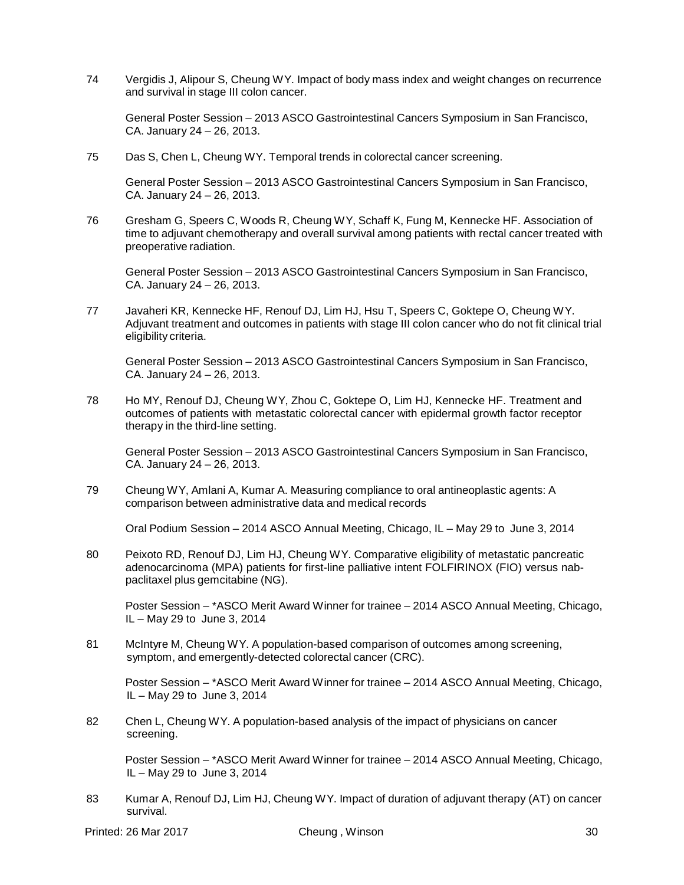74 Vergidis J, Alipour S, Cheung WY. Impact of body mass index and weight changes on recurrence and survival in stage III colon cancer.

General Poster Session – 2013 ASCO Gastrointestinal Cancers Symposium in San Francisco, CA. January 24 – 26, 2013.

75 Das S, Chen L, Cheung WY. Temporal trends in colorectal cancer screening.

General Poster Session – 2013 ASCO Gastrointestinal Cancers Symposium in San Francisco, CA. January 24 – 26, 2013.

76 Gresham G, Speers C, Woods R, Cheung WY, Schaff K, Fung M, Kennecke HF. Association of time to adjuvant chemotherapy and overall survival among patients with rectal cancer treated with preoperative radiation.

General Poster Session – 2013 ASCO Gastrointestinal Cancers Symposium in San Francisco, CA. January 24 – 26, 2013.

77 Javaheri KR, Kennecke HF, Renouf DJ, Lim HJ, Hsu T, Speers C, Goktepe O, Cheung WY. Adjuvant treatment and outcomes in patients with stage III colon cancer who do not fit clinical trial eligibility criteria.

General Poster Session – 2013 ASCO Gastrointestinal Cancers Symposium in San Francisco, CA. January 24 – 26, 2013.

78 Ho MY, Renouf DJ, Cheung WY, Zhou C, Goktepe O, Lim HJ, Kennecke HF. Treatment and outcomes of patients with metastatic colorectal cancer with epidermal growth factor receptor therapy in the third-line setting.

General Poster Session – 2013 ASCO Gastrointestinal Cancers Symposium in San Francisco, CA. January 24 – 26, 2013.

79 Cheung WY, Amlani A, Kumar A. Measuring compliance to oral antineoplastic agents: A comparison between administrative data and medical records

Oral Podium Session – 2014 ASCO Annual Meeting, Chicago, IL – May 29 to June 3, 2014

80 Peixoto RD, Renouf DJ, Lim HJ, Cheung WY. Comparative eligibility of metastatic pancreatic adenocarcinoma (MPA) patients for first-line palliative intent FOLFIRINOX (FIO) versus nab-paclitaxel plus gemcitabine (NG).

Poster Session – *ASCO Merit Award Winner for trainee – 2014 ASCO Annual Meeting, Chicago, IL – May 29 to June 3, 2014

81 McIntyre M, Cheung WY. A population-based comparison of outcomes among screening, symptom, and emergently-detected colorectal cancer (CRC).

Poster Session – *ASCO Merit Award Winner for trainee – 2014 ASCO Annual Meeting, Chicago, IL – May 29 to June 3, 2014

82 Chen L, Cheung WY. A population-based analysis of the impact of physicians on cancer screening.

Poster Session – *ASCO Merit Award Winner for trainee – 2014 ASCO Annual Meeting, Chicago, IL – May 29 to June 3, 2014

83 Kumar A, Renouf DJ, Lim HJ, Cheung WY. Impact of duration of adjuvant therapy (AT) on cancer survival.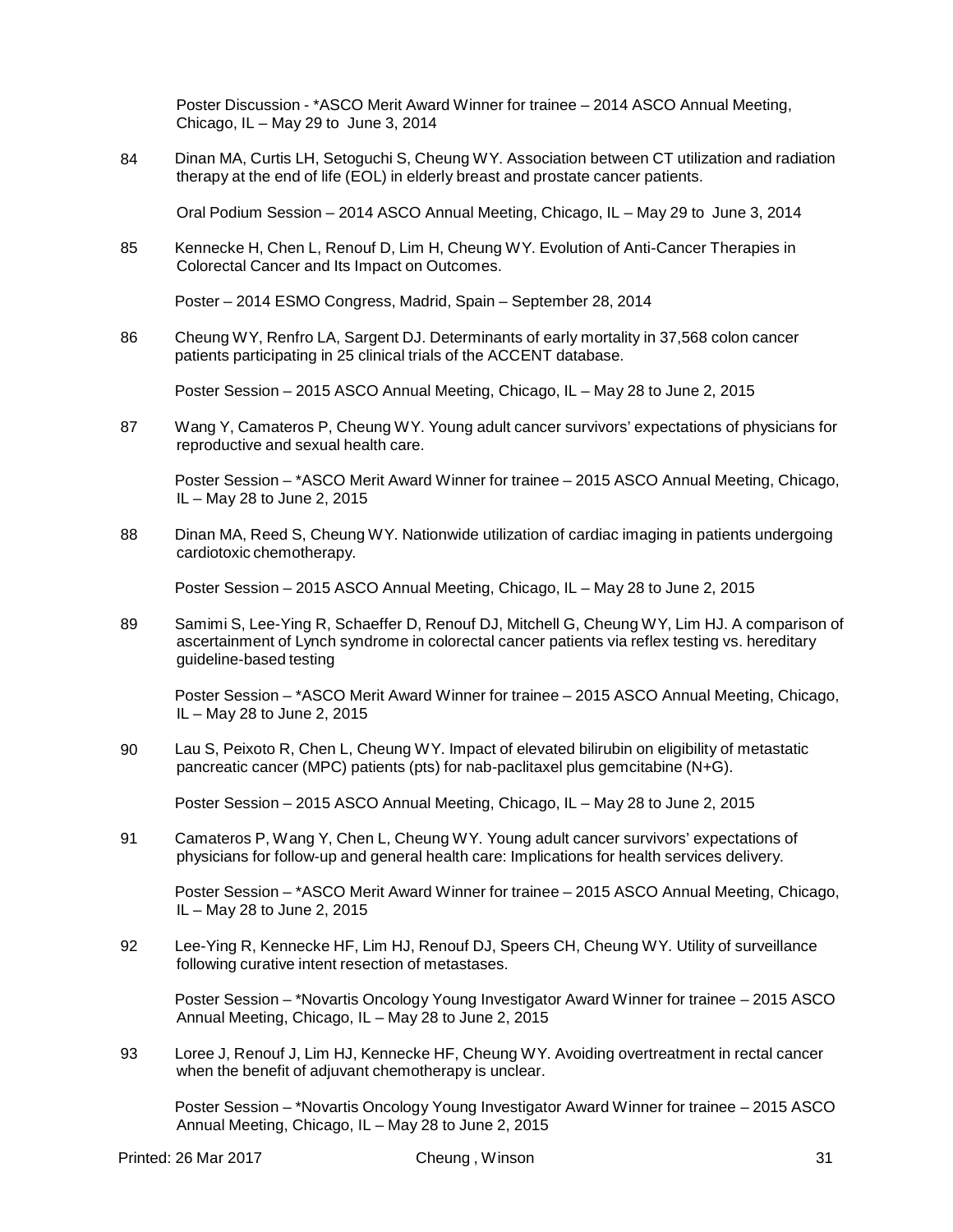Poster Discussion - *ASCO Merit Award Winner for trainee – 2014 ASCO Annual Meeting, Chicago, IL – May 29 to June 3, 2014

84 Dinan MA, Curtis LH, Setoguchi S, Cheung WY. Association between CT utilization and radiation therapy at the end of life (EOL) in elderly breast and prostate cancer patients.

Oral Podium Session – 2014 ASCO Annual Meeting, Chicago, IL – May 29 to June 3, 2014

85 Kennecke H, Chen L, Renouf D, Lim H, Cheung WY. Evolution of Anti-Cancer Therapies in Colorectal Cancer and Its Impact on Outcomes.

Poster – 2014 ESMO Congress, Madrid, Spain – September 28, 2014

86 Cheung WY, Renfro LA, Sargent DJ. Determinants of early mortality in 37,568 colon cancer patients participating in 25 clinical trials of the ACCENT database.

Poster Session – 2015 ASCO Annual Meeting, Chicago, IL – May 28 to June 2, 2015

87 Wang Y, Camateros P, Cheung WY. Young adult cancer survivors' expectations of physicians for reproductive and sexual health care.

Poster Session – *ASCO Merit Award Winner for trainee – 2015 ASCO Annual Meeting, Chicago, IL – May 28 to June 2, 2015

88 Dinan MA, Reed S, Cheung WY. Nationwide utilization of cardiac imaging in patients undergoing cardiotoxic chemotherapy.

Poster Session – 2015 ASCO Annual Meeting, Chicago, IL – May 28 to June 2, 2015

89 Samimi S, Lee-Ying R, Schaeffer D, Renouf DJ, Mitchell G, Cheung WY, Lim HJ. A comparison of ascertainment of Lynch syndrome in colorectal cancer patients via reflex testing vs. hereditary guideline-based testing

Poster Session – *ASCO Merit Award Winner for trainee – 2015 ASCO Annual Meeting, Chicago, IL – May 28 to June 2, 2015

90 Lau S, Peixoto R, Chen L, Cheung WY. Impact of elevated bilirubin on eligibility of metastatic pancreatic cancer (MPC) patients (pts) for nab-paclitaxel plus gemcitabine (N+G).

Poster Session – 2015 ASCO Annual Meeting, Chicago, IL – May 28 to June 2, 2015

91 Camateros P, Wang Y, Chen L, Cheung WY. Young adult cancer survivors' expectations of physicians for follow-up and general health care: Implications for health services delivery.

Poster Session – *ASCO Merit Award Winner for trainee – 2015 ASCO Annual Meeting, Chicago, IL – May 28 to June 2, 2015

92 Lee-Ying R, Kennecke HF, Lim HJ, Renouf DJ, Speers CH, Cheung WY. Utility of surveillance following curative intent resection of metastases.

Poster Session – *Novartis Oncology Young Investigator Award Winner for trainee – 2015 ASCO Annual Meeting, Chicago, IL – May 28 to June 2, 2015

93 Loree J, Renouf J, Lim HJ, Kennecke HF, Cheung WY. Avoiding overtreatment in rectal cancer when the benefit of adjuvant chemotherapy is unclear.

Poster Session – *Novartis Oncology Young Investigator Award Winner for trainee – 2015 ASCO Annual Meeting, Chicago, IL – May 28 to June 2, 2015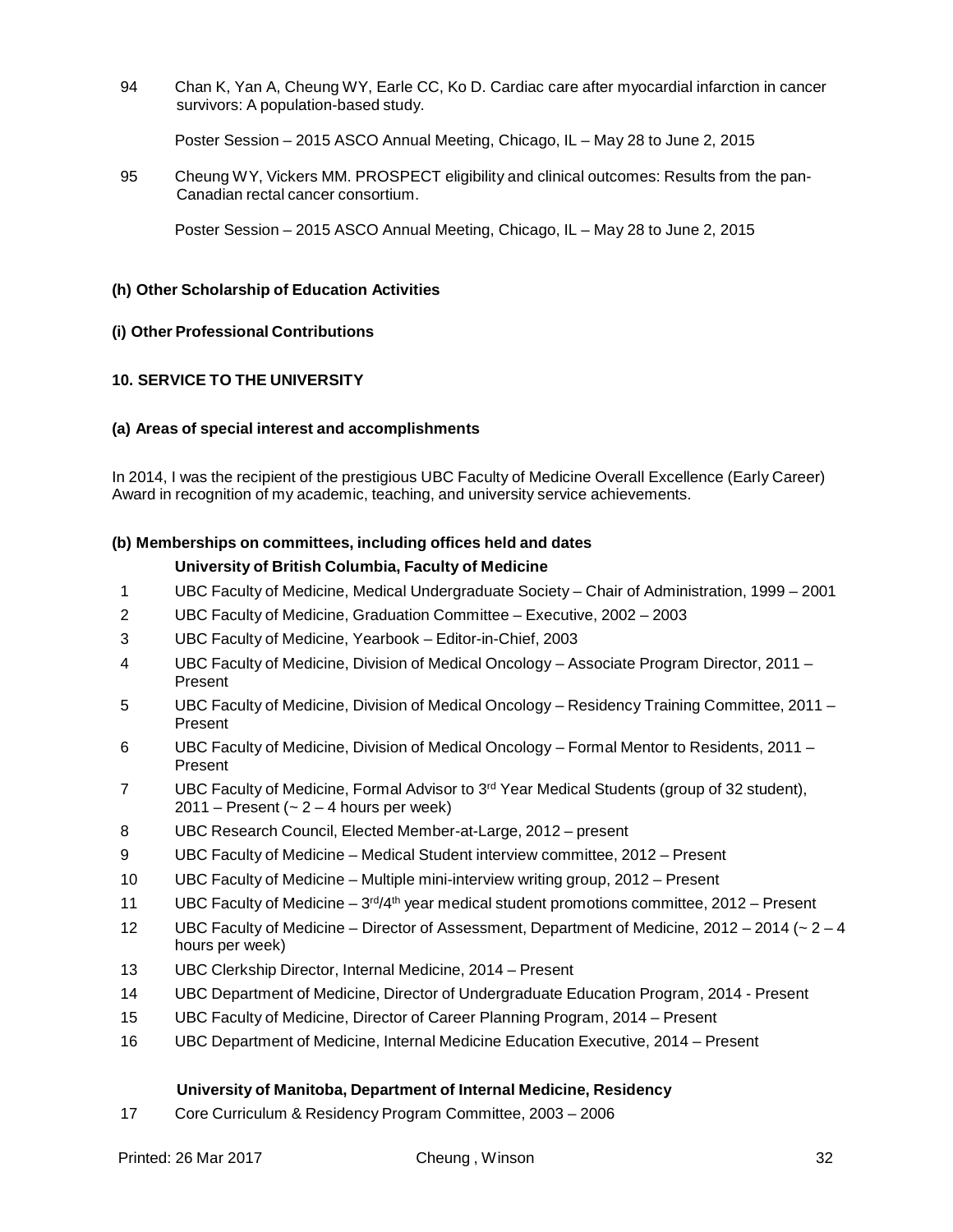94 Chan K, Yan A, Cheung WY, Earle CC, Ko D. Cardiac care after myocardial infarction in cancer survivors: A population-based study.

Poster Session – 2015 ASCO Annual Meeting, Chicago, IL – May 28 to June 2, 2015

95 Cheung WY, Vickers MM. PROSPECT eligibility and clinical outcomes: Results from the pan-Canadian rectal cancer consortium.

Poster Session – 2015 ASCO Annual Meeting, Chicago, IL – May 28 to June 2, 2015

**(h) Other Scholarship of Education Activities**

**(i) Other Professional Contributions**

## 10. SERVICE TO THE UNIVERSITY

**(a) Areas of special interest and accomplishments**

In 2014, I was the recipient of the prestigious UBC Faculty of Medicine Overall Excellence (Early Career) Award in recognition of my academic, teaching, and university service achievements.

**(b) Memberships on committees, including offices held and dates**

**University of British Columbia, Faculty of Medicine**

1 UBC Faculty of Medicine, Medical Undergraduate Society – Chair of Administration, 1999 – 2001

2 UBC Faculty of Medicine, Graduation Committee – Executive, 2002 – 2003

3 UBC Faculty of Medicine, Yearbook – Editor-in-Chief, 2003

4 UBC Faculty of Medicine, Division of Medical Oncology – Associate Program Director, 2011 – Present

5 UBC Faculty of Medicine, Division of Medical Oncology – Residency Training Committee, 2011 – Present

6 UBC Faculty of Medicine, Division of Medical Oncology – Formal Mentor to Residents, 2011 – Present

7 UBC Faculty of Medicine, Formal Advisor to 3rd Year Medical Students (group of 32 student), 2011 – Present (~ 2 – 4 hours per week)

8 UBC Research Council, Elected Member-at-Large, 2012 – present

9 UBC Faculty of Medicine – Medical Student interview committee, 2012 – Present

10 UBC Faculty of Medicine – Multiple mini-interview writing group, 2012 – Present

11 UBC Faculty of Medicine – 3rd/4th year medical student promotions committee, 2012 – Present

12 UBC Faculty of Medicine – Director of Assessment, Department of Medicine, 2012 – 2014 (~ 2 – 4 hours per week)

13 UBC Clerkship Director, Internal Medicine, 2014 – Present

14 UBC Department of Medicine, Director of Undergraduate Education Program, 2014 - Present

15 UBC Faculty of Medicine, Director of Career Planning Program, 2014 – Present

16 UBC Department of Medicine, Internal Medicine Education Executive, 2014 – Present

**University of Manitoba, Department of Internal Medicine, Residency**

17 Core Curriculum & Residency Program Committee, 2003 – 2006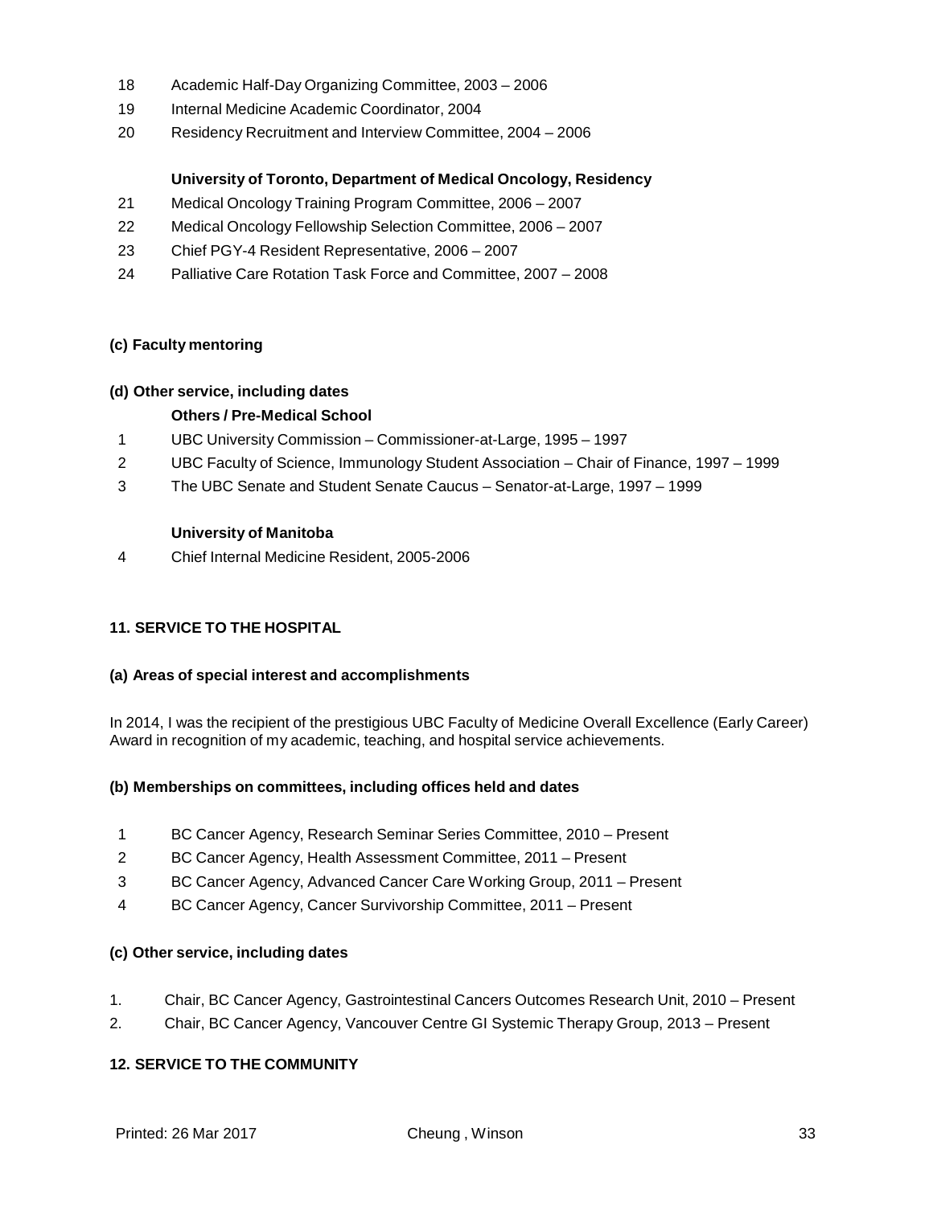18 Academic Half-Day Organizing Committee, 2003 – 2006
19 Internal Medicine Academic Coordinator, 2004
20 Residency Recruitment and Interview Committee, 2004 – 2006

**University of Toronto, Department of Medical Oncology, Residency**

21 Medical Oncology Training Program Committee, 2006 – 2007
22 Medical Oncology Fellowship Selection Committee, 2006 – 2007
23 Chief PGY-4 Resident Representative, 2006 – 2007
24 Palliative Care Rotation Task Force and Committee, 2007 – 2008

**(c) Faculty mentoring**

**(d) Other service, including dates**

**Others / Pre-Medical School**

1 UBC University Commission – Commissioner-at-Large, 1995 – 1997
2 UBC Faculty of Science, Immunology Student Association – Chair of Finance, 1997 – 1999
3 The UBC Senate and Student Senate Caucus – Senator-at-Large, 1997 – 1999

**University of Manitoba**

4 Chief Internal Medicine Resident, 2005-2006

## 11. SERVICE TO THE HOSPITAL

**(a) Areas of special interest and accomplishments**

In 2014, I was the recipient of the prestigious UBC Faculty of Medicine Overall Excellence (Early Career) Award in recognition of my academic, teaching, and hospital service achievements.

**(b) Memberships on committees, including offices held and dates**

1 BC Cancer Agency, Research Seminar Series Committee, 2010 – Present
2 BC Cancer Agency, Health Assessment Committee, 2011 – Present
3 BC Cancer Agency, Advanced Cancer Care Working Group, 2011 – Present
4 BC Cancer Agency, Cancer Survivorship Committee, 2011 – Present

**(c) Other service, including dates**

1. Chair, BC Cancer Agency, Gastrointestinal Cancers Outcomes Research Unit, 2010 – Present
2. Chair, BC Cancer Agency, Vancouver Centre GI Systemic Therapy Group, 2013 – Present

## 12. SERVICE TO THE COMMUNITY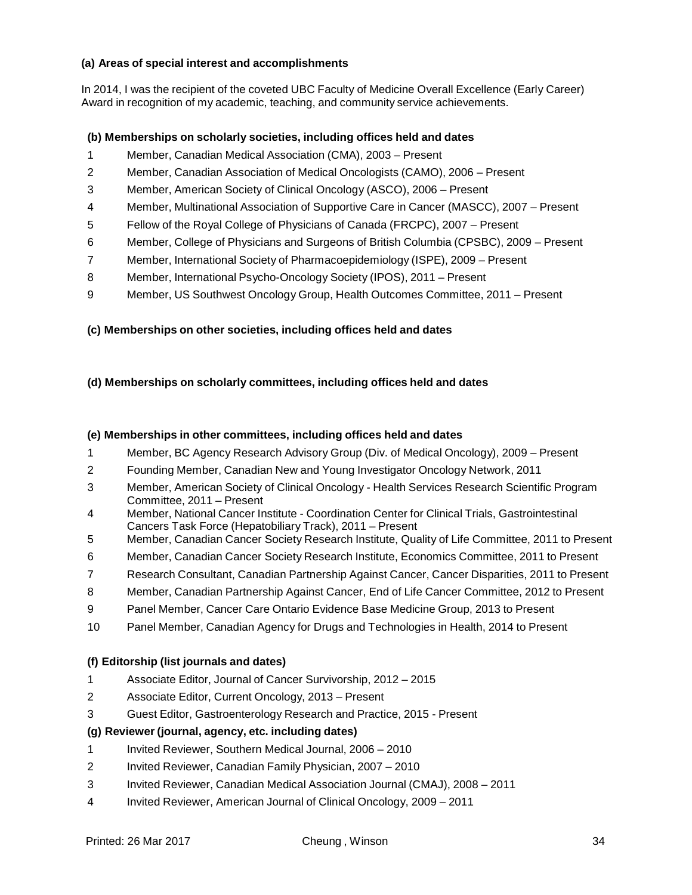**(a) Areas of special interest and accomplishments**

In 2014, I was the recipient of the coveted UBC Faculty of Medicine Overall Excellence (Early Career) Award in recognition of my academic, teaching, and community service achievements.

**(b) Memberships on scholarly societies, including offices held and dates**

1. Member, Canadian Medical Association (CMA), 2003 – Present
2. Member, Canadian Association of Medical Oncologists (CAMO), 2006 – Present
3. Member, American Society of Clinical Oncology (ASCO), 2006 – Present
4. Member, Multinational Association of Supportive Care in Cancer (MASCC), 2007 – Present
5. Fellow of the Royal College of Physicians of Canada (FRCPC), 2007 – Present
6. Member, College of Physicians and Surgeons of British Columbia (CPSBC), 2009 – Present
7. Member, International Society of Pharmacoepidemiology (ISPE), 2009 – Present
8. Member, International Psycho-Oncology Society (IPOS), 2011 – Present
9. Member, US Southwest Oncology Group, Health Outcomes Committee, 2011 – Present

**(c) Memberships on other societies, including offices held and dates**

**(d) Memberships on scholarly committees, including offices held and dates**

**(e) Memberships in other committees, including offices held and dates**

1. Member, BC Agency Research Advisory Group (Div. of Medical Oncology), 2009 – Present
2. Founding Member, Canadian New and Young Investigator Oncology Network, 2011
3. Member, American Society of Clinical Oncology - Health Services Research Scientific Program Committee, 2011 – Present
4. Member, National Cancer Institute - Coordination Center for Clinical Trials, Gastrointestinal Cancers Task Force (Hepatobiliary Track), 2011 – Present
5. Member, Canadian Cancer Society Research Institute, Quality of Life Committee, 2011 to Present
6. Member, Canadian Cancer Society Research Institute, Economics Committee, 2011 to Present
7. Research Consultant, Canadian Partnership Against Cancer, Cancer Disparities, 2011 to Present
8. Member, Canadian Partnership Against Cancer, End of Life Cancer Committee, 2012 to Present
9. Panel Member, Cancer Care Ontario Evidence Base Medicine Group, 2013 to Present
10. Panel Member, Canadian Agency for Drugs and Technologies in Health, 2014 to Present

**(f) Editorship (list journals and dates)**

1. Associate Editor, Journal of Cancer Survivorship, 2012 – 2015
2. Associate Editor, Current Oncology, 2013 – Present
3. Guest Editor, Gastroenterology Research and Practice, 2015 - Present

**(g) Reviewer (journal, agency, etc. including dates)**

1. Invited Reviewer, Southern Medical Journal, 2006 – 2010
2. Invited Reviewer, Canadian Family Physician, 2007 – 2010
3. Invited Reviewer, Canadian Medical Association Journal (CMAJ), 2008 – 2011
4. Invited Reviewer, American Journal of Clinical Oncology, 2009 – 2011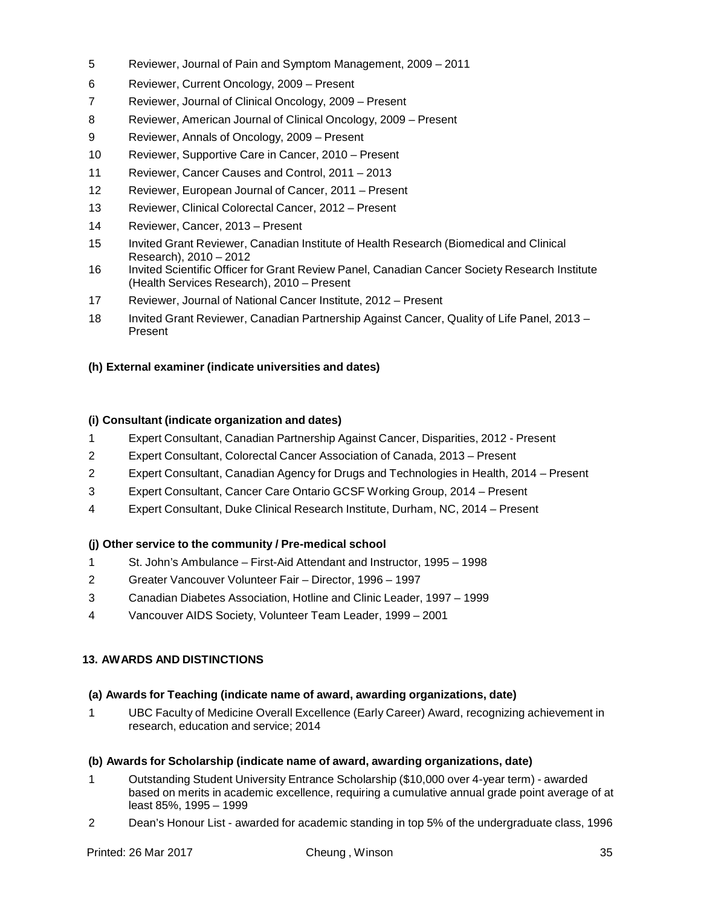5 Reviewer, Journal of Pain and Symptom Management, 2009 – 2011

6 Reviewer, Current Oncology, 2009 – Present

7 Reviewer, Journal of Clinical Oncology, 2009 – Present

8 Reviewer, American Journal of Clinical Oncology, 2009 – Present

9 Reviewer, Annals of Oncology, 2009 – Present

10 Reviewer, Supportive Care in Cancer, 2010 – Present

11 Reviewer, Cancer Causes and Control, 2011 – 2013

12 Reviewer, European Journal of Cancer, 2011 – Present

13 Reviewer, Clinical Colorectal Cancer, 2012 – Present

14 Reviewer, Cancer, 2013 – Present

15 Invited Grant Reviewer, Canadian Institute of Health Research (Biomedical and Clinical Research), 2010 – 2012

16 Invited Scientific Officer for Grant Review Panel, Canadian Cancer Society Research Institute (Health Services Research), 2010 – Present

17 Reviewer, Journal of National Cancer Institute, 2012 – Present

18 Invited Grant Reviewer, Canadian Partnership Against Cancer, Quality of Life Panel, 2013 – Present

#### (h) External examiner (indicate universities and dates)

#### (i) Consultant (indicate organization and dates)

1 Expert Consultant, Canadian Partnership Against Cancer, Disparities, 2012 - Present

2 Expert Consultant, Colorectal Cancer Association of Canada, 2013 – Present

2 Expert Consultant, Canadian Agency for Drugs and Technologies in Health, 2014 – Present

3 Expert Consultant, Cancer Care Ontario GCSF Working Group, 2014 – Present

4 Expert Consultant, Duke Clinical Research Institute, Durham, NC, 2014 – Present

#### (j) Other service to the community / Pre-medical school

1 St. John's Ambulance – First-Aid Attendant and Instructor, 1995 – 1998

2 Greater Vancouver Volunteer Fair – Director, 1996 – 1997

3 Canadian Diabetes Association, Hotline and Clinic Leader, 1997 – 1999

4 Vancouver AIDS Society, Volunteer Team Leader, 1999 – 2001

### 13. AWARDS AND DISTINCTIONS

#### (a) Awards for Teaching (indicate name of award, awarding organizations, date)

1 UBC Faculty of Medicine Overall Excellence (Early Career) Award, recognizing achievement in research, education and service; 2014

#### (b) Awards for Scholarship (indicate name of award, awarding organizations, date)

1 Outstanding Student University Entrance Scholarship ($10,000 over 4-year term) - awarded based on merits in academic excellence, requiring a cumulative annual grade point average of at least 85%, 1995 – 1999

2 Dean's Honour List - awarded for academic standing in top 5% of the undergraduate class, 1996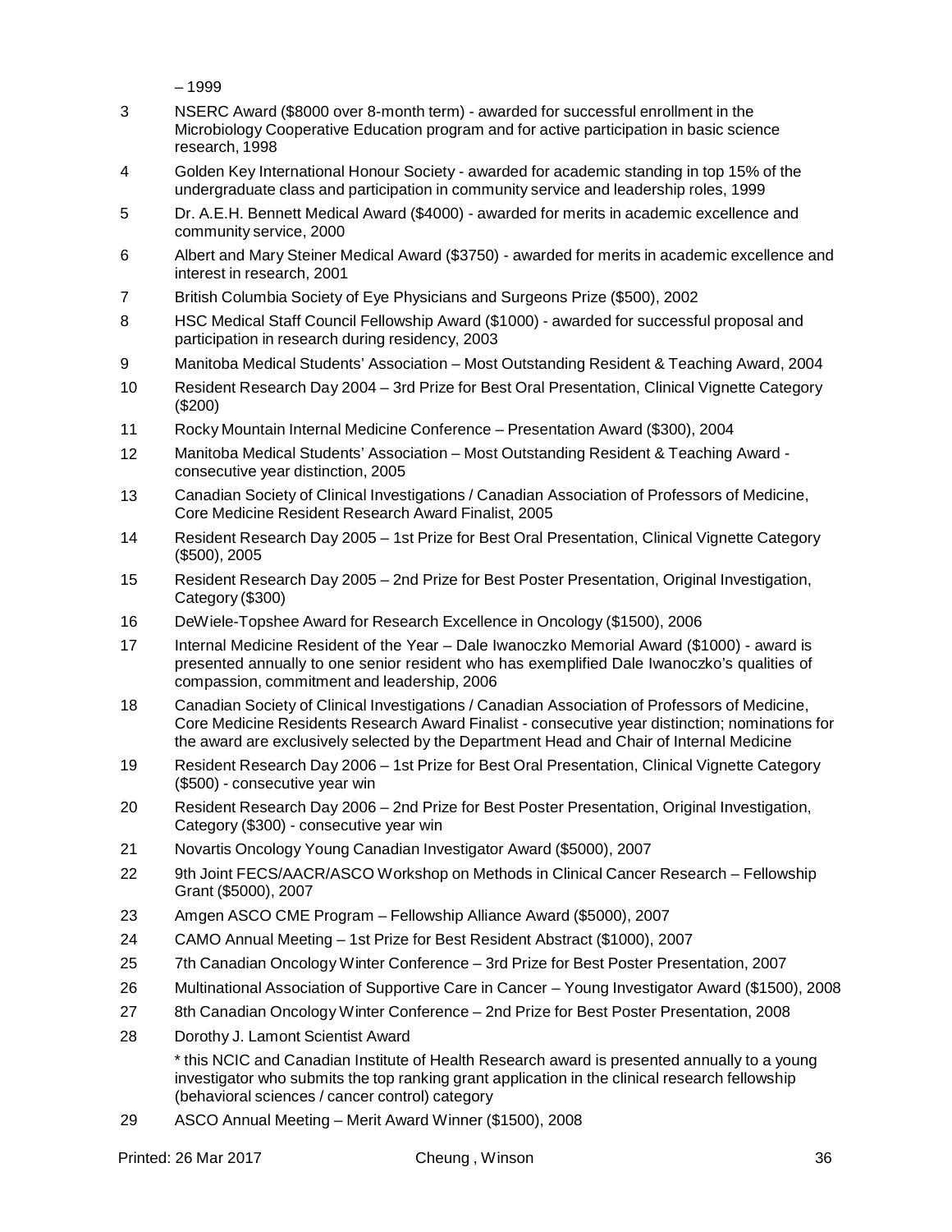– 1999

3. NSERC Award ($8000 over 8-month term) - awarded for successful enrollment in the Microbiology Cooperative Education program and for active participation in basic science research, 1998
4. Golden Key International Honour Society - awarded for academic standing in top 15% of the undergraduate class and participation in community service and leadership roles, 1999
5. Dr. A.E.H. Bennett Medical Award ($4000) - awarded for merits in academic excellence and community service, 2000
6. Albert and Mary Steiner Medical Award ($3750) - awarded for merits in academic excellence and interest in research, 2001
7. British Columbia Society of Eye Physicians and Surgeons Prize ($500), 2002
8. HSC Medical Staff Council Fellowship Award ($1000) - awarded for successful proposal and participation in research during residency, 2003
9. Manitoba Medical Students' Association – Most Outstanding Resident & Teaching Award, 2004
10. Resident Research Day 2004 – 3rd Prize for Best Oral Presentation, Clinical Vignette Category ($200)
11. Rocky Mountain Internal Medicine Conference – Presentation Award ($300), 2004
12. Manitoba Medical Students' Association – Most Outstanding Resident & Teaching Award - consecutive year distinction, 2005
13. Canadian Society of Clinical Investigations / Canadian Association of Professors of Medicine, Core Medicine Resident Research Award Finalist, 2005
14. Resident Research Day 2005 – 1st Prize for Best Oral Presentation, Clinical Vignette Category ($500), 2005
15. Resident Research Day 2005 – 2nd Prize for Best Poster Presentation, Original Investigation, Category ($300)
16. DeWiele-Topshee Award for Research Excellence in Oncology ($1500), 2006
17. Internal Medicine Resident of the Year – Dale Iwanoczko Memorial Award ($1000) - award is presented annually to one senior resident who has exemplified Dale Iwanoczko's qualities of compassion, commitment and leadership, 2006
18. Canadian Society of Clinical Investigations / Canadian Association of Professors of Medicine, Core Medicine Residents Research Award Finalist - consecutive year distinction; nominations for the award are exclusively selected by the Department Head and Chair of Internal Medicine
19. Resident Research Day 2006 – 1st Prize for Best Oral Presentation, Clinical Vignette Category ($500) - consecutive year win
20. Resident Research Day 2006 – 2nd Prize for Best Poster Presentation, Original Investigation, Category ($300) - consecutive year win
21. Novartis Oncology Young Canadian Investigator Award ($5000), 2007
22. 9th Joint FECS/AACR/ASCO Workshop on Methods in Clinical Cancer Research – Fellowship Grant ($5000), 2007
23. Amgen ASCO CME Program – Fellowship Alliance Award ($5000), 2007
24. CAMO Annual Meeting – 1st Prize for Best Resident Abstract ($1000), 2007
25. 7th Canadian Oncology Winter Conference – 3rd Prize for Best Poster Presentation, 2007
26. Multinational Association of Supportive Care in Cancer – Young Investigator Award ($1500), 2008
27. 8th Canadian Oncology Winter Conference – 2nd Prize for Best Poster Presentation, 2008
28. Dorothy J. Lamont Scientist Award

    * this NCIC and Canadian Institute of Health Research award is presented annually to a young investigator who submits the top ranking grant application in the clinical research fellowship (behavioral sciences / cancer control) category
29. ASCO Annual Meeting – Merit Award Winner ($1500), 2008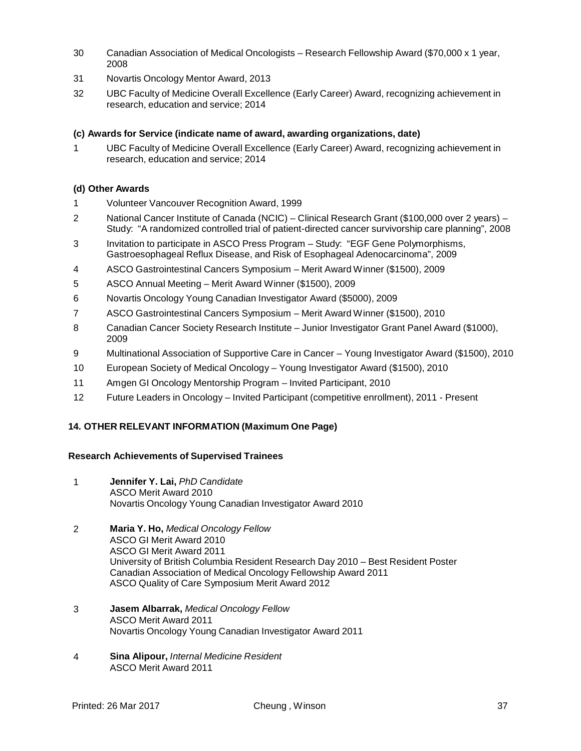30 Canadian Association of Medical Oncologists – Research Fellowship Award ($70,000 x 1 year, 2008

31 Novartis Oncology Mentor Award, 2013

32 UBC Faculty of Medicine Overall Excellence (Early Career) Award, recognizing achievement in research, education and service; 2014

**(c) Awards for Service (indicate name of award, awarding organizations, date)**

1 UBC Faculty of Medicine Overall Excellence (Early Career) Award, recognizing achievement in research, education and service; 2014

**(d) Other Awards**

1 Volunteer Vancouver Recognition Award, 1999

2 National Cancer Institute of Canada (NCIC) – Clinical Research Grant ($100,000 over 2 years) – Study: "A randomized controlled trial of patient-directed cancer survivorship care planning", 2008

3 Invitation to participate in ASCO Press Program – Study: "EGF Gene Polymorphisms, Gastroesophageal Reflux Disease, and Risk of Esophageal Adenocarcinoma", 2009

4 ASCO Gastrointestinal Cancers Symposium – Merit Award Winner ($1500), 2009

5 ASCO Annual Meeting – Merit Award Winner ($1500), 2009

6 Novartis Oncology Young Canadian Investigator Award ($5000), 2009

7 ASCO Gastrointestinal Cancers Symposium – Merit Award Winner ($1500), 2010

8 Canadian Cancer Society Research Institute – Junior Investigator Grant Panel Award ($1000), 2009

9 Multinational Association of Supportive Care in Cancer – Young Investigator Award ($1500), 2010

10 European Society of Medical Oncology – Young Investigator Award ($1500), 2010

11 Amgen GI Oncology Mentorship Program – Invited Participant, 2010

12 Future Leaders in Oncology – Invited Participant (competitive enrollment), 2011 - Present

## 14. OTHER RELEVANT INFORMATION (Maximum One Page)

**Research Achievements of Supervised Trainees**

1 **Jennifer Y. Lai,** *PhD Candidate*
ASCO Merit Award 2010
Novartis Oncology Young Canadian Investigator Award 2010

2 **Maria Y. Ho,** *Medical Oncology Fellow*
ASCO GI Merit Award 2010
ASCO GI Merit Award 2011
University of British Columbia Resident Research Day 2010 – Best Resident Poster
Canadian Association of Medical Oncology Fellowship Award 2011
ASCO Quality of Care Symposium Merit Award 2012

3 **Jasem Albarrak,** *Medical Oncology Fellow*
ASCO Merit Award 2011
Novartis Oncology Young Canadian Investigator Award 2011

4 **Sina Alipour,** *Internal Medicine Resident*
ASCO Merit Award 2011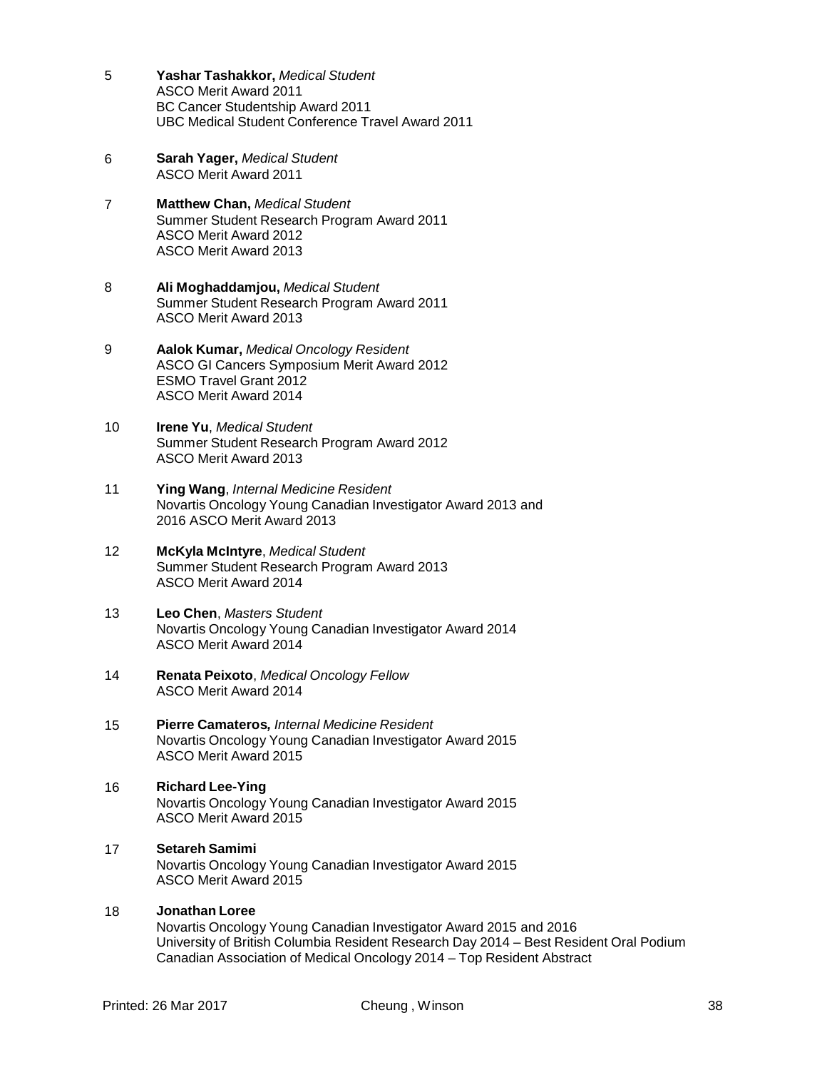5 **Yashar Tashakkor,** *Medical Student*
ASCO Merit Award 2011
BC Cancer Studentship Award 2011
UBC Medical Student Conference Travel Award 2011

6 **Sarah Yager,** *Medical Student*
ASCO Merit Award 2011

7 **Matthew Chan,** *Medical Student*
Summer Student Research Program Award 2011
ASCO Merit Award 2012
ASCO Merit Award 2013

8 **Ali Moghaddamjou,** *Medical Student*
Summer Student Research Program Award 2011
ASCO Merit Award 2013

9 **Aalok Kumar,** *Medical Oncology Resident*
ASCO GI Cancers Symposium Merit Award 2012
ESMO Travel Grant 2012
ASCO Merit Award 2014

10 **Irene Yu**, *Medical Student*
Summer Student Research Program Award 2012
ASCO Merit Award 2013

11 **Ying Wang**, *Internal Medicine Resident*
Novartis Oncology Young Canadian Investigator Award 2013 and
2016 ASCO Merit Award 2013

12 **McKyla McIntyre**, *Medical Student*
Summer Student Research Program Award 2013
ASCO Merit Award 2014

13 **Leo Chen**, *Masters Student*
Novartis Oncology Young Canadian Investigator Award 2014
ASCO Merit Award 2014

14 **Renata Peixoto**, *Medical Oncology Fellow*
ASCO Merit Award 2014

15 **Pierre Camateros***, Internal Medicine Resident*
Novartis Oncology Young Canadian Investigator Award 2015
ASCO Merit Award 2015

16 **Richard Lee-Ying**
Novartis Oncology Young Canadian Investigator Award 2015
ASCO Merit Award 2015

17 **Setareh Samimi**
Novartis Oncology Young Canadian Investigator Award 2015
ASCO Merit Award 2015

18 **Jonathan Loree**
Novartis Oncology Young Canadian Investigator Award 2015 and 2016
University of British Columbia Resident Research Day 2014 – Best Resident Oral Podium
Canadian Association of Medical Oncology 2014 – Top Resident Abstract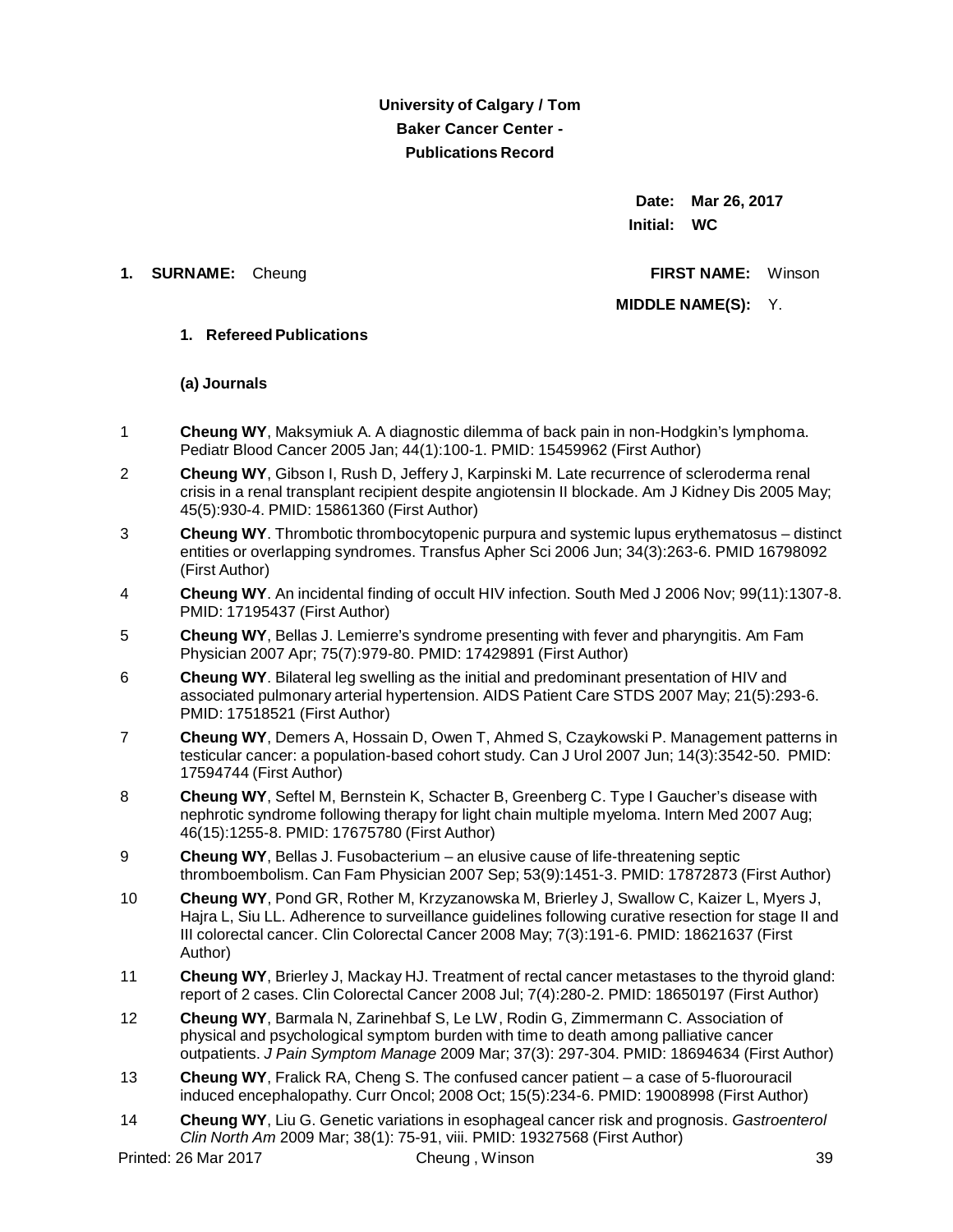**University of Calgary / Tom Baker Cancer Center - Publications Record**

**Date:** **Mar 26, 2017**
**Initial:** **WC**

**1. SURNAME:** Cheung **FIRST NAME:** Winson
**MIDDLE NAME(S):** Y.

**1. Refereed Publications**

**(a) Journals**

1 **Cheung WY**, Maksymiuk A. A diagnostic dilemma of back pain in non-Hodgkin's lymphoma. Pediatr Blood Cancer 2005 Jan; 44(1):100-1. PMID: 15459962 (First Author)

2 **Cheung WY**, Gibson I, Rush D, Jeffery J, Karpinski M. Late recurrence of scleroderma renal crisis in a renal transplant recipient despite angiotensin II blockade. Am J Kidney Dis 2005 May; 45(5):930-4. PMID: 15861360 (First Author)

3 **Cheung WY**. Thrombotic thrombocytopenic purpura and systemic lupus erythematosus – distinct entities or overlapping syndromes. Transfus Apher Sci 2006 Jun; 34(3):263-6. PMID 16798092 (First Author)

4 **Cheung WY**. An incidental finding of occult HIV infection. South Med J 2006 Nov; 99(11):1307-8. PMID: 17195437 (First Author)

5 **Cheung WY**, Bellas J. Lemierre's syndrome presenting with fever and pharyngitis. Am Fam Physician 2007 Apr; 75(7):979-80. PMID: 17429891 (First Author)

6 **Cheung WY**. Bilateral leg swelling as the initial and predominant presentation of HIV and associated pulmonary arterial hypertension. AIDS Patient Care STDS 2007 May; 21(5):293-6. PMID: 17518521 (First Author)

7 **Cheung WY**, Demers A, Hossain D, Owen T, Ahmed S, Czaykowski P. Management patterns in testicular cancer: a population-based cohort study. Can J Urol 2007 Jun; 14(3):3542-50. PMID: 17594744 (First Author)

8 **Cheung WY**, Seftel M, Bernstein K, Schacter B, Greenberg C. Type I Gaucher's disease with nephrotic syndrome following therapy for light chain multiple myeloma. Intern Med 2007 Aug; 46(15):1255-8. PMID: 17675780 (First Author)

9 **Cheung WY**, Bellas J. Fusobacterium – an elusive cause of life-threatening septic thromboembolism. Can Fam Physician 2007 Sep; 53(9):1451-3. PMID: 17872873 (First Author)

10 **Cheung WY**, Pond GR, Rother M, Krzyzanowska M, Brierley J, Swallow C, Kaizer L, Myers J, Hajra L, Siu LL. Adherence to surveillance guidelines following curative resection for stage II and III colorectal cancer. Clin Colorectal Cancer 2008 May; 7(3):191-6. PMID: 18621637 (First Author)

11 **Cheung WY**, Brierley J, Mackay HJ. Treatment of rectal cancer metastases to the thyroid gland: report of 2 cases. Clin Colorectal Cancer 2008 Jul; 7(4):280-2. PMID: 18650197 (First Author)

12 **Cheung WY**, Barmala N, Zarinehbaf S, Le LW, Rodin G, Zimmermann C. Association of physical and psychological symptom burden with time to death among palliative cancer outpatients. *J Pain Symptom Manage* 2009 Mar; 37(3): 297-304. PMID: 18694634 (First Author)

13 **Cheung WY**, Fralick RA, Cheng S. The confused cancer patient – a case of 5-fluorouracil induced encephalopathy. Curr Oncol; 2008 Oct; 15(5):234-6. PMID: 19008998 (First Author)

14 **Cheung WY**, Liu G. Genetic variations in esophageal cancer risk and prognosis. *Gastroenterol Clin North Am* 2009 Mar; 38(1): 75-91, viii. PMID: 19327568 (First Author)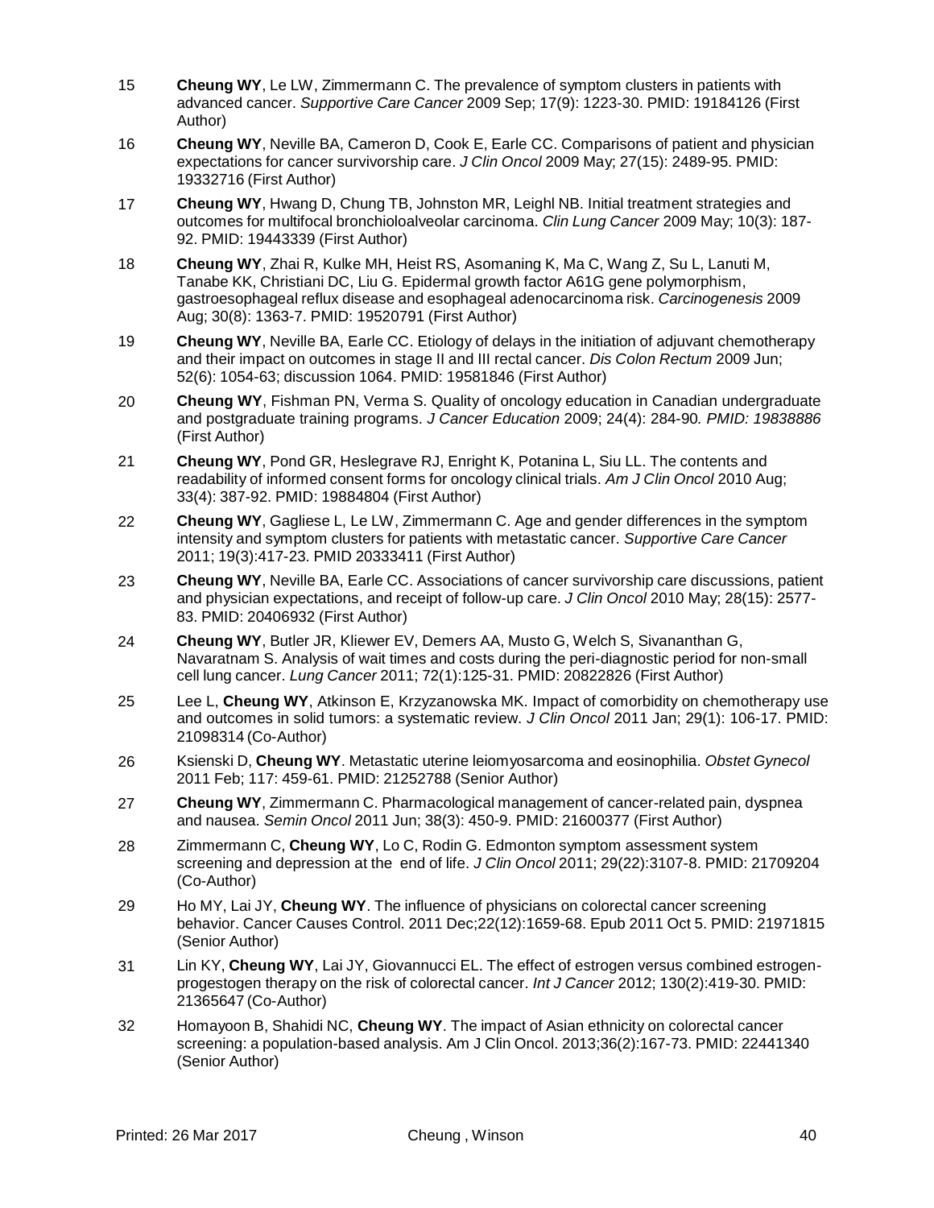15 **Cheung WY**, Le LW, Zimmermann C. The prevalence of symptom clusters in patients with advanced cancer. *Supportive Care Cancer* 2009 Sep; 17(9): 1223-30. PMID: 19184126 (First Author)

16 **Cheung WY**, Neville BA, Cameron D, Cook E, Earle CC. Comparisons of patient and physician expectations for cancer survivorship care. *J Clin Oncol* 2009 May; 27(15): 2489-95. PMID: 19332716 (First Author)

17 **Cheung WY**, Hwang D, Chung TB, Johnston MR, Leighl NB. Initial treatment strategies and outcomes for multifocal bronchioloalveolar carcinoma. *Clin Lung Cancer* 2009 May; 10(3): 187-92. PMID: 19443339 (First Author)

18 **Cheung WY**, Zhai R, Kulke MH, Heist RS, Asomaning K, Ma C, Wang Z, Su L, Lanuti M, Tanabe KK, Christiani DC, Liu G. Epidermal growth factor A61G gene polymorphism, gastroesophageal reflux disease and esophageal adenocarcinoma risk. *Carcinogenesis* 2009 Aug; 30(8): 1363-7. PMID: 19520791 (First Author)

19 **Cheung WY**, Neville BA, Earle CC. Etiology of delays in the initiation of adjuvant chemotherapy and their impact on outcomes in stage II and III rectal cancer. *Dis Colon Rectum* 2009 Jun; 52(6): 1054-63; discussion 1064. PMID: 19581846 (First Author)

20 **Cheung WY**, Fishman PN, Verma S. Quality of oncology education in Canadian undergraduate and postgraduate training programs. *J Cancer Education* 2009; 24(4): 284-90*. PMID: 19838886* (First Author)

21 **Cheung WY**, Pond GR, Heslegrave RJ, Enright K, Potanina L, Siu LL. The contents and readability of informed consent forms for oncology clinical trials. *Am J Clin Oncol* 2010 Aug; 33(4): 387-92. PMID: 19884804 (First Author)

22 **Cheung WY**, Gagliese L, Le LW, Zimmermann C. Age and gender differences in the symptom intensity and symptom clusters for patients with metastatic cancer. *Supportive Care Cancer* 2011; 19(3):417-23. PMID 20333411 (First Author)

23 **Cheung WY**, Neville BA, Earle CC. Associations of cancer survivorship care discussions, patient and physician expectations, and receipt of follow-up care. *J Clin Oncol* 2010 May; 28(15): 2577-83. PMID: 20406932 (First Author)

24 **Cheung WY**, Butler JR, Kliewer EV, Demers AA, Musto G, Welch S, Sivananthan G, Navaratnam S. Analysis of wait times and costs during the peri-diagnostic period for non-small cell lung cancer. *Lung Cancer* 2011; 72(1):125-31. PMID: 20822826 (First Author)

25 Lee L, **Cheung WY**, Atkinson E, Krzyzanowska MK. Impact of comorbidity on chemotherapy use and outcomes in solid tumors: a systematic review. *J Clin Oncol* 2011 Jan; 29(1): 106-17. PMID: 21098314 (Co-Author)

26 Ksienski D, **Cheung WY**. Metastatic uterine leiomyosarcoma and eosinophilia. *Obstet Gynecol* 2011 Feb; 117: 459-61. PMID: 21252788 (Senior Author)

27 **Cheung WY**, Zimmermann C. Pharmacological management of cancer-related pain, dyspnea and nausea. *Semin Oncol* 2011 Jun; 38(3): 450-9. PMID: 21600377 (First Author)

28 Zimmermann C, **Cheung WY**, Lo C, Rodin G. Edmonton symptom assessment system screening and depression at the end of life. *J Clin Oncol* 2011; 29(22):3107-8. PMID: 21709204 (Co-Author)

29 Ho MY, Lai JY, **Cheung WY**. The influence of physicians on colorectal cancer screening behavior. Cancer Causes Control. 2011 Dec;22(12):1659-68. Epub 2011 Oct 5. PMID: 21971815 (Senior Author)

31 Lin KY, **Cheung WY**, Lai JY, Giovannucci EL. The effect of estrogen versus combined estrogen-progestogen therapy on the risk of colorectal cancer. *Int J Cancer* 2012; 130(2):419-30. PMID: 21365647 (Co-Author)

32 Homayoon B, Shahidi NC, **Cheung WY**. The impact of Asian ethnicity on colorectal cancer screening: a population-based analysis. Am J Clin Oncol. 2013;36(2):167-73. PMID: 22441340 (Senior Author)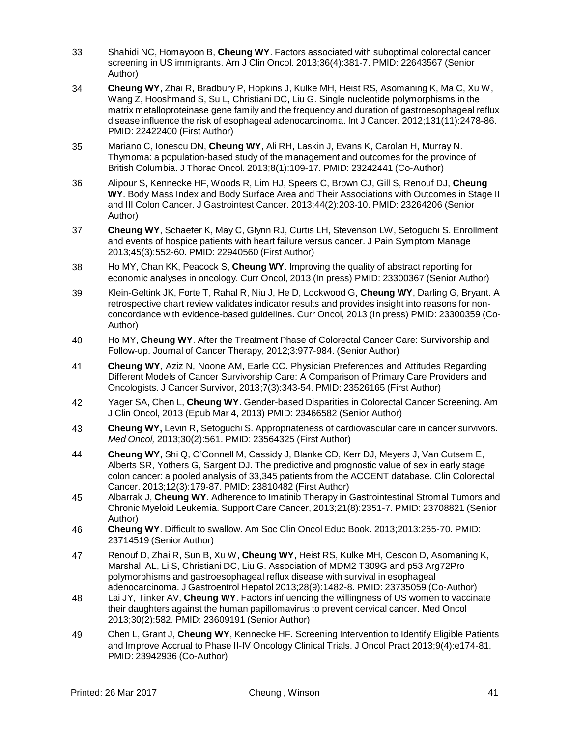33 Shahidi NC, Homayoon B, **Cheung WY**. Factors associated with suboptimal colorectal cancer screening in US immigrants. Am J Clin Oncol. 2013;36(4):381-7. PMID: 22643567 (Senior Author)

34 **Cheung WY**, Zhai R, Bradbury P, Hopkins J, Kulke MH, Heist RS, Asomaning K, Ma C, Xu W, Wang Z, Hooshmand S, Su L, Christiani DC, Liu G. Single nucleotide polymorphisms in the matrix metalloproteinase gene family and the frequency and duration of gastroesophageal reflux disease influence the risk of esophageal adenocarcinoma. Int J Cancer. 2012;131(11):2478-86. PMID: 22422400 (First Author)

35 Mariano C, Ionescu DN, **Cheung WY**, Ali RH, Laskin J, Evans K, Carolan H, Murray N. Thymoma: a population-based study of the management and outcomes for the province of British Columbia. J Thorac Oncol. 2013;8(1):109-17. PMID: 23242441 (Co-Author)

36 Alipour S, Kennecke HF, Woods R, Lim HJ, Speers C, Brown CJ, Gill S, Renouf DJ, **Cheung WY**. Body Mass Index and Body Surface Area and Their Associations with Outcomes in Stage II and III Colon Cancer. J Gastrointest Cancer. 2013;44(2):203-10. PMID: 23264206 (Senior Author)

37 **Cheung WY**, Schaefer K, May C, Glynn RJ, Curtis LH, Stevenson LW, Setoguchi S. Enrollment and events of hospice patients with heart failure versus cancer. J Pain Symptom Manage 2013;45(3):552-60. PMID: 22940560 (First Author)

38 Ho MY, Chan KK, Peacock S, **Cheung WY**. Improving the quality of abstract reporting for economic analyses in oncology. Curr Oncol, 2013 (In press) PMID: 23300367 (Senior Author)

39 Klein-Geltink JK, Forte T, Rahal R, Niu J, He D, Lockwood G, **Cheung WY**, Darling G, Bryant. A retrospective chart review validates indicator results and provides insight into reasons for non-concordance with evidence-based guidelines. Curr Oncol, 2013 (In press) PMID: 23300359 (Co-Author)

40 Ho MY, **Cheung WY**. After the Treatment Phase of Colorectal Cancer Care: Survivorship and Follow-up. Journal of Cancer Therapy, 2012;3:977-984. (Senior Author)

41 **Cheung WY**, Aziz N, Noone AM, Earle CC. Physician Preferences and Attitudes Regarding Different Models of Cancer Survivorship Care: A Comparison of Primary Care Providers and Oncologists. J Cancer Survivor, 2013;7(3):343-54. PMID: 23526165 (First Author)

42 Yager SA, Chen L, **Cheung WY**. Gender-based Disparities in Colorectal Cancer Screening. Am J Clin Oncol, 2013 (Epub Mar 4, 2013) PMID: 23466582 (Senior Author)

43 **Cheung WY,** Levin R, Setoguchi S. Appropriateness of cardiovascular care in cancer survivors. *Med Oncol,* 2013;30(2):561. PMID: 23564325 (First Author)

44 **Cheung WY**, Shi Q, O'Connell M, Cassidy J, Blanke CD, Kerr DJ, Meyers J, Van Cutsem E, Alberts SR, Yothers G, Sargent DJ. The predictive and prognostic value of sex in early stage colon cancer: a pooled analysis of 33,345 patients from the ACCENT database. Clin Colorectal Cancer. 2013;12(3):179-87. PMID: 23810482 (First Author)

45 Albarrak J, **Cheung WY**. Adherence to Imatinib Therapy in Gastrointestinal Stromal Tumors and Chronic Myeloid Leukemia. Support Care Cancer, 2013;21(8):2351-7. PMID: 23708821 (Senior Author)

46 **Cheung WY**. Difficult to swallow. Am Soc Clin Oncol Educ Book. 2013;2013:265-70. PMID: 23714519 (Senior Author)

47 Renouf D, Zhai R, Sun B, Xu W, **Cheung WY**, Heist RS, Kulke MH, Cescon D, Asomaning K, Marshall AL, Li S, Christiani DC, Liu G. Association of MDM2 T309G and p53 Arg72Pro polymorphisms and gastroesophageal reflux disease with survival in esophageal adenocarcinoma. J Gastroentrol Hepatol 2013;28(9):1482-8. PMID: 23735059 (Co-Author)

48 Lai JY, Tinker AV, **Cheung WY**. Factors influencing the willingness of US women to vaccinate their daughters against the human papillomavirus to prevent cervical cancer. Med Oncol 2013;30(2):582. PMID: 23609191 (Senior Author)

49 Chen L, Grant J, **Cheung WY**, Kennecke HF. Screening Intervention to Identify Eligible Patients and Improve Accrual to Phase II-IV Oncology Clinical Trials. J Oncol Pract 2013;9(4):e174-81. PMID: 23942936 (Co-Author)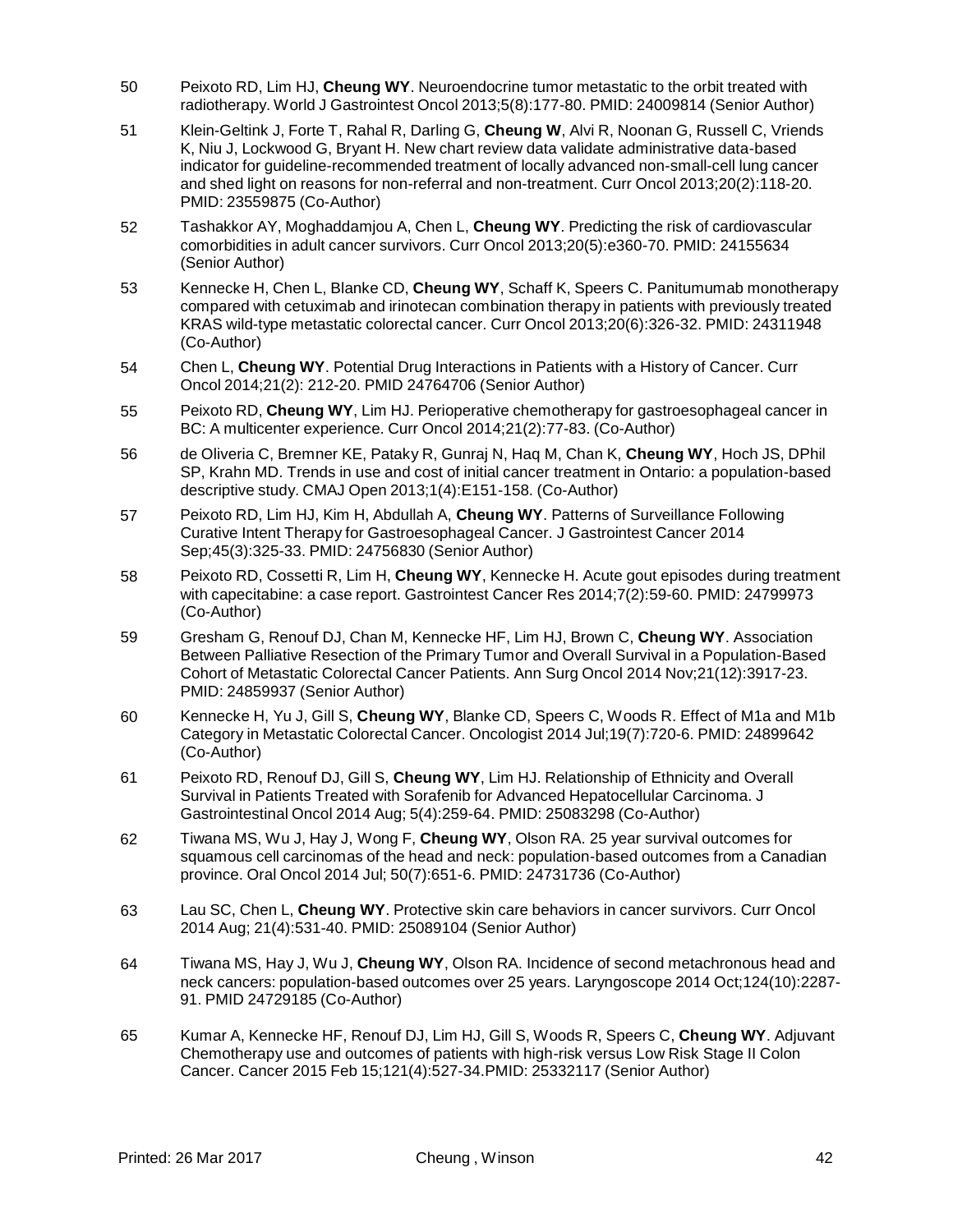50 Peixoto RD, Lim HJ, **Cheung WY**. Neuroendocrine tumor metastatic to the orbit treated with radiotherapy. World J Gastrointest Oncol 2013;5(8):177-80. PMID: 24009814 (Senior Author)

51 Klein-Geltink J, Forte T, Rahal R, Darling G, **Cheung W**, Alvi R, Noonan G, Russell C, Vriends K, Niu J, Lockwood G, Bryant H. New chart review data validate administrative data-based indicator for guideline-recommended treatment of locally advanced non-small-cell lung cancer and shed light on reasons for non-referral and non-treatment. Curr Oncol 2013;20(2):118-20. PMID: 23559875 (Co-Author)

52 Tashakkor AY, Moghaddamjou A, Chen L, **Cheung WY**. Predicting the risk of cardiovascular comorbidities in adult cancer survivors. Curr Oncol 2013;20(5):e360-70. PMID: 24155634 (Senior Author)

53 Kennecke H, Chen L, Blanke CD, **Cheung WY**, Schaff K, Speers C. Panitumumab monotherapy compared with cetuximab and irinotecan combination therapy in patients with previously treated KRAS wild-type metastatic colorectal cancer. Curr Oncol 2013;20(6):326-32. PMID: 24311948 (Co-Author)

54 Chen L, **Cheung WY**. Potential Drug Interactions in Patients with a History of Cancer. Curr Oncol 2014;21(2): 212-20. PMID 24764706 (Senior Author)

55 Peixoto RD, **Cheung WY**, Lim HJ. Perioperative chemotherapy for gastroesophageal cancer in BC: A multicenter experience. Curr Oncol 2014;21(2):77-83. (Co-Author)

56 de Oliveria C, Bremner KE, Pataky R, Gunraj N, Haq M, Chan K, **Cheung WY**, Hoch JS, DPhil SP, Krahn MD. Trends in use and cost of initial cancer treatment in Ontario: a population-based descriptive study. CMAJ Open 2013;1(4):E151-158. (Co-Author)

57 Peixoto RD, Lim HJ, Kim H, Abdullah A, **Cheung WY**. Patterns of Surveillance Following Curative Intent Therapy for Gastroesophageal Cancer. J Gastrointest Cancer 2014 Sep;45(3):325-33. PMID: 24756830 (Senior Author)

58 Peixoto RD, Cossetti R, Lim H, **Cheung WY**, Kennecke H. Acute gout episodes during treatment with capecitabine: a case report. Gastrointest Cancer Res 2014;7(2):59-60. PMID: 24799973 (Co-Author)

59 Gresham G, Renouf DJ, Chan M, Kennecke HF, Lim HJ, Brown C, **Cheung WY**. Association Between Palliative Resection of the Primary Tumor and Overall Survival in a Population-Based Cohort of Metastatic Colorectal Cancer Patients. Ann Surg Oncol 2014 Nov;21(12):3917-23. PMID: 24859937 (Senior Author)

60 Kennecke H, Yu J, Gill S, **Cheung WY**, Blanke CD, Speers C, Woods R. Effect of M1a and M1b Category in Metastatic Colorectal Cancer. Oncologist 2014 Jul;19(7):720-6. PMID: 24899642 (Co-Author)

61 Peixoto RD, Renouf DJ, Gill S, **Cheung WY**, Lim HJ. Relationship of Ethnicity and Overall Survival in Patients Treated with Sorafenib for Advanced Hepatocellular Carcinoma. J Gastrointestinal Oncol 2014 Aug; 5(4):259-64. PMID: 25083298 (Co-Author)

62 Tiwana MS, Wu J, Hay J, Wong F, **Cheung WY**, Olson RA. 25 year survival outcomes for squamous cell carcinomas of the head and neck: population-based outcomes from a Canadian province. Oral Oncol 2014 Jul; 50(7):651-6. PMID: 24731736 (Co-Author)

63 Lau SC, Chen L, **Cheung WY**. Protective skin care behaviors in cancer survivors. Curr Oncol 2014 Aug; 21(4):531-40. PMID: 25089104 (Senior Author)

64 Tiwana MS, Hay J, Wu J, **Cheung WY**, Olson RA. Incidence of second metachronous head and neck cancers: population-based outcomes over 25 years. Laryngoscope 2014 Oct;124(10):2287-91. PMID 24729185 (Co-Author)

65 Kumar A, Kennecke HF, Renouf DJ, Lim HJ, Gill S, Woods R, Speers C, **Cheung WY**. Adjuvant Chemotherapy use and outcomes of patients with high-risk versus Low Risk Stage II Colon Cancer. Cancer 2015 Feb 15;121(4):527-34.PMID: 25332117 (Senior Author)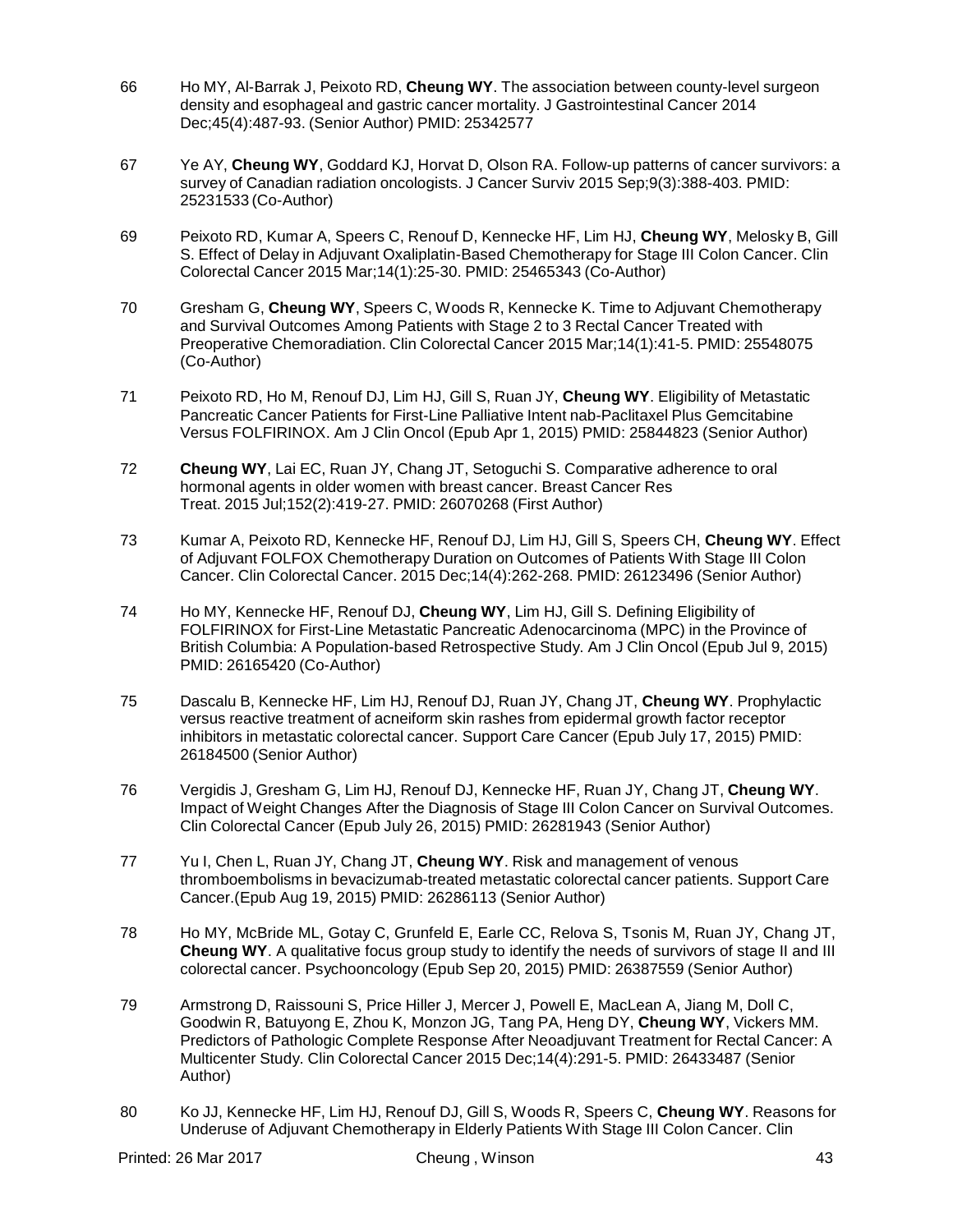66 Ho MY, Al-Barrak J, Peixoto RD, **Cheung WY**. The association between county-level surgeon density and esophageal and gastric cancer mortality. J Gastrointestinal Cancer 2014 Dec;45(4):487-93. (Senior Author) PMID: 25342577

67 Ye AY, **Cheung WY**, Goddard KJ, Horvat D, Olson RA. Follow-up patterns of cancer survivors: a survey of Canadian radiation oncologists. J Cancer Surviv 2015 Sep;9(3):388-403. PMID: 25231533 (Co-Author)

69 Peixoto RD, Kumar A, Speers C, Renouf D, Kennecke HF, Lim HJ, **Cheung WY**, Melosky B, Gill S. Effect of Delay in Adjuvant Oxaliplatin-Based Chemotherapy for Stage III Colon Cancer. Clin Colorectal Cancer 2015 Mar;14(1):25-30. PMID: 25465343 (Co-Author)

70 Gresham G, **Cheung WY**, Speers C, Woods R, Kennecke K. Time to Adjuvant Chemotherapy and Survival Outcomes Among Patients with Stage 2 to 3 Rectal Cancer Treated with Preoperative Chemoradiation. Clin Colorectal Cancer 2015 Mar;14(1):41-5. PMID: 25548075 (Co-Author)

71 Peixoto RD, Ho M, Renouf DJ, Lim HJ, Gill S, Ruan JY, **Cheung WY**. Eligibility of Metastatic Pancreatic Cancer Patients for First-Line Palliative Intent nab-Paclitaxel Plus Gemcitabine Versus FOLFIRINOX. Am J Clin Oncol (Epub Apr 1, 2015) PMID: 25844823 (Senior Author)

72 **Cheung WY**, Lai EC, Ruan JY, Chang JT, Setoguchi S. Comparative adherence to oral hormonal agents in older women with breast cancer. Breast Cancer Res Treat. 2015 Jul;152(2):419-27. PMID: 26070268 (First Author)

73 Kumar A, Peixoto RD, Kennecke HF, Renouf DJ, Lim HJ, Gill S, Speers CH, **Cheung WY**. Effect of Adjuvant FOLFOX Chemotherapy Duration on Outcomes of Patients With Stage III Colon Cancer. Clin Colorectal Cancer. 2015 Dec;14(4):262-268. PMID: 26123496 (Senior Author)

74 Ho MY, Kennecke HF, Renouf DJ, **Cheung WY**, Lim HJ, Gill S. Defining Eligibility of FOLFIRINOX for First-Line Metastatic Pancreatic Adenocarcinoma (MPC) in the Province of British Columbia: A Population-based Retrospective Study. Am J Clin Oncol (Epub Jul 9, 2015) PMID: 26165420 (Co-Author)

75 Dascalu B, Kennecke HF, Lim HJ, Renouf DJ, Ruan JY, Chang JT, **Cheung WY**. Prophylactic versus reactive treatment of acneiform skin rashes from epidermal growth factor receptor inhibitors in metastatic colorectal cancer. Support Care Cancer (Epub July 17, 2015) PMID: 26184500 (Senior Author)

76 Vergidis J, Gresham G, Lim HJ, Renouf DJ, Kennecke HF, Ruan JY, Chang JT, **Cheung WY**. Impact of Weight Changes After the Diagnosis of Stage III Colon Cancer on Survival Outcomes. Clin Colorectal Cancer (Epub July 26, 2015) PMID: 26281943 (Senior Author)

77 Yu I, Chen L, Ruan JY, Chang JT, **Cheung WY**. Risk and management of venous thromboembolisms in bevacizumab-treated metastatic colorectal cancer patients. Support Care Cancer.(Epub Aug 19, 2015) PMID: 26286113 (Senior Author)

78 Ho MY, McBride ML, Gotay C, Grunfeld E, Earle CC, Relova S, Tsonis M, Ruan JY, Chang JT, **Cheung WY**. A qualitative focus group study to identify the needs of survivors of stage II and III colorectal cancer. Psychooncology (Epub Sep 20, 2015) PMID: 26387559 (Senior Author)

79 Armstrong D, Raissouni S, Price Hiller J, Mercer J, Powell E, MacLean A, Jiang M, Doll C, Goodwin R, Batuyong E, Zhou K, Monzon JG, Tang PA, Heng DY, **Cheung WY**, Vickers MM. Predictors of Pathologic Complete Response After Neoadjuvant Treatment for Rectal Cancer: A Multicenter Study. Clin Colorectal Cancer 2015 Dec;14(4):291-5. PMID: 26433487 (Senior Author)

80 Ko JJ, Kennecke HF, Lim HJ, Renouf DJ, Gill S, Woods R, Speers C, **Cheung WY**. Reasons for Underuse of Adjuvant Chemotherapy in Elderly Patients With Stage III Colon Cancer. Clin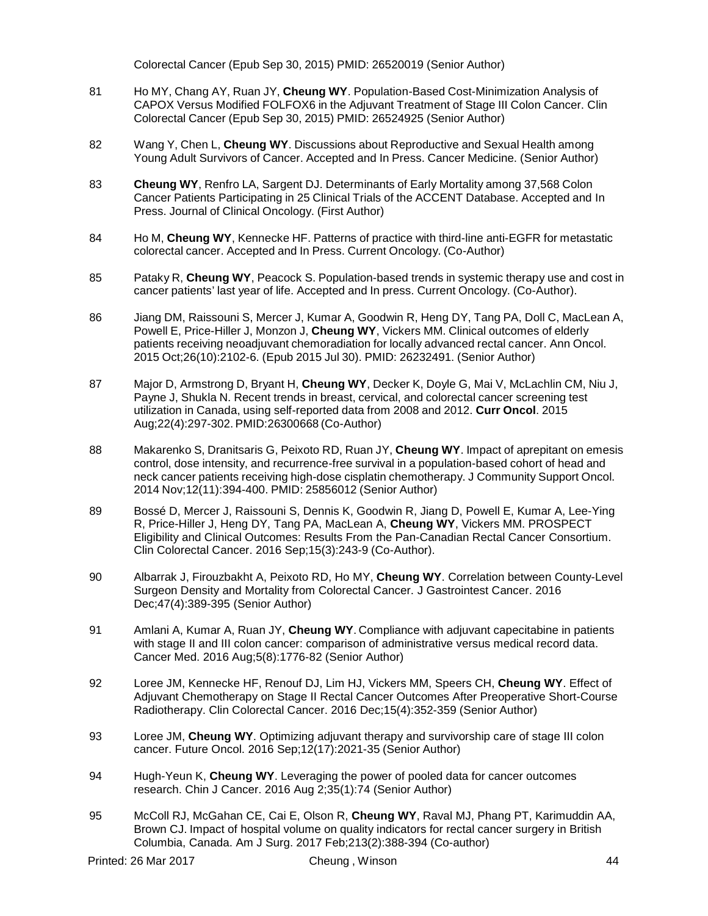Colorectal Cancer (Epub Sep 30, 2015) PMID: 26520019 (Senior Author)

81 Ho MY, Chang AY, Ruan JY, **Cheung WY**. Population-Based Cost-Minimization Analysis of CAPOX Versus Modified FOLFOX6 in the Adjuvant Treatment of Stage III Colon Cancer. Clin Colorectal Cancer (Epub Sep 30, 2015) PMID: 26524925 (Senior Author)

82 Wang Y, Chen L, **Cheung WY**. Discussions about Reproductive and Sexual Health among Young Adult Survivors of Cancer. Accepted and In Press. Cancer Medicine. (Senior Author)

83 **Cheung WY**, Renfro LA, Sargent DJ. Determinants of Early Mortality among 37,568 Colon Cancer Patients Participating in 25 Clinical Trials of the ACCENT Database. Accepted and In Press. Journal of Clinical Oncology. (First Author)

84 Ho M, **Cheung WY**, Kennecke HF. Patterns of practice with third-line anti-EGFR for metastatic colorectal cancer. Accepted and In Press. Current Oncology. (Co-Author)

85 Pataky R, **Cheung WY**, Peacock S. Population-based trends in systemic therapy use and cost in cancer patients' last year of life. Accepted and In press. Current Oncology. (Co-Author).

86 Jiang DM, Raissouni S, Mercer J, Kumar A, Goodwin R, Heng DY, Tang PA, Doll C, MacLean A, Powell E, Price-Hiller J, Monzon J, **Cheung WY**, Vickers MM. Clinical outcomes of elderly patients receiving neoadjuvant chemoradiation for locally advanced rectal cancer. Ann Oncol. 2015 Oct;26(10):2102-6. (Epub 2015 Jul 30). PMID: 26232491. (Senior Author)

87 Major D, Armstrong D, Bryant H, **Cheung WY**, Decker K, Doyle G, Mai V, McLachlin CM, Niu J, Payne J, Shukla N. Recent trends in breast, cervical, and colorectal cancer screening test utilization in Canada, using self-reported data from 2008 and 2012. **Curr Oncol**. 2015 Aug;22(4):297-302. PMID:26300668 (Co-Author)

88 Makarenko S, Dranitsaris G, Peixoto RD, Ruan JY, **Cheung WY**. Impact of aprepitant on emesis control, dose intensity, and recurrence-free survival in a population-based cohort of head and neck cancer patients receiving high-dose cisplatin chemotherapy. J Community Support Oncol. 2014 Nov;12(11):394-400. PMID: 25856012 (Senior Author)

89 Bossé D, Mercer J, Raissouni S, Dennis K, Goodwin R, Jiang D, Powell E, Kumar A, Lee-Ying R, Price-Hiller J, Heng DY, Tang PA, MacLean A, **Cheung WY**, Vickers MM. PROSPECT Eligibility and Clinical Outcomes: Results From the Pan-Canadian Rectal Cancer Consortium. Clin Colorectal Cancer. 2016 Sep;15(3):243-9 (Co-Author).

90 Albarrak J, Firouzbakht A, Peixoto RD, Ho MY, **Cheung WY**. Correlation between County-Level Surgeon Density and Mortality from Colorectal Cancer. J Gastrointest Cancer. 2016 Dec;47(4):389-395 (Senior Author)

91 Amlani A, Kumar A, Ruan JY, **Cheung WY**. Compliance with adjuvant capecitabine in patients with stage II and III colon cancer: comparison of administrative versus medical record data. Cancer Med. 2016 Aug;5(8):1776-82 (Senior Author)

92 Loree JM, Kennecke HF, Renouf DJ, Lim HJ, Vickers MM, Speers CH, **Cheung WY**. Effect of Adjuvant Chemotherapy on Stage II Rectal Cancer Outcomes After Preoperative Short-Course Radiotherapy. Clin Colorectal Cancer. 2016 Dec;15(4):352-359 (Senior Author)

93 Loree JM, **Cheung WY**. Optimizing adjuvant therapy and survivorship care of stage III colon cancer. Future Oncol. 2016 Sep;12(17):2021-35 (Senior Author)

94 Hugh-Yeun K, **Cheung WY**. Leveraging the power of pooled data for cancer outcomes research. Chin J Cancer. 2016 Aug 2;35(1):74 (Senior Author)

95 McColl RJ, McGahan CE, Cai E, Olson R, **Cheung WY**, Raval MJ, Phang PT, Karimuddin AA, Brown CJ. Impact of hospital volume on quality indicators for rectal cancer surgery in British Columbia, Canada. Am J Surg. 2017 Feb;213(2):388-394 (Co-author)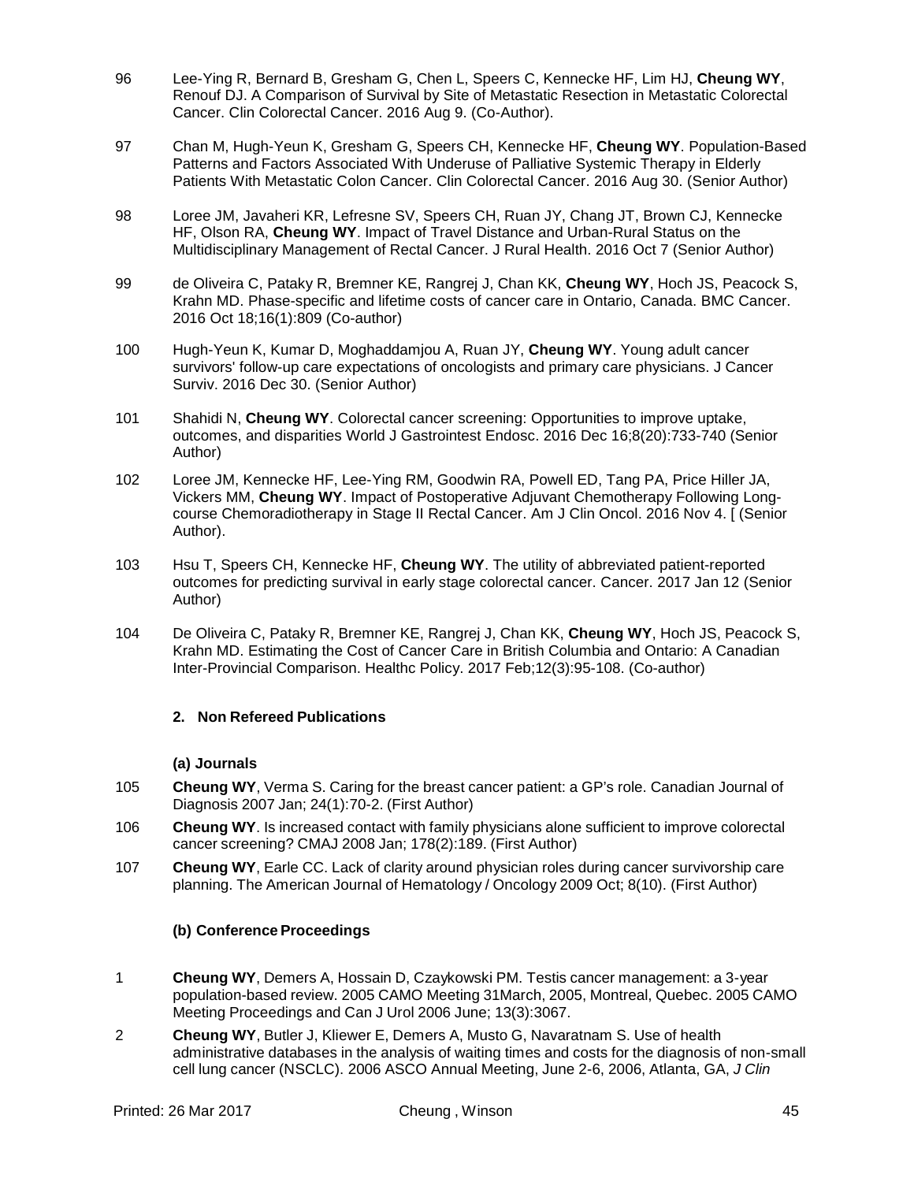96 Lee-Ying R, Bernard B, Gresham G, Chen L, Speers C, Kennecke HF, Lim HJ, **Cheung WY**, Renouf DJ. A Comparison of Survival by Site of Metastatic Resection in Metastatic Colorectal Cancer. Clin Colorectal Cancer. 2016 Aug 9. (Co-Author).

97 Chan M, Hugh-Yeun K, Gresham G, Speers CH, Kennecke HF, **Cheung WY**. Population-Based Patterns and Factors Associated With Underuse of Palliative Systemic Therapy in Elderly Patients With Metastatic Colon Cancer. Clin Colorectal Cancer. 2016 Aug 30. (Senior Author)

98 Loree JM, Javaheri KR, Lefresne SV, Speers CH, Ruan JY, Chang JT, Brown CJ, Kennecke HF, Olson RA, **Cheung WY**. Impact of Travel Distance and Urban-Rural Status on the Multidisciplinary Management of Rectal Cancer. J Rural Health. 2016 Oct 7 (Senior Author)

99 de Oliveira C, Pataky R, Bremner KE, Rangrej J, Chan KK, **Cheung WY**, Hoch JS, Peacock S, Krahn MD. Phase-specific and lifetime costs of cancer care in Ontario, Canada. BMC Cancer. 2016 Oct 18;16(1):809 (Co-author)

100 Hugh-Yeun K, Kumar D, Moghaddamjou A, Ruan JY, **Cheung WY**. Young adult cancer survivors' follow-up care expectations of oncologists and primary care physicians. J Cancer Surviv. 2016 Dec 30. (Senior Author)

101 Shahidi N, **Cheung WY**. Colorectal cancer screening: Opportunities to improve uptake, outcomes, and disparities World J Gastrointest Endosc. 2016 Dec 16;8(20):733-740 (Senior Author)

102 Loree JM, Kennecke HF, Lee-Ying RM, Goodwin RA, Powell ED, Tang PA, Price Hiller JA, Vickers MM, **Cheung WY**. Impact of Postoperative Adjuvant Chemotherapy Following Long-course Chemoradiotherapy in Stage II Rectal Cancer. Am J Clin Oncol. 2016 Nov 4. [ (Senior Author).

103 Hsu T, Speers CH, Kennecke HF, **Cheung WY**. The utility of abbreviated patient-reported outcomes for predicting survival in early stage colorectal cancer. Cancer. 2017 Jan 12 (Senior Author)

104 De Oliveira C, Pataky R, Bremner KE, Rangrej J, Chan KK, **Cheung WY**, Hoch JS, Peacock S, Krahn MD. Estimating the Cost of Cancer Care in British Columbia and Ontario: A Canadian Inter-Provincial Comparison. Healthc Policy. 2017 Feb;12(3):95-108. (Co-author)

### 2. Non Refereed Publications

#### (a) Journals

105 **Cheung WY**, Verma S. Caring for the breast cancer patient: a GP's role. Canadian Journal of Diagnosis 2007 Jan; 24(1):70-2. (First Author)

106 **Cheung WY**. Is increased contact with family physicians alone sufficient to improve colorectal cancer screening? CMAJ 2008 Jan; 178(2):189. (First Author)

107 **Cheung WY**, Earle CC. Lack of clarity around physician roles during cancer survivorship care planning. The American Journal of Hematology / Oncology 2009 Oct; 8(10). (First Author)

#### (b) Conference Proceedings

1 **Cheung WY**, Demers A, Hossain D, Czaykowski PM. Testis cancer management: a 3-year population-based review. 2005 CAMO Meeting 31March, 2005, Montreal, Quebec. 2005 CAMO Meeting Proceedings and Can J Urol 2006 June; 13(3):3067.

2 **Cheung WY**, Butler J, Kliewer E, Demers A, Musto G, Navaratnam S. Use of health administrative databases in the analysis of waiting times and costs for the diagnosis of non-small cell lung cancer (NSCLC). 2006 ASCO Annual Meeting, June 2-6, 2006, Atlanta, GA, *J Clin*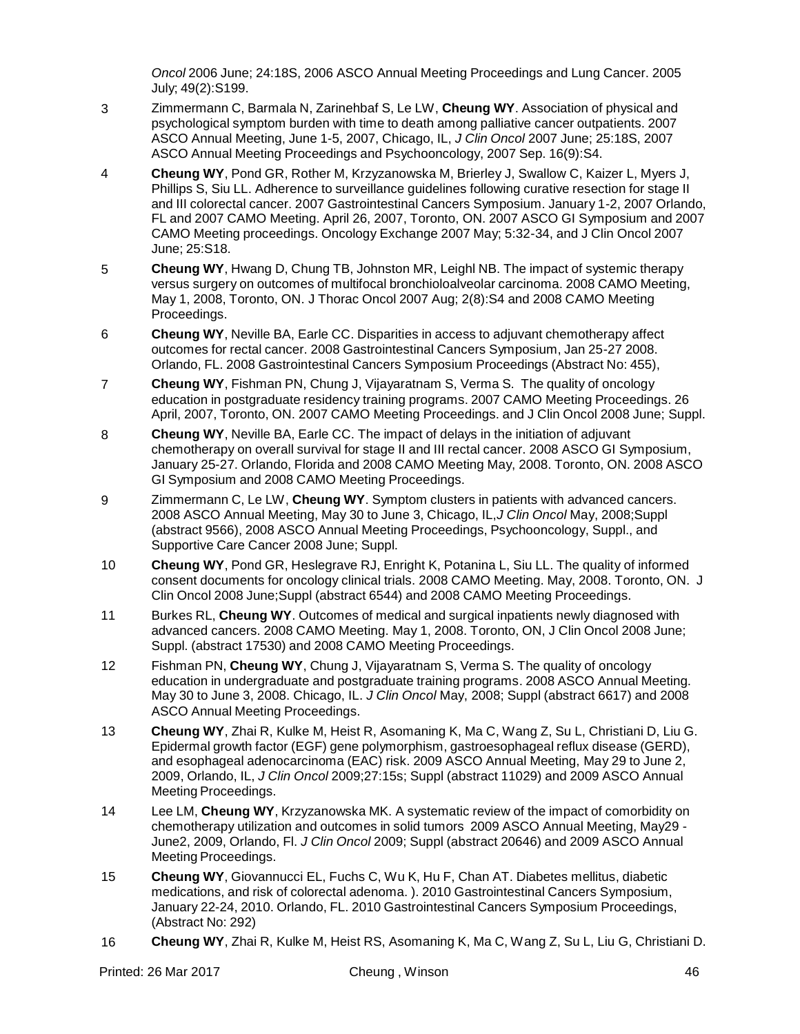*Oncol* 2006 June; 24:18S, 2006 ASCO Annual Meeting Proceedings and Lung Cancer. 2005 July; 49(2):S199.

3 Zimmermann C, Barmala N, Zarinehbaf S, Le LW, **Cheung WY**. Association of physical and psychological symptom burden with time to death among palliative cancer outpatients. 2007 ASCO Annual Meeting, June 1-5, 2007, Chicago, IL, *J Clin Oncol* 2007 June; 25:18S, 2007 ASCO Annual Meeting Proceedings and Psychooncology, 2007 Sep. 16(9):S4.

4 **Cheung WY**, Pond GR, Rother M, Krzyzanowska M, Brierley J, Swallow C, Kaizer L, Myers J, Phillips S, Siu LL. Adherence to surveillance guidelines following curative resection for stage II and III colorectal cancer. 2007 Gastrointestinal Cancers Symposium. January 1-2, 2007 Orlando, FL and 2007 CAMO Meeting. April 26, 2007, Toronto, ON. 2007 ASCO GI Symposium and 2007 CAMO Meeting proceedings. Oncology Exchange 2007 May; 5:32-34, and J Clin Oncol 2007 June; 25:S18.

5 **Cheung WY**, Hwang D, Chung TB, Johnston MR, Leighl NB. The impact of systemic therapy versus surgery on outcomes of multifocal bronchioloalveolar carcinoma. 2008 CAMO Meeting, May 1, 2008, Toronto, ON. J Thorac Oncol 2007 Aug; 2(8):S4 and 2008 CAMO Meeting Proceedings.

6 **Cheung WY**, Neville BA, Earle CC. Disparities in access to adjuvant chemotherapy affect outcomes for rectal cancer. 2008 Gastrointestinal Cancers Symposium, Jan 25-27 2008. Orlando, FL. 2008 Gastrointestinal Cancers Symposium Proceedings (Abstract No: 455),

7 **Cheung WY**, Fishman PN, Chung J, Vijayaratnam S, Verma S. The quality of oncology education in postgraduate residency training programs. 2007 CAMO Meeting Proceedings. 26 April, 2007, Toronto, ON. 2007 CAMO Meeting Proceedings. and J Clin Oncol 2008 June; Suppl.

8 **Cheung WY**, Neville BA, Earle CC. The impact of delays in the initiation of adjuvant chemotherapy on overall survival for stage II and III rectal cancer. 2008 ASCO GI Symposium, January 25-27. Orlando, Florida and 2008 CAMO Meeting May, 2008. Toronto, ON. 2008 ASCO GI Symposium and 2008 CAMO Meeting Proceedings.

9 Zimmermann C, Le LW, **Cheung WY**. Symptom clusters in patients with advanced cancers. 2008 ASCO Annual Meeting, May 30 to June 3, Chicago, IL,*J Clin Oncol* May, 2008;Suppl (abstract 9566), 2008 ASCO Annual Meeting Proceedings, Psychooncology, Suppl., and Supportive Care Cancer 2008 June; Suppl.

10 **Cheung WY**, Pond GR, Heslegrave RJ, Enright K, Potanina L, Siu LL. The quality of informed consent documents for oncology clinical trials. 2008 CAMO Meeting. May, 2008. Toronto, ON. J Clin Oncol 2008 June;Suppl (abstract 6544) and 2008 CAMO Meeting Proceedings.

11 Burkes RL, **Cheung WY**. Outcomes of medical and surgical inpatients newly diagnosed with advanced cancers. 2008 CAMO Meeting. May 1, 2008. Toronto, ON, J Clin Oncol 2008 June; Suppl. (abstract 17530) and 2008 CAMO Meeting Proceedings.

12 Fishman PN, **Cheung WY**, Chung J, Vijayaratnam S, Verma S. The quality of oncology education in undergraduate and postgraduate training programs. 2008 ASCO Annual Meeting. May 30 to June 3, 2008. Chicago, IL. *J Clin Oncol* May, 2008; Suppl (abstract 6617) and 2008 ASCO Annual Meeting Proceedings.

13 **Cheung WY**, Zhai R, Kulke M, Heist R, Asomaning K, Ma C, Wang Z, Su L, Christiani D, Liu G. Epidermal growth factor (EGF) gene polymorphism, gastroesophageal reflux disease (GERD), and esophageal adenocarcinoma (EAC) risk. 2009 ASCO Annual Meeting, May 29 to June 2, 2009, Orlando, IL, *J Clin Oncol* 2009;27:15s; Suppl (abstract 11029) and 2009 ASCO Annual Meeting Proceedings.

14 Lee LM, **Cheung WY**, Krzyzanowska MK. A systematic review of the impact of comorbidity on chemotherapy utilization and outcomes in solid tumors 2009 ASCO Annual Meeting, May29 - June2, 2009, Orlando, Fl. *J Clin Oncol* 2009; Suppl (abstract 20646) and 2009 ASCO Annual Meeting Proceedings.

15 **Cheung WY**, Giovannucci EL, Fuchs C, Wu K, Hu F, Chan AT. Diabetes mellitus, diabetic medications, and risk of colorectal adenoma. ). 2010 Gastrointestinal Cancers Symposium, January 22-24, 2010. Orlando, FL. 2010 Gastrointestinal Cancers Symposium Proceedings, (Abstract No: 292)

16 **Cheung WY**, Zhai R, Kulke M, Heist RS, Asomaning K, Ma C, Wang Z, Su L, Liu G, Christiani D.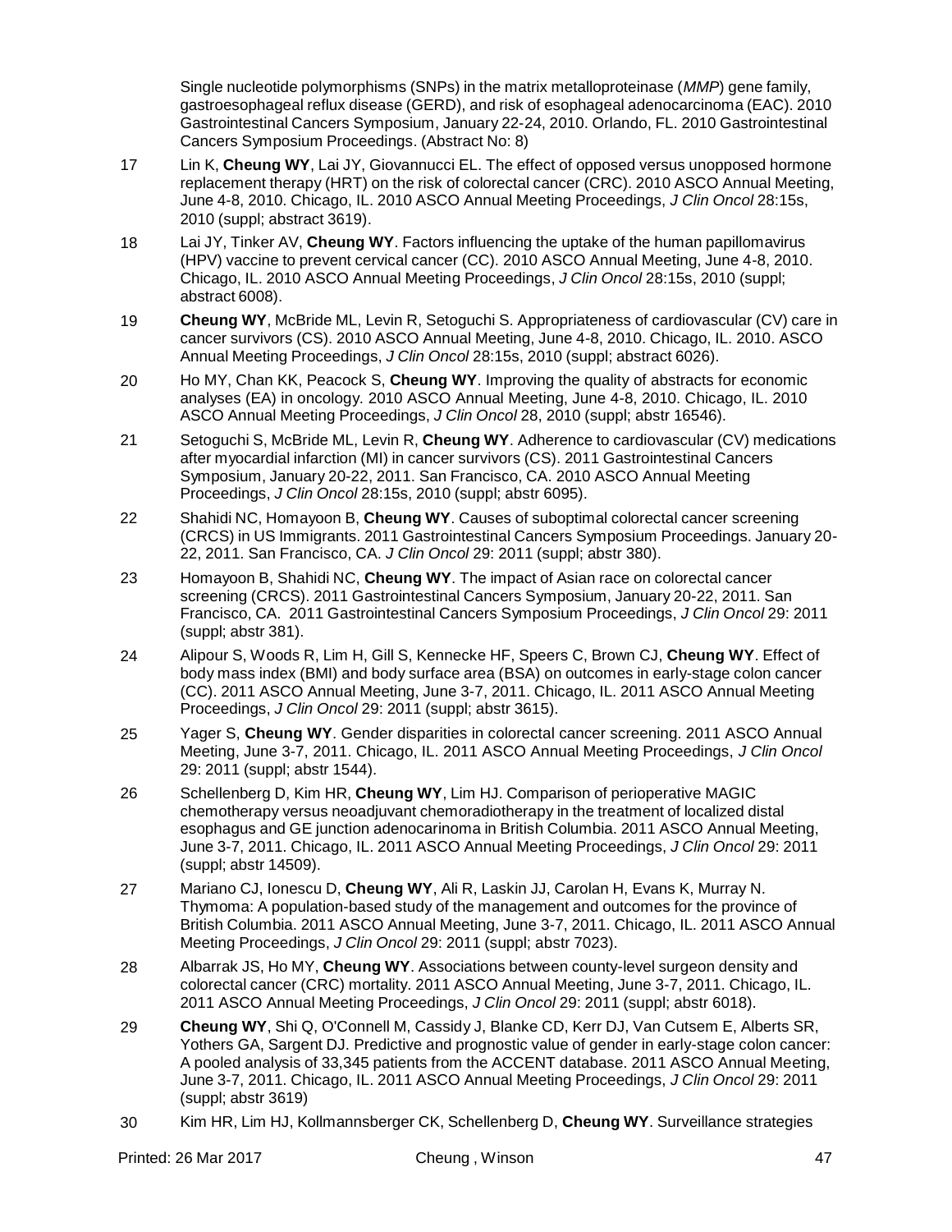Single nucleotide polymorphisms (SNPs) in the matrix metalloproteinase (*MMP*) gene family, gastroesophageal reflux disease (GERD), and risk of esophageal adenocarcinoma (EAC). 2010 Gastrointestinal Cancers Symposium, January 22-24, 2010. Orlando, FL. 2010 Gastrointestinal Cancers Symposium Proceedings. (Abstract No: 8)

17 Lin K, **Cheung WY**, Lai JY, Giovannucci EL. The effect of opposed versus unopposed hormone replacement therapy (HRT) on the risk of colorectal cancer (CRC). 2010 ASCO Annual Meeting, June 4-8, 2010. Chicago, IL. 2010 ASCO Annual Meeting Proceedings, *J Clin Oncol* 28:15s, 2010 (suppl; abstract 3619).

18 Lai JY, Tinker AV, **Cheung WY**. Factors influencing the uptake of the human papillomavirus (HPV) vaccine to prevent cervical cancer (CC). 2010 ASCO Annual Meeting, June 4-8, 2010. Chicago, IL. 2010 ASCO Annual Meeting Proceedings, *J Clin Oncol* 28:15s, 2010 (suppl; abstract 6008).

19 **Cheung WY**, McBride ML, Levin R, Setoguchi S. Appropriateness of cardiovascular (CV) care in cancer survivors (CS). 2010 ASCO Annual Meeting, June 4-8, 2010. Chicago, IL. 2010. ASCO Annual Meeting Proceedings, *J Clin Oncol* 28:15s, 2010 (suppl; abstract 6026).

20 Ho MY, Chan KK, Peacock S, **Cheung WY**. Improving the quality of abstracts for economic analyses (EA) in oncology. 2010 ASCO Annual Meeting, June 4-8, 2010. Chicago, IL. 2010 ASCO Annual Meeting Proceedings, *J Clin Oncol* 28, 2010 (suppl; abstr 16546).

21 Setoguchi S, McBride ML, Levin R, **Cheung WY**. Adherence to cardiovascular (CV) medications after myocardial infarction (MI) in cancer survivors (CS). 2011 Gastrointestinal Cancers Symposium, January 20-22, 2011. San Francisco, CA. 2010 ASCO Annual Meeting Proceedings, *J Clin Oncol* 28:15s, 2010 (suppl; abstr 6095).

22 Shahidi NC, Homayoon B, **Cheung WY**. Causes of suboptimal colorectal cancer screening (CRCS) in US Immigrants. 2011 Gastrointestinal Cancers Symposium Proceedings. January 20-22, 2011. San Francisco, CA. *J Clin Oncol* 29: 2011 (suppl; abstr 380).

23 Homayoon B, Shahidi NC, **Cheung WY**. The impact of Asian race on colorectal cancer screening (CRCS). 2011 Gastrointestinal Cancers Symposium, January 20-22, 2011. San Francisco, CA. 2011 Gastrointestinal Cancers Symposium Proceedings, *J Clin Oncol* 29: 2011 (suppl; abstr 381).

24 Alipour S, Woods R, Lim H, Gill S, Kennecke HF, Speers C, Brown CJ, **Cheung WY**. Effect of body mass index (BMI) and body surface area (BSA) on outcomes in early-stage colon cancer (CC). 2011 ASCO Annual Meeting, June 3-7, 2011. Chicago, IL. 2011 ASCO Annual Meeting Proceedings, *J Clin Oncol* 29: 2011 (suppl; abstr 3615).

25 Yager S, **Cheung WY**. Gender disparities in colorectal cancer screening. 2011 ASCO Annual Meeting, June 3-7, 2011. Chicago, IL. 2011 ASCO Annual Meeting Proceedings, *J Clin Oncol* 29: 2011 (suppl; abstr 1544).

26 Schellenberg D, Kim HR, **Cheung WY**, Lim HJ. Comparison of perioperative MAGIC chemotherapy versus neoadjuvant chemoradiotherapy in the treatment of localized distal esophagus and GE junction adenocarinoma in British Columbia. 2011 ASCO Annual Meeting, June 3-7, 2011. Chicago, IL. 2011 ASCO Annual Meeting Proceedings, *J Clin Oncol* 29: 2011 (suppl; abstr 14509).

27 Mariano CJ, Ionescu D, **Cheung WY**, Ali R, Laskin JJ, Carolan H, Evans K, Murray N. Thymoma: A population-based study of the management and outcomes for the province of British Columbia. 2011 ASCO Annual Meeting, June 3-7, 2011. Chicago, IL. 2011 ASCO Annual Meeting Proceedings, *J Clin Oncol* 29: 2011 (suppl; abstr 7023).

28 Albarrak JS, Ho MY, **Cheung WY**. Associations between county-level surgeon density and colorectal cancer (CRC) mortality. 2011 ASCO Annual Meeting, June 3-7, 2011. Chicago, IL. 2011 ASCO Annual Meeting Proceedings, *J Clin Oncol* 29: 2011 (suppl; abstr 6018).

29 **Cheung WY**, Shi Q, O'Connell M, Cassidy J, Blanke CD, Kerr DJ, Van Cutsem E, Alberts SR, Yothers GA, Sargent DJ. Predictive and prognostic value of gender in early-stage colon cancer: A pooled analysis of 33,345 patients from the ACCENT database. 2011 ASCO Annual Meeting, June 3-7, 2011. Chicago, IL. 2011 ASCO Annual Meeting Proceedings, *J Clin Oncol* 29: 2011 (suppl; abstr 3619)

30 Kim HR, Lim HJ, Kollmannsberger CK, Schellenberg D, **Cheung WY**. Surveillance strategies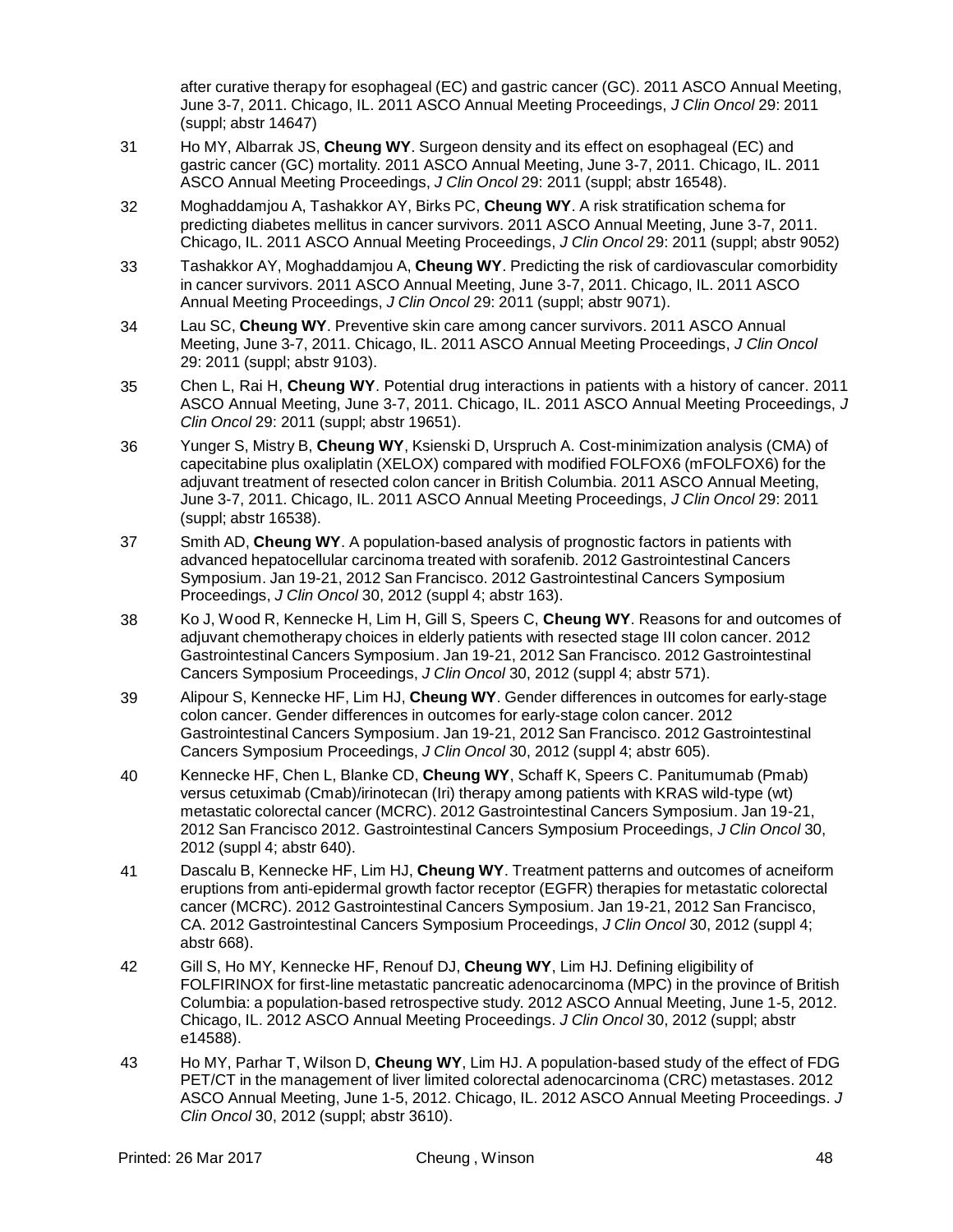after curative therapy for esophageal (EC) and gastric cancer (GC). 2011 ASCO Annual Meeting, June 3-7, 2011. Chicago, IL. 2011 ASCO Annual Meeting Proceedings, *J Clin Oncol* 29: 2011 (suppl; abstr 14647)

31 Ho MY, Albarrak JS, **Cheung WY**. Surgeon density and its effect on esophageal (EC) and gastric cancer (GC) mortality. 2011 ASCO Annual Meeting, June 3-7, 2011. Chicago, IL. 2011 ASCO Annual Meeting Proceedings, *J Clin Oncol* 29: 2011 (suppl; abstr 16548).

32 Moghaddamjou A, Tashakkor AY, Birks PC, **Cheung WY**. A risk stratification schema for predicting diabetes mellitus in cancer survivors. 2011 ASCO Annual Meeting, June 3-7, 2011. Chicago, IL. 2011 ASCO Annual Meeting Proceedings, *J Clin Oncol* 29: 2011 (suppl; abstr 9052)

33 Tashakkor AY, Moghaddamjou A, **Cheung WY**. Predicting the risk of cardiovascular comorbidity in cancer survivors. 2011 ASCO Annual Meeting, June 3-7, 2011. Chicago, IL. 2011 ASCO Annual Meeting Proceedings, *J Clin Oncol* 29: 2011 (suppl; abstr 9071).

34 Lau SC, **Cheung WY**. Preventive skin care among cancer survivors. 2011 ASCO Annual Meeting, June 3-7, 2011. Chicago, IL. 2011 ASCO Annual Meeting Proceedings, *J Clin Oncol* 29: 2011 (suppl; abstr 9103).

35 Chen L, Rai H, **Cheung WY**. Potential drug interactions in patients with a history of cancer. 2011 ASCO Annual Meeting, June 3-7, 2011. Chicago, IL. 2011 ASCO Annual Meeting Proceedings, *J Clin Oncol* 29: 2011 (suppl; abstr 19651).

36 Yunger S, Mistry B, **Cheung WY**, Ksienski D, Urspruch A. Cost-minimization analysis (CMA) of capecitabine plus oxaliplatin (XELOX) compared with modified FOLFOX6 (mFOLFOX6) for the adjuvant treatment of resected colon cancer in British Columbia. 2011 ASCO Annual Meeting, June 3-7, 2011. Chicago, IL. 2011 ASCO Annual Meeting Proceedings, *J Clin Oncol* 29: 2011 (suppl; abstr 16538).

37 Smith AD, **Cheung WY**. A population-based analysis of prognostic factors in patients with advanced hepatocellular carcinoma treated with sorafenib. 2012 Gastrointestinal Cancers Symposium. Jan 19-21, 2012 San Francisco. 2012 Gastrointestinal Cancers Symposium Proceedings, *J Clin Oncol* 30, 2012 (suppl 4; abstr 163).

38 Ko J, Wood R, Kennecke H, Lim H, Gill S, Speers C, **Cheung WY**. Reasons for and outcomes of adjuvant chemotherapy choices in elderly patients with resected stage III colon cancer. 2012 Gastrointestinal Cancers Symposium. Jan 19-21, 2012 San Francisco. 2012 Gastrointestinal Cancers Symposium Proceedings, *J Clin Oncol* 30, 2012 (suppl 4; abstr 571).

39 Alipour S, Kennecke HF, Lim HJ, **Cheung WY**. Gender differences in outcomes for early-stage colon cancer. Gender differences in outcomes for early-stage colon cancer. 2012 Gastrointestinal Cancers Symposium. Jan 19-21, 2012 San Francisco. 2012 Gastrointestinal Cancers Symposium Proceedings, *J Clin Oncol* 30, 2012 (suppl 4; abstr 605).

40 Kennecke HF, Chen L, Blanke CD, **Cheung WY**, Schaff K, Speers C. Panitumumab (Pmab) versus cetuximab (Cmab)/irinotecan (Iri) therapy among patients with KRAS wild-type (wt) metastatic colorectal cancer (MCRC). 2012 Gastrointestinal Cancers Symposium. Jan 19-21, 2012 San Francisco 2012. Gastrointestinal Cancers Symposium Proceedings, *J Clin Oncol* 30, 2012 (suppl 4; abstr 640).

41 Dascalu B, Kennecke HF, Lim HJ, **Cheung WY**. Treatment patterns and outcomes of acneiform eruptions from anti-epidermal growth factor receptor (EGFR) therapies for metastatic colorectal cancer (MCRC). 2012 Gastrointestinal Cancers Symposium. Jan 19-21, 2012 San Francisco, CA. 2012 Gastrointestinal Cancers Symposium Proceedings, *J Clin Oncol* 30, 2012 (suppl 4; abstr 668).

42 Gill S, Ho MY, Kennecke HF, Renouf DJ, **Cheung WY**, Lim HJ. Defining eligibility of FOLFIRINOX for first-line metastatic pancreatic adenocarcinoma (MPC) in the province of British Columbia: a population-based retrospective study. 2012 ASCO Annual Meeting, June 1-5, 2012. Chicago, IL. 2012 ASCO Annual Meeting Proceedings. *J Clin Oncol* 30, 2012 (suppl; abstr e14588).

43 Ho MY, Parhar T, Wilson D, **Cheung WY**, Lim HJ. A population-based study of the effect of FDG PET/CT in the management of liver limited colorectal adenocarcinoma (CRC) metastases. 2012 ASCO Annual Meeting, June 1-5, 2012. Chicago, IL. 2012 ASCO Annual Meeting Proceedings. *J Clin Oncol* 30, 2012 (suppl; abstr 3610).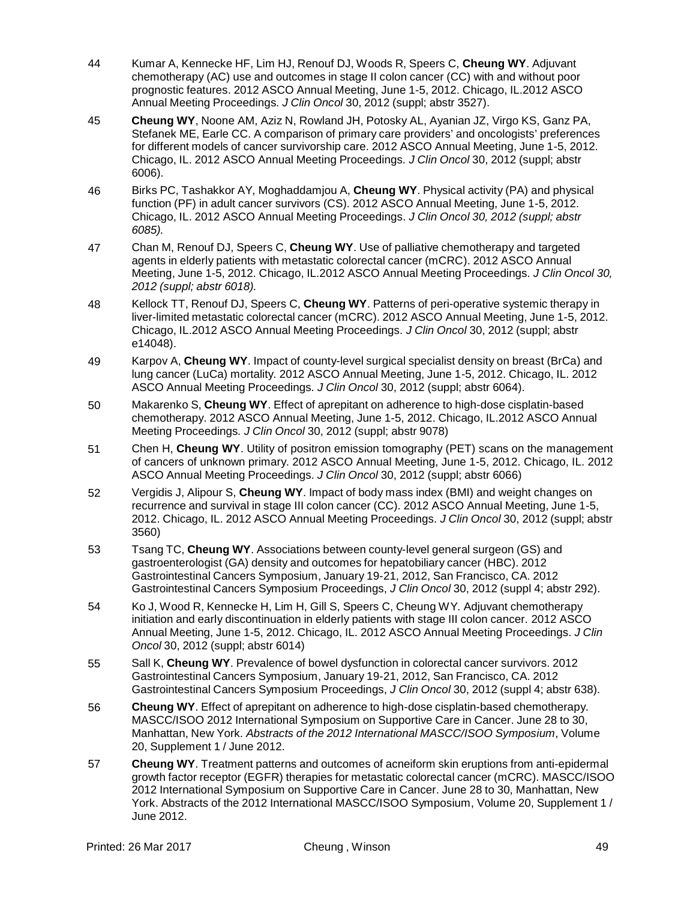44 Kumar A, Kennecke HF, Lim HJ, Renouf DJ, Woods R, Speers C, **Cheung WY**. Adjuvant chemotherapy (AC) use and outcomes in stage II colon cancer (CC) with and without poor prognostic features. 2012 ASCO Annual Meeting, June 1-5, 2012. Chicago, IL.2012 ASCO Annual Meeting Proceedings. *J Clin Oncol* 30, 2012 (suppl; abstr 3527).

45 **Cheung WY**, Noone AM, Aziz N, Rowland JH, Potosky AL, Ayanian JZ, Virgo KS, Ganz PA, Stefanek ME, Earle CC. A comparison of primary care providers' and oncologists' preferences for different models of cancer survivorship care. 2012 ASCO Annual Meeting, June 1-5, 2012. Chicago, IL. 2012 ASCO Annual Meeting Proceedings. *J Clin Oncol* 30, 2012 (suppl; abstr 6006).

46 Birks PC, Tashakkor AY, Moghaddamjou A, **Cheung WY**. Physical activity (PA) and physical function (PF) in adult cancer survivors (CS). 2012 ASCO Annual Meeting, June 1-5, 2012. Chicago, IL. 2012 ASCO Annual Meeting Proceedings. *J Clin Oncol 30, 2012 (suppl; abstr 6085).*

47 Chan M, Renouf DJ, Speers C, **Cheung WY**. Use of palliative chemotherapy and targeted agents in elderly patients with metastatic colorectal cancer (mCRC). 2012 ASCO Annual Meeting, June 1-5, 2012. Chicago, IL.2012 ASCO Annual Meeting Proceedings. *J Clin Oncol 30, 2012 (suppl; abstr 6018).*

48 Kellock TT, Renouf DJ, Speers C, **Cheung WY**. Patterns of peri-operative systemic therapy in liver-limited metastatic colorectal cancer (mCRC). 2012 ASCO Annual Meeting, June 1-5, 2012. Chicago, IL.2012 ASCO Annual Meeting Proceedings. *J Clin Oncol* 30, 2012 (suppl; abstr e14048).

49 Karpov A, **Cheung WY**. Impact of county-level surgical specialist density on breast (BrCa) and lung cancer (LuCa) mortality. 2012 ASCO Annual Meeting, June 1-5, 2012. Chicago, IL. 2012 ASCO Annual Meeting Proceedings. *J Clin Oncol* 30, 2012 (suppl; abstr 6064).

50 Makarenko S, **Cheung WY**. Effect of aprepitant on adherence to high-dose cisplatin-based chemotherapy. 2012 ASCO Annual Meeting, June 1-5, 2012. Chicago, IL.2012 ASCO Annual Meeting Proceedings. *J Clin Oncol* 30, 2012 (suppl; abstr 9078)

51 Chen H, **Cheung WY**. Utility of positron emission tomography (PET) scans on the management of cancers of unknown primary. 2012 ASCO Annual Meeting, June 1-5, 2012. Chicago, IL. 2012 ASCO Annual Meeting Proceedings. *J Clin Oncol* 30, 2012 (suppl; abstr 6066)

52 Vergidis J, Alipour S, **Cheung WY**. Impact of body mass index (BMI) and weight changes on recurrence and survival in stage III colon cancer (CC). 2012 ASCO Annual Meeting, June 1-5, 2012. Chicago, IL. 2012 ASCO Annual Meeting Proceedings. *J Clin Oncol* 30, 2012 (suppl; abstr 3560)

53 Tsang TC, **Cheung WY**. Associations between county-level general surgeon (GS) and gastroenterologist (GA) density and outcomes for hepatobiliary cancer (HBC). 2012 Gastrointestinal Cancers Symposium, January 19-21, 2012, San Francisco, CA. 2012 Gastrointestinal Cancers Symposium Proceedings, *J Clin Oncol* 30, 2012 (suppl 4; abstr 292).

54 Ko J, Wood R, Kennecke H, Lim H, Gill S, Speers C, Cheung WY. Adjuvant chemotherapy initiation and early discontinuation in elderly patients with stage III colon cancer. 2012 ASCO Annual Meeting, June 1-5, 2012. Chicago, IL. 2012 ASCO Annual Meeting Proceedings. *J Clin Oncol* 30, 2012 (suppl; abstr 6014)

55 Sall K, **Cheung WY**. Prevalence of bowel dysfunction in colorectal cancer survivors. 2012 Gastrointestinal Cancers Symposium, January 19-21, 2012, San Francisco, CA. 2012 Gastrointestinal Cancers Symposium Proceedings, *J Clin Oncol* 30, 2012 (suppl 4; abstr 638).

56 **Cheung WY**. Effect of aprepitant on adherence to high-dose cisplatin-based chemotherapy. MASCC/ISOO 2012 International Symposium on Supportive Care in Cancer. June 28 to 30, Manhattan, New York. *Abstracts of the 2012 International MASCC/ISOO Symposium*, Volume 20, Supplement 1 / June 2012.

57 **Cheung WY**. Treatment patterns and outcomes of acneiform skin eruptions from anti-epidermal growth factor receptor (EGFR) therapies for metastatic colorectal cancer (mCRC). MASCC/ISOO 2012 International Symposium on Supportive Care in Cancer. June 28 to 30, Manhattan, New York. Abstracts of the 2012 International MASCC/ISOO Symposium, Volume 20, Supplement 1 / June 2012.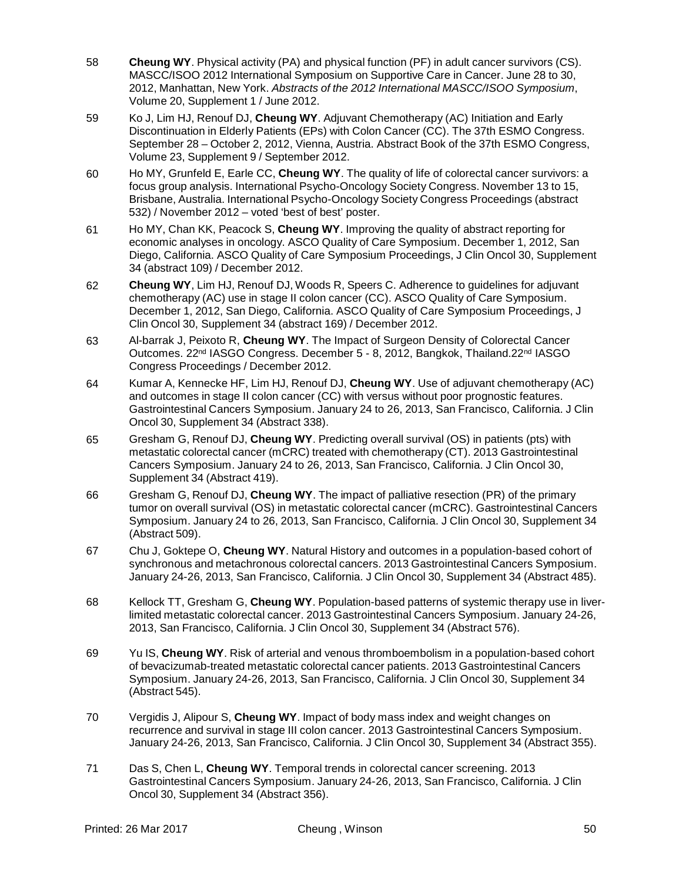58 **Cheung WY**. Physical activity (PA) and physical function (PF) in adult cancer survivors (CS). MASCC/ISOO 2012 International Symposium on Supportive Care in Cancer. June 28 to 30, 2012, Manhattan, New York. *Abstracts of the 2012 International MASCC/ISOO Symposium*, Volume 20, Supplement 1 / June 2012.

59 Ko J, Lim HJ, Renouf DJ, **Cheung WY**. Adjuvant Chemotherapy (AC) Initiation and Early Discontinuation in Elderly Patients (EPs) with Colon Cancer (CC). The 37th ESMO Congress. September 28 – October 2, 2012, Vienna, Austria. Abstract Book of the 37th ESMO Congress, Volume 23, Supplement 9 / September 2012.

60 Ho MY, Grunfeld E, Earle CC, **Cheung WY**. The quality of life of colorectal cancer survivors: a focus group analysis. International Psycho-Oncology Society Congress. November 13 to 15, Brisbane, Australia. International Psycho-Oncology Society Congress Proceedings (abstract 532) / November 2012 – voted 'best of best' poster.

61 Ho MY, Chan KK, Peacock S, **Cheung WY**. Improving the quality of abstract reporting for economic analyses in oncology. ASCO Quality of Care Symposium. December 1, 2012, San Diego, California. ASCO Quality of Care Symposium Proceedings, J Clin Oncol 30, Supplement 34 (abstract 109) / December 2012.

62 **Cheung WY**, Lim HJ, Renouf DJ, Woods R, Speers C. Adherence to guidelines for adjuvant chemotherapy (AC) use in stage II colon cancer (CC). ASCO Quality of Care Symposium. December 1, 2012, San Diego, California. ASCO Quality of Care Symposium Proceedings, J Clin Oncol 30, Supplement 34 (abstract 169) / December 2012.

63 Al-barrak J, Peixoto R, **Cheung WY**. The Impact of Surgeon Density of Colorectal Cancer Outcomes. 22nd IASGO Congress. December 5 - 8, 2012, Bangkok, Thailand.22nd IASGO Congress Proceedings / December 2012.

64 Kumar A, Kennecke HF, Lim HJ, Renouf DJ, **Cheung WY**. Use of adjuvant chemotherapy (AC) and outcomes in stage II colon cancer (CC) with versus without poor prognostic features. Gastrointestinal Cancers Symposium. January 24 to 26, 2013, San Francisco, California. J Clin Oncol 30, Supplement 34 (Abstract 338).

65 Gresham G, Renouf DJ, **Cheung WY**. Predicting overall survival (OS) in patients (pts) with metastatic colorectal cancer (mCRC) treated with chemotherapy (CT). 2013 Gastrointestinal Cancers Symposium. January 24 to 26, 2013, San Francisco, California. J Clin Oncol 30, Supplement 34 (Abstract 419).

66 Gresham G, Renouf DJ, **Cheung WY**. The impact of palliative resection (PR) of the primary tumor on overall survival (OS) in metastatic colorectal cancer (mCRC). Gastrointestinal Cancers Symposium. January 24 to 26, 2013, San Francisco, California. J Clin Oncol 30, Supplement 34 (Abstract 509).

67 Chu J, Goktepe O, **Cheung WY**. Natural History and outcomes in a population-based cohort of synchronous and metachronous colorectal cancers. 2013 Gastrointestinal Cancers Symposium. January 24-26, 2013, San Francisco, California. J Clin Oncol 30, Supplement 34 (Abstract 485).

68 Kellock TT, Gresham G, **Cheung WY**. Population-based patterns of systemic therapy use in liver-limited metastatic colorectal cancer. 2013 Gastrointestinal Cancers Symposium. January 24-26, 2013, San Francisco, California. J Clin Oncol 30, Supplement 34 (Abstract 576).

69 Yu IS, **Cheung WY**. Risk of arterial and venous thromboembolism in a population-based cohort of bevacizumab-treated metastatic colorectal cancer patients. 2013 Gastrointestinal Cancers Symposium. January 24-26, 2013, San Francisco, California. J Clin Oncol 30, Supplement 34 (Abstract 545).

70 Vergidis J, Alipour S, **Cheung WY**. Impact of body mass index and weight changes on recurrence and survival in stage III colon cancer. 2013 Gastrointestinal Cancers Symposium. January 24-26, 2013, San Francisco, California. J Clin Oncol 30, Supplement 34 (Abstract 355).

71 Das S, Chen L, **Cheung WY**. Temporal trends in colorectal cancer screening. 2013 Gastrointestinal Cancers Symposium. January 24-26, 2013, San Francisco, California. J Clin Oncol 30, Supplement 34 (Abstract 356).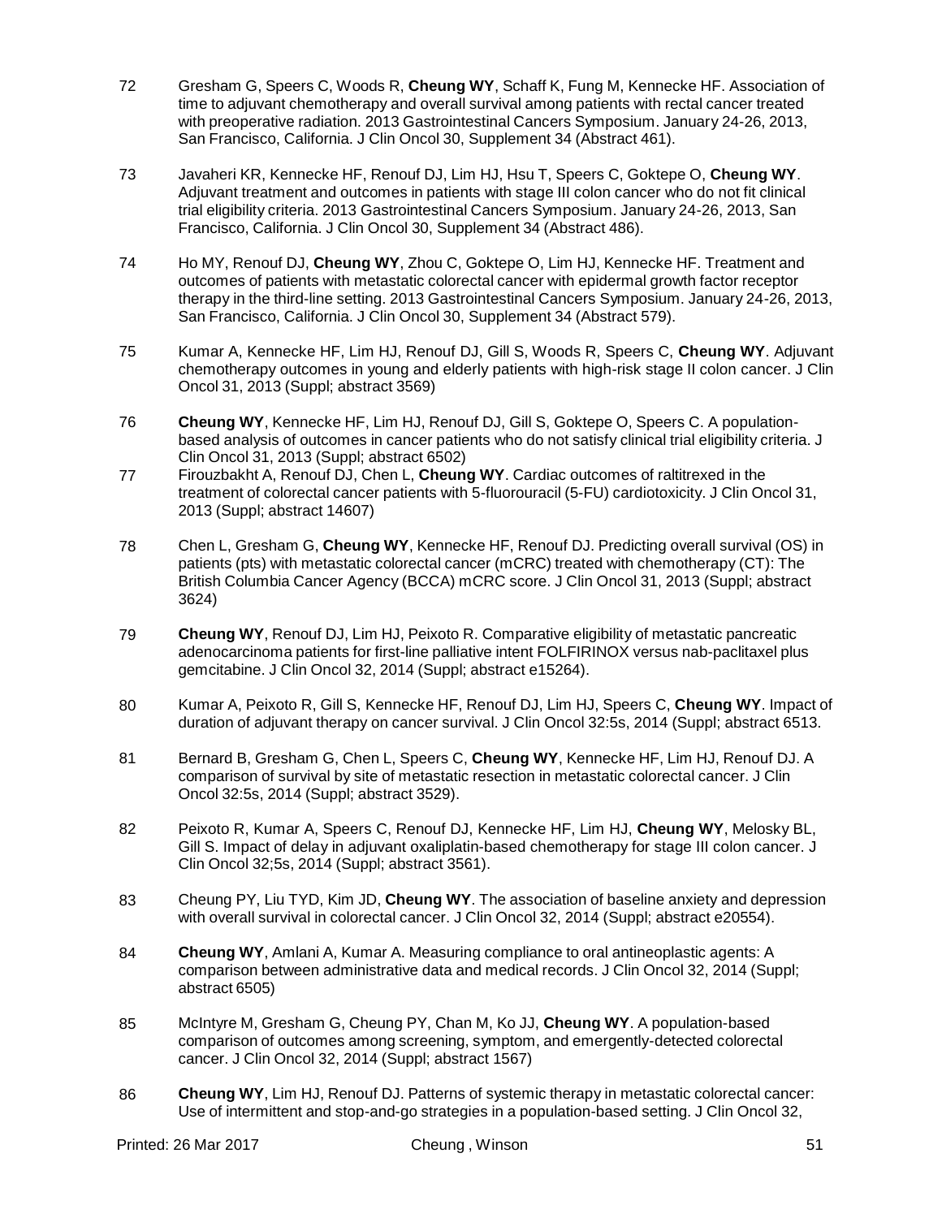72 Gresham G, Speers C, Woods R, **Cheung WY**, Schaff K, Fung M, Kennecke HF. Association of time to adjuvant chemotherapy and overall survival among patients with rectal cancer treated with preoperative radiation. 2013 Gastrointestinal Cancers Symposium. January 24-26, 2013, San Francisco, California. J Clin Oncol 30, Supplement 34 (Abstract 461).

73 Javaheri KR, Kennecke HF, Renouf DJ, Lim HJ, Hsu T, Speers C, Goktepe O, **Cheung WY**. Adjuvant treatment and outcomes in patients with stage III colon cancer who do not fit clinical trial eligibility criteria. 2013 Gastrointestinal Cancers Symposium. January 24-26, 2013, San Francisco, California. J Clin Oncol 30, Supplement 34 (Abstract 486).

74 Ho MY, Renouf DJ, **Cheung WY**, Zhou C, Goktepe O, Lim HJ, Kennecke HF. Treatment and outcomes of patients with metastatic colorectal cancer with epidermal growth factor receptor therapy in the third-line setting. 2013 Gastrointestinal Cancers Symposium. January 24-26, 2013, San Francisco, California. J Clin Oncol 30, Supplement 34 (Abstract 579).

75 Kumar A, Kennecke HF, Lim HJ, Renouf DJ, Gill S, Woods R, Speers C, **Cheung WY**. Adjuvant chemotherapy outcomes in young and elderly patients with high-risk stage II colon cancer. J Clin Oncol 31, 2013 (Suppl; abstract 3569)

76 **Cheung WY**, Kennecke HF, Lim HJ, Renouf DJ, Gill S, Goktepe O, Speers C. A population-based analysis of outcomes in cancer patients who do not satisfy clinical trial eligibility criteria. J Clin Oncol 31, 2013 (Suppl; abstract 6502)

77 Firouzbakht A, Renouf DJ, Chen L, **Cheung WY**. Cardiac outcomes of raltitrexed in the treatment of colorectal cancer patients with 5-fluorouracil (5-FU) cardiotoxicity. J Clin Oncol 31, 2013 (Suppl; abstract 14607)

78 Chen L, Gresham G, **Cheung WY**, Kennecke HF, Renouf DJ. Predicting overall survival (OS) in patients (pts) with metastatic colorectal cancer (mCRC) treated with chemotherapy (CT): The British Columbia Cancer Agency (BCCA) mCRC score. J Clin Oncol 31, 2013 (Suppl; abstract 3624)

79 **Cheung WY**, Renouf DJ, Lim HJ, Peixoto R. Comparative eligibility of metastatic pancreatic adenocarcinoma patients for first-line palliative intent FOLFIRINOX versus nab-paclitaxel plus gemcitabine. J Clin Oncol 32, 2014 (Suppl; abstract e15264).

80 Kumar A, Peixoto R, Gill S, Kennecke HF, Renouf DJ, Lim HJ, Speers C, **Cheung WY**. Impact of duration of adjuvant therapy on cancer survival. J Clin Oncol 32:5s, 2014 (Suppl; abstract 6513.

81 Bernard B, Gresham G, Chen L, Speers C, **Cheung WY**, Kennecke HF, Lim HJ, Renouf DJ. A comparison of survival by site of metastatic resection in metastatic colorectal cancer. J Clin Oncol 32:5s, 2014 (Suppl; abstract 3529).

82 Peixoto R, Kumar A, Speers C, Renouf DJ, Kennecke HF, Lim HJ, **Cheung WY**, Melosky BL, Gill S. Impact of delay in adjuvant oxaliplatin-based chemotherapy for stage III colon cancer. J Clin Oncol 32;5s, 2014 (Suppl; abstract 3561).

83 Cheung PY, Liu TYD, Kim JD, **Cheung WY**. The association of baseline anxiety and depression with overall survival in colorectal cancer. J Clin Oncol 32, 2014 (Suppl; abstract e20554).

84 **Cheung WY**, Amlani A, Kumar A. Measuring compliance to oral antineoplastic agents: A comparison between administrative data and medical records. J Clin Oncol 32, 2014 (Suppl; abstract 6505)

85 McIntyre M, Gresham G, Cheung PY, Chan M, Ko JJ, **Cheung WY**. A population-based comparison of outcomes among screening, symptom, and emergently-detected colorectal cancer. J Clin Oncol 32, 2014 (Suppl; abstract 1567)

86 **Cheung WY**, Lim HJ, Renouf DJ. Patterns of systemic therapy in metastatic colorectal cancer: Use of intermittent and stop-and-go strategies in a population-based setting. J Clin Oncol 32,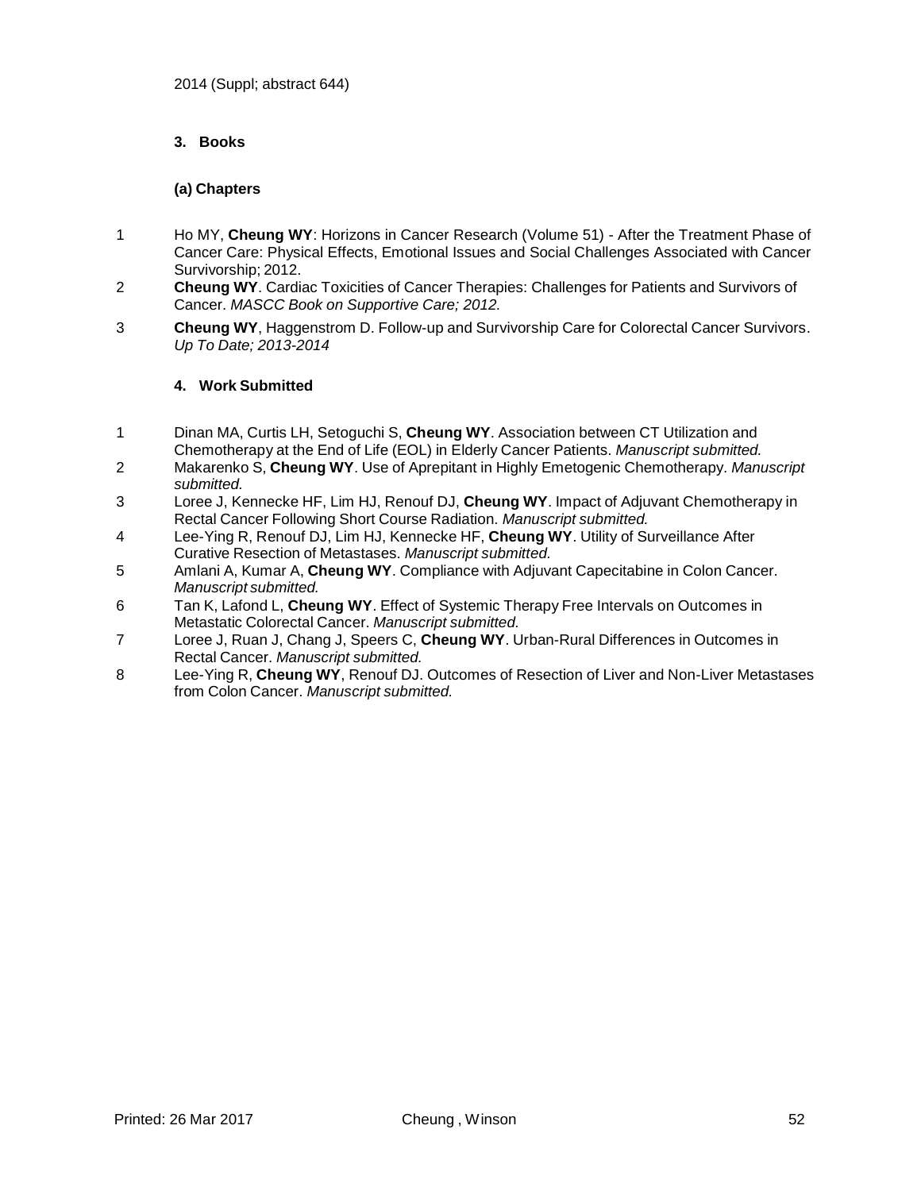2014 (Suppl; abstract 644)

### 3. Books

#### (a) Chapters

1 Ho MY, **Cheung WY**: Horizons in Cancer Research (Volume 51) - After the Treatment Phase of Cancer Care: Physical Effects, Emotional Issues and Social Challenges Associated with Cancer Survivorship; 2012.

2 **Cheung WY**. Cardiac Toxicities of Cancer Therapies: Challenges for Patients and Survivors of Cancer. *MASCC Book on Supportive Care; 2012.*

3 **Cheung WY**, Haggenstrom D. Follow-up and Survivorship Care for Colorectal Cancer Survivors. *Up To Date; 2013-2014*

### 4. Work Submitted

1 Dinan MA, Curtis LH, Setoguchi S, **Cheung WY**. Association between CT Utilization and Chemotherapy at the End of Life (EOL) in Elderly Cancer Patients. *Manuscript submitted.*

2 Makarenko S, **Cheung WY**. Use of Aprepitant in Highly Emetogenic Chemotherapy. *Manuscript submitted.*

3 Loree J, Kennecke HF, Lim HJ, Renouf DJ, **Cheung WY**. Impact of Adjuvant Chemotherapy in Rectal Cancer Following Short Course Radiation. *Manuscript submitted.*

4 Lee-Ying R, Renouf DJ, Lim HJ, Kennecke HF, **Cheung WY**. Utility of Surveillance After Curative Resection of Metastases. *Manuscript submitted.*

5 Amlani A, Kumar A, **Cheung WY**. Compliance with Adjuvant Capecitabine in Colon Cancer. *Manuscript submitted.*

6 Tan K, Lafond L, **Cheung WY**. Effect of Systemic Therapy Free Intervals on Outcomes in Metastatic Colorectal Cancer. *Manuscript submitted.*

7 Loree J, Ruan J, Chang J, Speers C, **Cheung WY**. Urban-Rural Differences in Outcomes in Rectal Cancer. *Manuscript submitted.*

8 Lee-Ying R, **Cheung WY**, Renouf DJ. Outcomes of Resection of Liver and Non-Liver Metastases from Colon Cancer. *Manuscript submitted.*